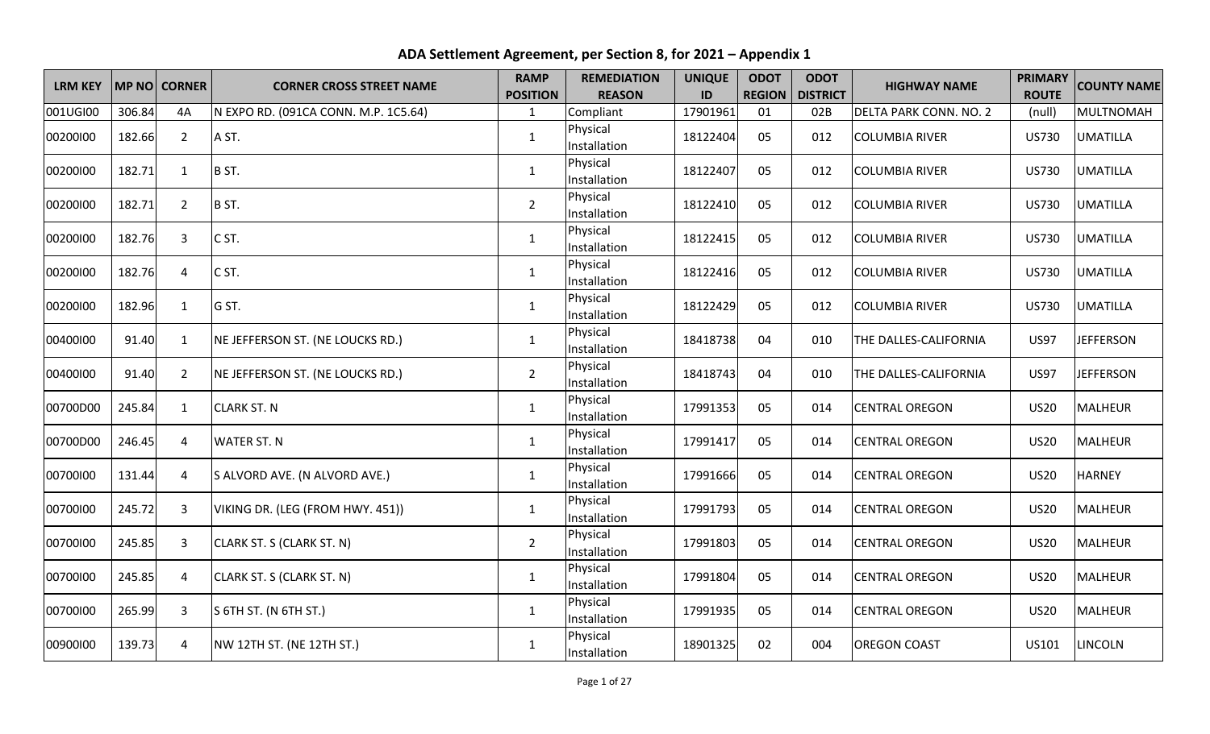# ADA Settlement Agreement, per Section 8, for 2021 – Appendix 1

| LRM KEY | MP NO | CORNER | CORNER CROSS STREET NAME | RAMP POSITION | REMEDIATION REASON | UNIQUE ID | ODOT REGION | ODOT DISTRICT | HIGHWAY NAME | PRIMARY ROUTE | COUNTY NAME |
|---|---|---|---|---|---|---|---|---|---|---|---|
| 001UGI00 | 306.84 | 4A | N EXPO RD. (091CA CONN. M.P. 1C5.64) | 1 | Compliant | 17901961 | 01 | 02B | DELTA PARK CONN. NO. 2 | (null) | MULTNOMAH |
| 00200I00 | 182.66 | 2 | A ST. | 1 | Physical Installation | 18122404 | 05 | 012 | COLUMBIA RIVER | US730 | UMATILLA |
| 00200I00 | 182.71 | 1 | B ST. | 1 | Physical Installation | 18122407 | 05 | 012 | COLUMBIA RIVER | US730 | UMATILLA |
| 00200I00 | 182.71 | 2 | B ST. | 2 | Physical Installation | 18122410 | 05 | 012 | COLUMBIA RIVER | US730 | UMATILLA |
| 00200I00 | 182.76 | 3 | C ST. | 1 | Physical Installation | 18122415 | 05 | 012 | COLUMBIA RIVER | US730 | UMATILLA |
| 00200I00 | 182.76 | 4 | C ST. | 1 | Physical Installation | 18122416 | 05 | 012 | COLUMBIA RIVER | US730 | UMATILLA |
| 00200I00 | 182.96 | 1 | G ST. | 1 | Physical Installation | 18122429 | 05 | 012 | COLUMBIA RIVER | US730 | UMATILLA |
| 00400I00 | 91.40 | 1 | NE JEFFERSON ST. (NE LOUCKS RD.) | 1 | Physical Installation | 18418738 | 04 | 010 | THE DALLES-CALIFORNIA | US97 | JEFFERSON |
| 00400I00 | 91.40 | 2 | NE JEFFERSON ST. (NE LOUCKS RD.) | 2 | Physical Installation | 18418743 | 04 | 010 | THE DALLES-CALIFORNIA | US97 | JEFFERSON |
| 00700D00 | 245.84 | 1 | CLARK ST. N | 1 | Physical Installation | 17991353 | 05 | 014 | CENTRAL OREGON | US20 | MALHEUR |
| 00700D00 | 246.45 | 4 | WATER ST. N | 1 | Physical Installation | 17991417 | 05 | 014 | CENTRAL OREGON | US20 | MALHEUR |
| 00700I00 | 131.44 | 4 | S ALVORD AVE. (N ALVORD AVE.) | 1 | Physical Installation | 17991666 | 05 | 014 | CENTRAL OREGON | US20 | HARNEY |
| 00700I00 | 245.72 | 3 | VIKING DR. (LEG (FROM HWY. 451)) | 1 | Physical Installation | 17991793 | 05 | 014 | CENTRAL OREGON | US20 | MALHEUR |
| 00700I00 | 245.85 | 3 | CLARK ST. S (CLARK ST. N) | 2 | Physical Installation | 17991803 | 05 | 014 | CENTRAL OREGON | US20 | MALHEUR |
| 00700I00 | 245.85 | 4 | CLARK ST. S (CLARK ST. N) | 1 | Physical Installation | 17991804 | 05 | 014 | CENTRAL OREGON | US20 | MALHEUR |
| 00700I00 | 265.99 | 3 | S 6TH ST. (N 6TH ST.) | 1 | Physical Installation | 17991935 | 05 | 014 | CENTRAL OREGON | US20 | MALHEUR |
| 00900I00 | 139.73 | 4 | NW 12TH ST. (NE 12TH ST.) | 1 | Physical Installation | 18901325 | 02 | 004 | OREGON COAST | US101 | LINCOLN |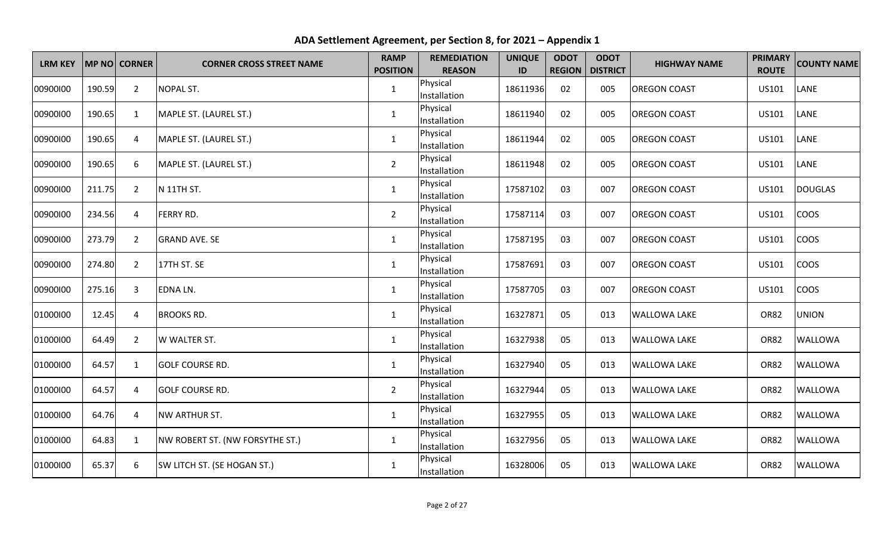# ADA Settlement Agreement, per Section 8, for 2021 – Appendix 1

| LRM KEY | MP NO | CORNER | CORNER CROSS STREET NAME | RAMP POSITION | REMEDIATION REASON | UNIQUE ID | ODOT REGION | ODOT DISTRICT | HIGHWAY NAME | PRIMARY ROUTE | COUNTY NAME |
|---|---|---|---|---|---|---|---|---|---|---|---|
| 00900I00 | 190.59 | 2 | NOPAL ST. | 1 | Physical Installation | 18611936 | 02 | 005 | OREGON COAST | US101 | LANE |
| 00900I00 | 190.65 | 1 | MAPLE ST. (LAUREL ST.) | 1 | Physical Installation | 18611940 | 02 | 005 | OREGON COAST | US101 | LANE |
| 00900I00 | 190.65 | 4 | MAPLE ST. (LAUREL ST.) | 1 | Physical Installation | 18611944 | 02 | 005 | OREGON COAST | US101 | LANE |
| 00900I00 | 190.65 | 6 | MAPLE ST. (LAUREL ST.) | 2 | Physical Installation | 18611948 | 02 | 005 | OREGON COAST | US101 | LANE |
| 00900I00 | 211.75 | 2 | N 11TH ST. | 1 | Physical Installation | 17587102 | 03 | 007 | OREGON COAST | US101 | DOUGLAS |
| 00900I00 | 234.56 | 4 | FERRY RD. | 2 | Physical Installation | 17587114 | 03 | 007 | OREGON COAST | US101 | COOS |
| 00900I00 | 273.79 | 2 | GRAND AVE. SE | 1 | Physical Installation | 17587195 | 03 | 007 | OREGON COAST | US101 | COOS |
| 00900I00 | 274.80 | 2 | 17TH ST. SE | 1 | Physical Installation | 17587691 | 03 | 007 | OREGON COAST | US101 | COOS |
| 00900I00 | 275.16 | 3 | EDNA LN. | 1 | Physical Installation | 17587705 | 03 | 007 | OREGON COAST | US101 | COOS |
| 01000I00 | 12.45 | 4 | BROOKS RD. | 1 | Physical Installation | 16327871 | 05 | 013 | WALLOWA LAKE | OR82 | UNION |
| 01000I00 | 64.49 | 2 | W WALTER ST. | 1 | Physical Installation | 16327938 | 05 | 013 | WALLOWA LAKE | OR82 | WALLOWA |
| 01000I00 | 64.57 | 1 | GOLF COURSE RD. | 1 | Physical Installation | 16327940 | 05 | 013 | WALLOWA LAKE | OR82 | WALLOWA |
| 01000I00 | 64.57 | 4 | GOLF COURSE RD. | 2 | Physical Installation | 16327944 | 05 | 013 | WALLOWA LAKE | OR82 | WALLOWA |
| 01000I00 | 64.76 | 4 | NW ARTHUR ST. | 1 | Physical Installation | 16327955 | 05 | 013 | WALLOWA LAKE | OR82 | WALLOWA |
| 01000I00 | 64.83 | 1 | NW ROBERT ST. (NW FORSYTHE ST.) | 1 | Physical Installation | 16327956 | 05 | 013 | WALLOWA LAKE | OR82 | WALLOWA |
| 01000I00 | 65.37 | 6 | SW LITCH ST. (SE HOGAN ST.) | 1 | Physical Installation | 16328006 | 05 | 013 | WALLOWA LAKE | OR82 | WALLOWA |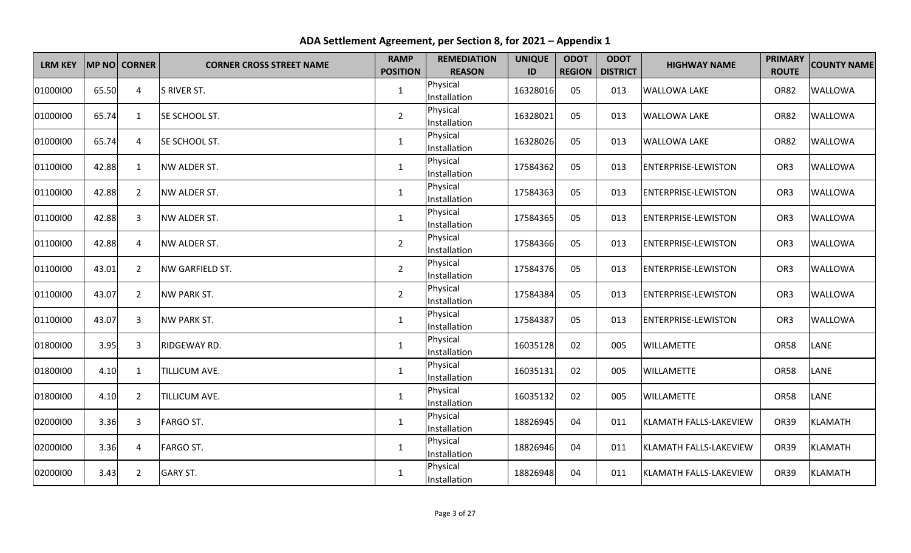# ADA Settlement Agreement, per Section 8, for 2021 – Appendix 1

| LRM KEY | MP NO | CORNER | CORNER CROSS STREET NAME | RAMP POSITION | REMEDIATION REASON | UNIQUE ID | ODOT REGION | ODOT DISTRICT | HIGHWAY NAME | PRIMARY ROUTE | COUNTY NAME |
|---|---|---|---|---|---|---|---|---|---|---|---|
| 01000I00 | 65.50 | 4 | S RIVER ST. | 1 | Physical Installation | 16328016 | 05 | 013 | WALLOWA LAKE | OR82 | WALLOWA |
| 01000I00 | 65.74 | 1 | SE SCHOOL ST. | 2 | Physical Installation | 16328021 | 05 | 013 | WALLOWA LAKE | OR82 | WALLOWA |
| 01000I00 | 65.74 | 4 | SE SCHOOL ST. | 1 | Physical Installation | 16328026 | 05 | 013 | WALLOWA LAKE | OR82 | WALLOWA |
| 01100I00 | 42.88 | 1 | NW ALDER ST. | 1 | Physical Installation | 17584362 | 05 | 013 | ENTERPRISE-LEWISTON | OR3 | WALLOWA |
| 01100I00 | 42.88 | 2 | NW ALDER ST. | 1 | Physical Installation | 17584363 | 05 | 013 | ENTERPRISE-LEWISTON | OR3 | WALLOWA |
| 01100I00 | 42.88 | 3 | NW ALDER ST. | 1 | Physical Installation | 17584365 | 05 | 013 | ENTERPRISE-LEWISTON | OR3 | WALLOWA |
| 01100I00 | 42.88 | 4 | NW ALDER ST. | 2 | Physical Installation | 17584366 | 05 | 013 | ENTERPRISE-LEWISTON | OR3 | WALLOWA |
| 01100I00 | 43.01 | 2 | NW GARFIELD ST. | 2 | Physical Installation | 17584376 | 05 | 013 | ENTERPRISE-LEWISTON | OR3 | WALLOWA |
| 01100I00 | 43.07 | 2 | NW PARK ST. | 2 | Physical Installation | 17584384 | 05 | 013 | ENTERPRISE-LEWISTON | OR3 | WALLOWA |
| 01100I00 | 43.07 | 3 | NW PARK ST. | 1 | Physical Installation | 17584387 | 05 | 013 | ENTERPRISE-LEWISTON | OR3 | WALLOWA |
| 01800I00 | 3.95 | 3 | RIDGEWAY RD. | 1 | Physical Installation | 16035128 | 02 | 005 | WILLAMETTE | OR58 | LANE |
| 01800I00 | 4.10 | 1 | TILLICUM AVE. | 1 | Physical Installation | 16035131 | 02 | 005 | WILLAMETTE | OR58 | LANE |
| 01800I00 | 4.10 | 2 | TILLICUM AVE. | 1 | Physical Installation | 16035132 | 02 | 005 | WILLAMETTE | OR58 | LANE |
| 02000I00 | 3.36 | 3 | FARGO ST. | 1 | Physical Installation | 18826945 | 04 | 011 | KLAMATH FALLS-LAKEVIEW | OR39 | KLAMATH |
| 02000I00 | 3.36 | 4 | FARGO ST. | 1 | Physical Installation | 18826946 | 04 | 011 | KLAMATH FALLS-LAKEVIEW | OR39 | KLAMATH |
| 02000I00 | 3.43 | 2 | GARY ST. | 1 | Physical Installation | 18826948 | 04 | 011 | KLAMATH FALLS-LAKEVIEW | OR39 | KLAMATH |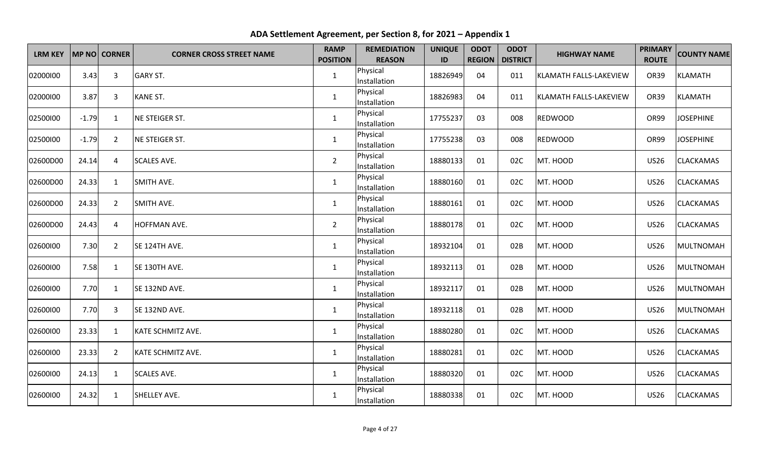# ADA Settlement Agreement, per Section 8, for 2021 – Appendix 1

| LRM KEY | MP NO | CORNER | CORNER CROSS STREET NAME | RAMP POSITION | REMEDIATION REASON | UNIQUE ID | ODOT REGION | ODOT DISTRICT | HIGHWAY NAME | PRIMARY ROUTE | COUNTY NAME |
|---|---|---|---|---|---|---|---|---|---|---|---|
| 02000I00 | 3.43 | 3 | GARY ST. | 1 | Physical Installation | 18826949 | 04 | 011 | KLAMATH FALLS-LAKEVIEW | OR39 | KLAMATH |
| 02000I00 | 3.87 | 3 | KANE ST. | 1 | Physical Installation | 18826983 | 04 | 011 | KLAMATH FALLS-LAKEVIEW | OR39 | KLAMATH |
| 02500I00 | -1.79 | 1 | NE STEIGER ST. | 1 | Physical Installation | 17755237 | 03 | 008 | REDWOOD | OR99 | JOSEPHINE |
| 02500I00 | -1.79 | 2 | NE STEIGER ST. | 1 | Physical Installation | 17755238 | 03 | 008 | REDWOOD | OR99 | JOSEPHINE |
| 02600D00 | 24.14 | 4 | SCALES AVE. | 2 | Physical Installation | 18880133 | 01 | 02C | MT. HOOD | US26 | CLACKAMAS |
| 02600D00 | 24.33 | 1 | SMITH AVE. | 1 | Physical Installation | 18880160 | 01 | 02C | MT. HOOD | US26 | CLACKAMAS |
| 02600D00 | 24.33 | 2 | SMITH AVE. | 1 | Physical Installation | 18880161 | 01 | 02C | MT. HOOD | US26 | CLACKAMAS |
| 02600D00 | 24.43 | 4 | HOFFMAN AVE. | 2 | Physical Installation | 18880178 | 01 | 02C | MT. HOOD | US26 | CLACKAMAS |
| 02600I00 | 7.30 | 2 | SE 124TH AVE. | 1 | Physical Installation | 18932104 | 01 | 02B | MT. HOOD | US26 | MULTNOMAH |
| 02600I00 | 7.58 | 1 | SE 130TH AVE. | 1 | Physical Installation | 18932113 | 01 | 02B | MT. HOOD | US26 | MULTNOMAH |
| 02600I00 | 7.70 | 1 | SE 132ND AVE. | 1 | Physical Installation | 18932117 | 01 | 02B | MT. HOOD | US26 | MULTNOMAH |
| 02600I00 | 7.70 | 3 | SE 132ND AVE. | 1 | Physical Installation | 18932118 | 01 | 02B | MT. HOOD | US26 | MULTNOMAH |
| 02600I00 | 23.33 | 1 | KATE SCHMITZ AVE. | 1 | Physical Installation | 18880280 | 01 | 02C | MT. HOOD | US26 | CLACKAMAS |
| 02600I00 | 23.33 | 2 | KATE SCHMITZ AVE. | 1 | Physical Installation | 18880281 | 01 | 02C | MT. HOOD | US26 | CLACKAMAS |
| 02600I00 | 24.13 | 1 | SCALES AVE. | 1 | Physical Installation | 18880320 | 01 | 02C | MT. HOOD | US26 | CLACKAMAS |
| 02600I00 | 24.32 | 1 | SHELLEY AVE. | 1 | Physical Installation | 18880338 | 01 | 02C | MT. HOOD | US26 | CLACKAMAS |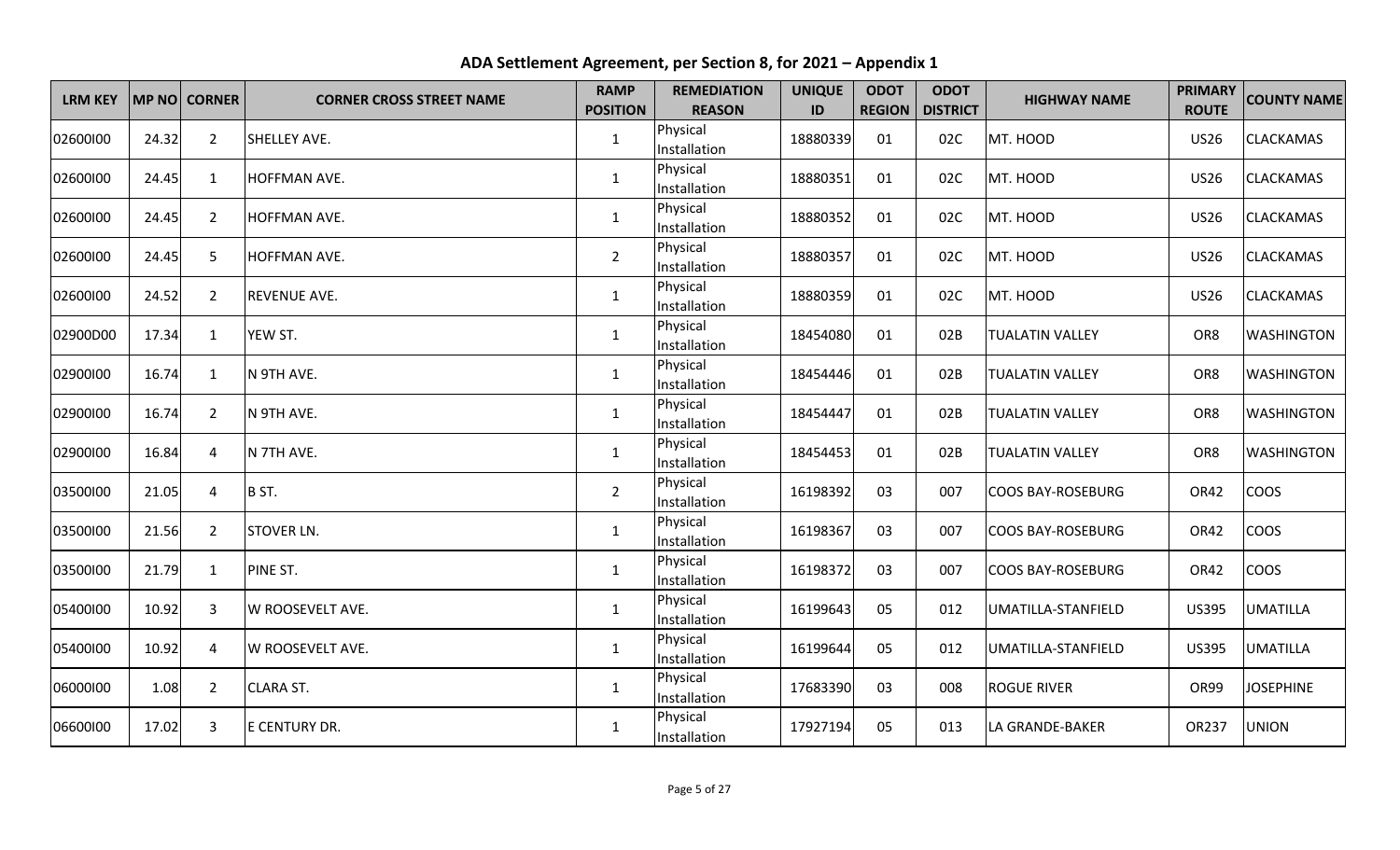# ADA Settlement Agreement, per Section 8, for 2021 – Appendix 1

| LRM KEY | MP NO | CORNER | CORNER CROSS STREET NAME | RAMP POSITION | REMEDIATION REASON | UNIQUE ID | ODOT REGION | ODOT DISTRICT | HIGHWAY NAME | PRIMARY ROUTE | COUNTY NAME |
|---|---|---|---|---|---|---|---|---|---|---|---|
| 02600I00 | 24.32 | 2 | SHELLEY AVE. | 1 | Physical Installation | 18880339 | 01 | 02C | MT. HOOD | US26 | CLACKAMAS |
| 02600I00 | 24.45 | 1 | HOFFMAN AVE. | 1 | Physical Installation | 18880351 | 01 | 02C | MT. HOOD | US26 | CLACKAMAS |
| 02600I00 | 24.45 | 2 | HOFFMAN AVE. | 1 | Physical Installation | 18880352 | 01 | 02C | MT. HOOD | US26 | CLACKAMAS |
| 02600I00 | 24.45 | 5 | HOFFMAN AVE. | 2 | Physical Installation | 18880357 | 01 | 02C | MT. HOOD | US26 | CLACKAMAS |
| 02600I00 | 24.52 | 2 | REVENUE AVE. | 1 | Physical Installation | 18880359 | 01 | 02C | MT. HOOD | US26 | CLACKAMAS |
| 02900D00 | 17.34 | 1 | YEW ST. | 1 | Physical Installation | 18454080 | 01 | 02B | TUALATIN VALLEY | OR8 | WASHINGTON |
| 02900I00 | 16.74 | 1 | N 9TH AVE. | 1 | Physical Installation | 18454446 | 01 | 02B | TUALATIN VALLEY | OR8 | WASHINGTON |
| 02900I00 | 16.74 | 2 | N 9TH AVE. | 1 | Physical Installation | 18454447 | 01 | 02B | TUALATIN VALLEY | OR8 | WASHINGTON |
| 02900I00 | 16.84 | 4 | N 7TH AVE. | 1 | Physical Installation | 18454453 | 01 | 02B | TUALATIN VALLEY | OR8 | WASHINGTON |
| 03500I00 | 21.05 | 4 | B ST. | 2 | Physical Installation | 16198392 | 03 | 007 | COOS BAY-ROSEBURG | OR42 | COOS |
| 03500I00 | 21.56 | 2 | STOVER LN. | 1 | Physical Installation | 16198367 | 03 | 007 | COOS BAY-ROSEBURG | OR42 | COOS |
| 03500I00 | 21.79 | 1 | PINE ST. | 1 | Physical Installation | 16198372 | 03 | 007 | COOS BAY-ROSEBURG | OR42 | COOS |
| 05400I00 | 10.92 | 3 | W ROOSEVELT AVE. | 1 | Physical Installation | 16199643 | 05 | 012 | UMATILLA-STANFIELD | US395 | UMATILLA |
| 05400I00 | 10.92 | 4 | W ROOSEVELT AVE. | 1 | Physical Installation | 16199644 | 05 | 012 | UMATILLA-STANFIELD | US395 | UMATILLA |
| 06000I00 | 1.08 | 2 | CLARA ST. | 1 | Physical Installation | 17683390 | 03 | 008 | ROGUE RIVER | OR99 | JOSEPHINE |
| 06600I00 | 17.02 | 3 | E CENTURY DR. | 1 | Physical Installation | 17927194 | 05 | 013 | LA GRANDE-BAKER | OR237 | UNION |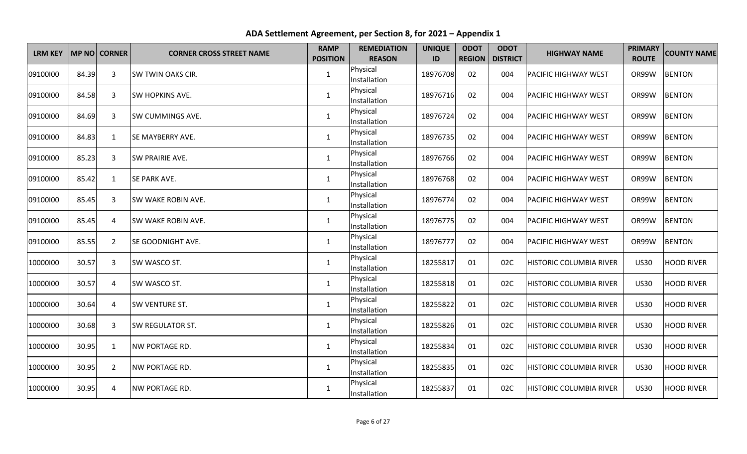# ADA Settlement Agreement, per Section 8, for 2021 – Appendix 1

| LRM KEY | MP NO | CORNER | CORNER CROSS STREET NAME | RAMP POSITION | REMEDIATION REASON | UNIQUE ID | ODOT REGION | ODOT DISTRICT | HIGHWAY NAME | PRIMARY ROUTE | COUNTY NAME |
|---|---|---|---|---|---|---|---|---|---|---|---|
| 09100I00 | 84.39 | 3 | SW TWIN OAKS CIR. | 1 | Physical Installation | 18976708 | 02 | 004 | PACIFIC HIGHWAY WEST | OR99W | BENTON |
| 09100I00 | 84.58 | 3 | SW HOPKINS AVE. | 1 | Physical Installation | 18976716 | 02 | 004 | PACIFIC HIGHWAY WEST | OR99W | BENTON |
| 09100I00 | 84.69 | 3 | SW CUMMINGS AVE. | 1 | Physical Installation | 18976724 | 02 | 004 | PACIFIC HIGHWAY WEST | OR99W | BENTON |
| 09100I00 | 84.83 | 1 | SE MAYBERRY AVE. | 1 | Physical Installation | 18976735 | 02 | 004 | PACIFIC HIGHWAY WEST | OR99W | BENTON |
| 09100I00 | 85.23 | 3 | SW PRAIRIE AVE. | 1 | Physical Installation | 18976766 | 02 | 004 | PACIFIC HIGHWAY WEST | OR99W | BENTON |
| 09100I00 | 85.42 | 1 | SE PARK AVE. | 1 | Physical Installation | 18976768 | 02 | 004 | PACIFIC HIGHWAY WEST | OR99W | BENTON |
| 09100I00 | 85.45 | 3 | SW WAKE ROBIN AVE. | 1 | Physical Installation | 18976774 | 02 | 004 | PACIFIC HIGHWAY WEST | OR99W | BENTON |
| 09100I00 | 85.45 | 4 | SW WAKE ROBIN AVE. | 1 | Physical Installation | 18976775 | 02 | 004 | PACIFIC HIGHWAY WEST | OR99W | BENTON |
| 09100I00 | 85.55 | 2 | SE GOODNIGHT AVE. | 1 | Physical Installation | 18976777 | 02 | 004 | PACIFIC HIGHWAY WEST | OR99W | BENTON |
| 10000I00 | 30.57 | 3 | SW WASCO ST. | 1 | Physical Installation | 18255817 | 01 | 02C | HISTORIC COLUMBIA RIVER | US30 | HOOD RIVER |
| 10000I00 | 30.57 | 4 | SW WASCO ST. | 1 | Physical Installation | 18255818 | 01 | 02C | HISTORIC COLUMBIA RIVER | US30 | HOOD RIVER |
| 10000I00 | 30.64 | 4 | SW VENTURE ST. | 1 | Physical Installation | 18255822 | 01 | 02C | HISTORIC COLUMBIA RIVER | US30 | HOOD RIVER |
| 10000I00 | 30.68 | 3 | SW REGULATOR ST. | 1 | Physical Installation | 18255826 | 01 | 02C | HISTORIC COLUMBIA RIVER | US30 | HOOD RIVER |
| 10000I00 | 30.95 | 1 | NW PORTAGE RD. | 1 | Physical Installation | 18255834 | 01 | 02C | HISTORIC COLUMBIA RIVER | US30 | HOOD RIVER |
| 10000I00 | 30.95 | 2 | NW PORTAGE RD. | 1 | Physical Installation | 18255835 | 01 | 02C | HISTORIC COLUMBIA RIVER | US30 | HOOD RIVER |
| 10000I00 | 30.95 | 4 | NW PORTAGE RD. | 1 | Physical Installation | 18255837 | 01 | 02C | HISTORIC COLUMBIA RIVER | US30 | HOOD RIVER |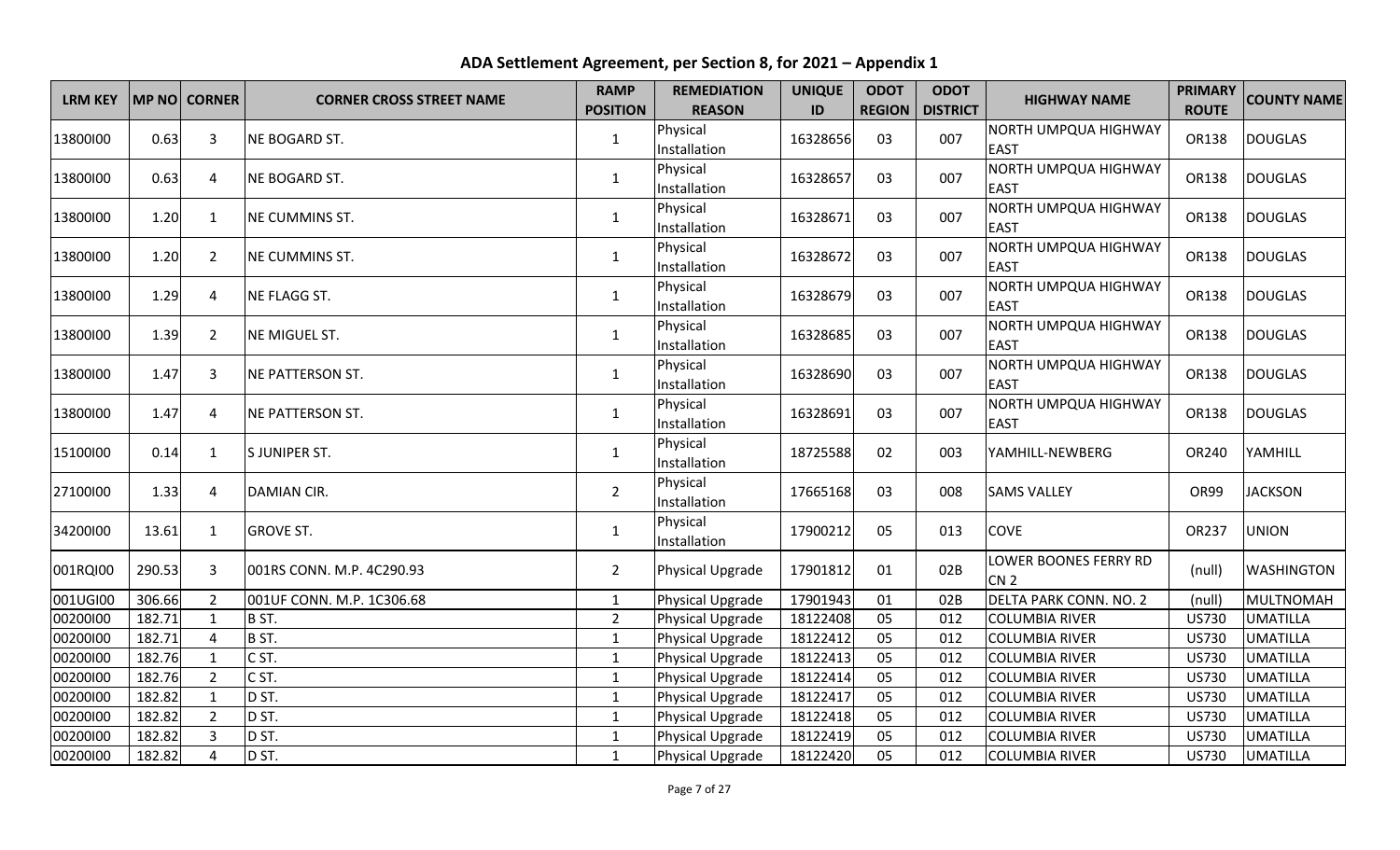# ADA Settlement Agreement, per Section 8, for 2021 – Appendix 1

| LRM KEY | MP NO | CORNER | CORNER CROSS STREET NAME | RAMP POSITION | REMEDIATION REASON | UNIQUE ID | ODOT REGION | ODOT DISTRICT | HIGHWAY NAME | PRIMARY ROUTE | COUNTY NAME |
|---|---|---|---|---|---|---|---|---|---|---|---|
| 13800I00 | 0.63 | 3 | NE BOGARD ST. | 1 | Physical Installation | 16328656 | 03 | 007 | NORTH UMPQUA HIGHWAY EAST | OR138 | DOUGLAS |
| 13800I00 | 0.63 | 4 | NE BOGARD ST. | 1 | Physical Installation | 16328657 | 03 | 007 | NORTH UMPQUA HIGHWAY EAST | OR138 | DOUGLAS |
| 13800I00 | 1.20 | 1 | NE CUMMINS ST. | 1 | Physical Installation | 16328671 | 03 | 007 | NORTH UMPQUA HIGHWAY EAST | OR138 | DOUGLAS |
| 13800I00 | 1.20 | 2 | NE CUMMINS ST. | 1 | Physical Installation | 16328672 | 03 | 007 | NORTH UMPQUA HIGHWAY EAST | OR138 | DOUGLAS |
| 13800I00 | 1.29 | 4 | NE FLAGG ST. | 1 | Physical Installation | 16328679 | 03 | 007 | NORTH UMPQUA HIGHWAY EAST | OR138 | DOUGLAS |
| 13800I00 | 1.39 | 2 | NE MIGUEL ST. | 1 | Physical Installation | 16328685 | 03 | 007 | NORTH UMPQUA HIGHWAY EAST | OR138 | DOUGLAS |
| 13800I00 | 1.47 | 3 | NE PATTERSON ST. | 1 | Physical Installation | 16328690 | 03 | 007 | NORTH UMPQUA HIGHWAY EAST | OR138 | DOUGLAS |
| 13800I00 | 1.47 | 4 | NE PATTERSON ST. | 1 | Physical Installation | 16328691 | 03 | 007 | NORTH UMPQUA HIGHWAY EAST | OR138 | DOUGLAS |
| 15100I00 | 0.14 | 1 | S JUNIPER ST. | 1 | Physical Installation | 18725588 | 02 | 003 | YAMHILL-NEWBERG | OR240 | YAMHILL |
| 27100I00 | 1.33 | 4 | DAMIAN CIR. | 2 | Physical Installation | 17665168 | 03 | 008 | SAMS VALLEY | OR99 | JACKSON |
| 34200I00 | 13.61 | 1 | GROVE ST. | 1 | Physical Installation | 17900212 | 05 | 013 | COVE | OR237 | UNION |
| 001RQI00 | 290.53 | 3 | 001RS CONN. M.P. 4C290.93 | 2 | Physical Upgrade | 17901812 | 01 | 02B | LOWER BOONES FERRY RD CN 2 | (null) | WASHINGTON |
| 001UGI00 | 306.66 | 2 | 001UF CONN. M.P. 1C306.68 | 1 | Physical Upgrade | 17901943 | 01 | 02B | DELTA PARK CONN. NO. 2 | (null) | MULTNOMAH |
| 00200I00 | 182.71 | 1 | B ST. | 2 | Physical Upgrade | 18122408 | 05 | 012 | COLUMBIA RIVER | US730 | UMATILLA |
| 00200I00 | 182.71 | 4 | B ST. | 1 | Physical Upgrade | 18122412 | 05 | 012 | COLUMBIA RIVER | US730 | UMATILLA |
| 00200I00 | 182.76 | 1 | C ST. | 1 | Physical Upgrade | 18122413 | 05 | 012 | COLUMBIA RIVER | US730 | UMATILLA |
| 00200I00 | 182.76 | 2 | C ST. | 1 | Physical Upgrade | 18122414 | 05 | 012 | COLUMBIA RIVER | US730 | UMATILLA |
| 00200I00 | 182.82 | 1 | D ST. | 1 | Physical Upgrade | 18122417 | 05 | 012 | COLUMBIA RIVER | US730 | UMATILLA |
| 00200I00 | 182.82 | 2 | D ST. | 1 | Physical Upgrade | 18122418 | 05 | 012 | COLUMBIA RIVER | US730 | UMATILLA |
| 00200I00 | 182.82 | 3 | D ST. | 1 | Physical Upgrade | 18122419 | 05 | 012 | COLUMBIA RIVER | US730 | UMATILLA |
| 00200I00 | 182.82 | 4 | D ST. | 1 | Physical Upgrade | 18122420 | 05 | 012 | COLUMBIA RIVER | US730 | UMATILLA |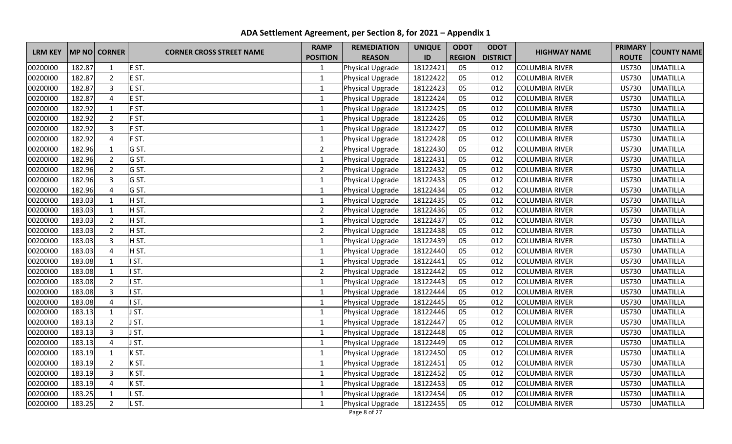# ADA Settlement Agreement, per Section 8, for 2021 – Appendix 1

| LRM KEY | MP NO | CORNER | CORNER CROSS STREET NAME | RAMP POSITION | REMEDIATION REASON | UNIQUE ID | ODOT REGION | ODOT DISTRICT | HIGHWAY NAME | PRIMARY ROUTE | COUNTY NAME |
|---|---|---|---|---|---|---|---|---|---|---|---|
| 00200I00 | 182.87 | 1 | E ST. | 1 | Physical Upgrade | 18122421 | 05 | 012 | COLUMBIA RIVER | US730 | UMATILLA |
| 00200I00 | 182.87 | 2 | E ST. | 1 | Physical Upgrade | 18122422 | 05 | 012 | COLUMBIA RIVER | US730 | UMATILLA |
| 00200I00 | 182.87 | 3 | E ST. | 1 | Physical Upgrade | 18122423 | 05 | 012 | COLUMBIA RIVER | US730 | UMATILLA |
| 00200I00 | 182.87 | 4 | E ST. | 1 | Physical Upgrade | 18122424 | 05 | 012 | COLUMBIA RIVER | US730 | UMATILLA |
| 00200I00 | 182.92 | 1 | F ST. | 1 | Physical Upgrade | 18122425 | 05 | 012 | COLUMBIA RIVER | US730 | UMATILLA |
| 00200I00 | 182.92 | 2 | F ST. | 1 | Physical Upgrade | 18122426 | 05 | 012 | COLUMBIA RIVER | US730 | UMATILLA |
| 00200I00 | 182.92 | 3 | F ST. | 1 | Physical Upgrade | 18122427 | 05 | 012 | COLUMBIA RIVER | US730 | UMATILLA |
| 00200I00 | 182.92 | 4 | F ST. | 1 | Physical Upgrade | 18122428 | 05 | 012 | COLUMBIA RIVER | US730 | UMATILLA |
| 00200I00 | 182.96 | 1 | G ST. | 2 | Physical Upgrade | 18122430 | 05 | 012 | COLUMBIA RIVER | US730 | UMATILLA |
| 00200I00 | 182.96 | 2 | G ST. | 1 | Physical Upgrade | 18122431 | 05 | 012 | COLUMBIA RIVER | US730 | UMATILLA |
| 00200I00 | 182.96 | 2 | G ST. | 2 | Physical Upgrade | 18122432 | 05 | 012 | COLUMBIA RIVER | US730 | UMATILLA |
| 00200I00 | 182.96 | 3 | G ST. | 1 | Physical Upgrade | 18122433 | 05 | 012 | COLUMBIA RIVER | US730 | UMATILLA |
| 00200I00 | 182.96 | 4 | G ST. | 1 | Physical Upgrade | 18122434 | 05 | 012 | COLUMBIA RIVER | US730 | UMATILLA |
| 00200I00 | 183.03 | 1 | H ST. | 1 | Physical Upgrade | 18122435 | 05 | 012 | COLUMBIA RIVER | US730 | UMATILLA |
| 00200I00 | 183.03 | 1 | H ST. | 2 | Physical Upgrade | 18122436 | 05 | 012 | COLUMBIA RIVER | US730 | UMATILLA |
| 00200I00 | 183.03 | 2 | H ST. | 1 | Physical Upgrade | 18122437 | 05 | 012 | COLUMBIA RIVER | US730 | UMATILLA |
| 00200I00 | 183.03 | 2 | H ST. | 2 | Physical Upgrade | 18122438 | 05 | 012 | COLUMBIA RIVER | US730 | UMATILLA |
| 00200I00 | 183.03 | 3 | H ST. | 1 | Physical Upgrade | 18122439 | 05 | 012 | COLUMBIA RIVER | US730 | UMATILLA |
| 00200I00 | 183.03 | 4 | H ST. | 1 | Physical Upgrade | 18122440 | 05 | 012 | COLUMBIA RIVER | US730 | UMATILLA |
| 00200I00 | 183.08 | 1 | I ST. | 1 | Physical Upgrade | 18122441 | 05 | 012 | COLUMBIA RIVER | US730 | UMATILLA |
| 00200I00 | 183.08 | 1 | I ST. | 2 | Physical Upgrade | 18122442 | 05 | 012 | COLUMBIA RIVER | US730 | UMATILLA |
| 00200I00 | 183.08 | 2 | I ST. | 1 | Physical Upgrade | 18122443 | 05 | 012 | COLUMBIA RIVER | US730 | UMATILLA |
| 00200I00 | 183.08 | 3 | I ST. | 1 | Physical Upgrade | 18122444 | 05 | 012 | COLUMBIA RIVER | US730 | UMATILLA |
| 00200I00 | 183.08 | 4 | I ST. | 1 | Physical Upgrade | 18122445 | 05 | 012 | COLUMBIA RIVER | US730 | UMATILLA |
| 00200I00 | 183.13 | 1 | J ST. | 1 | Physical Upgrade | 18122446 | 05 | 012 | COLUMBIA RIVER | US730 | UMATILLA |
| 00200I00 | 183.13 | 2 | J ST. | 1 | Physical Upgrade | 18122447 | 05 | 012 | COLUMBIA RIVER | US730 | UMATILLA |
| 00200I00 | 183.13 | 3 | J ST. | 1 | Physical Upgrade | 18122448 | 05 | 012 | COLUMBIA RIVER | US730 | UMATILLA |
| 00200I00 | 183.13 | 4 | J ST. | 1 | Physical Upgrade | 18122449 | 05 | 012 | COLUMBIA RIVER | US730 | UMATILLA |
| 00200I00 | 183.19 | 1 | K ST. | 1 | Physical Upgrade | 18122450 | 05 | 012 | COLUMBIA RIVER | US730 | UMATILLA |
| 00200I00 | 183.19 | 2 | K ST. | 1 | Physical Upgrade | 18122451 | 05 | 012 | COLUMBIA RIVER | US730 | UMATILLA |
| 00200I00 | 183.19 | 3 | K ST. | 1 | Physical Upgrade | 18122452 | 05 | 012 | COLUMBIA RIVER | US730 | UMATILLA |
| 00200I00 | 183.19 | 4 | K ST. | 1 | Physical Upgrade | 18122453 | 05 | 012 | COLUMBIA RIVER | US730 | UMATILLA |
| 00200I00 | 183.25 | 1 | L ST. | 1 | Physical Upgrade | 18122454 | 05 | 012 | COLUMBIA RIVER | US730 | UMATILLA |
| 00200I00 | 183.25 | 2 | L ST. | 1 | Physical Upgrade | 18122455 | 05 | 012 | COLUMBIA RIVER | US730 | UMATILLA |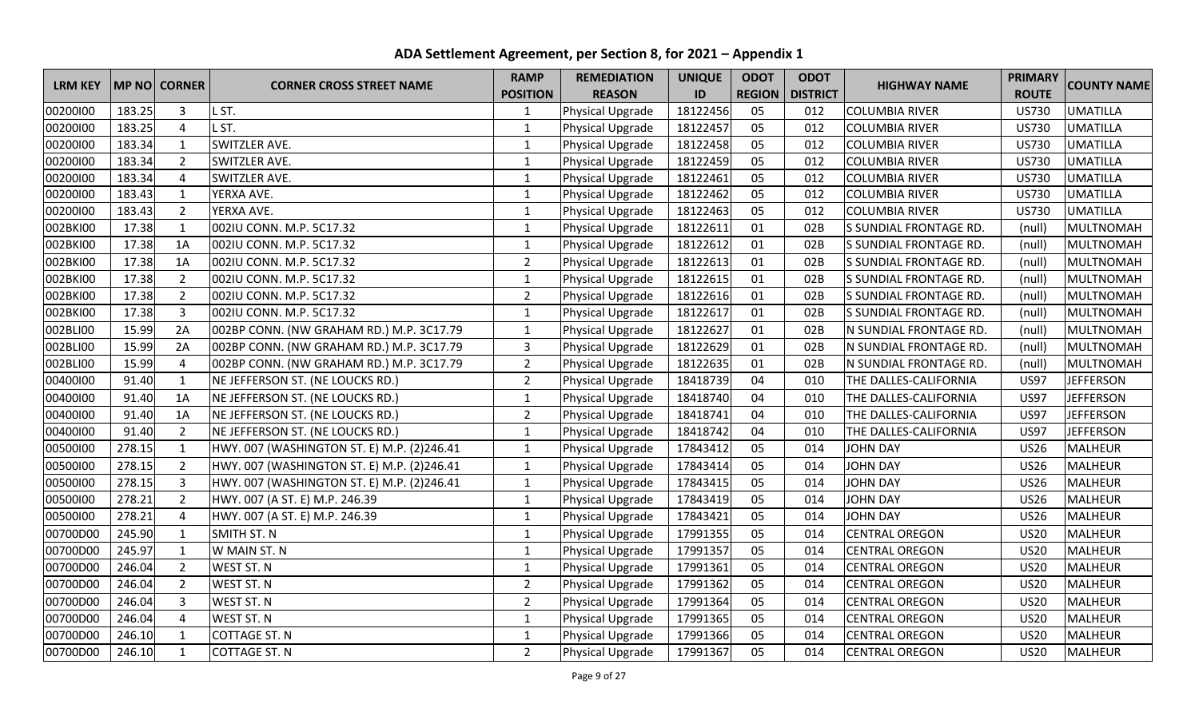**ADA Settlement Agreement, per Section 8, for 2021 – Appendix 1**

| LRM KEY | MP NO | CORNER | CORNER CROSS STREET NAME | RAMP POSITION | REMEDIATION REASON | UNIQUE ID | ODOT REGION | ODOT DISTRICT | HIGHWAY NAME | PRIMARY ROUTE | COUNTY NAME |
|---|---|---|---|---|---|---|---|---|---|---|---|
| 00200I00 | 183.25 | 3 | L ST. | 1 | Physical Upgrade | 18122456 | 05 | 012 | COLUMBIA RIVER | US730 | UMATILLA |
| 00200I00 | 183.25 | 4 | L ST. | 1 | Physical Upgrade | 18122457 | 05 | 012 | COLUMBIA RIVER | US730 | UMATILLA |
| 00200I00 | 183.34 | 1 | SWITZLER AVE. | 1 | Physical Upgrade | 18122458 | 05 | 012 | COLUMBIA RIVER | US730 | UMATILLA |
| 00200I00 | 183.34 | 2 | SWITZLER AVE. | 1 | Physical Upgrade | 18122459 | 05 | 012 | COLUMBIA RIVER | US730 | UMATILLA |
| 00200I00 | 183.34 | 4 | SWITZLER AVE. | 1 | Physical Upgrade | 18122461 | 05 | 012 | COLUMBIA RIVER | US730 | UMATILLA |
| 00200I00 | 183.43 | 1 | YERXA AVE. | 1 | Physical Upgrade | 18122462 | 05 | 012 | COLUMBIA RIVER | US730 | UMATILLA |
| 00200I00 | 183.43 | 2 | YERXA AVE. | 1 | Physical Upgrade | 18122463 | 05 | 012 | COLUMBIA RIVER | US730 | UMATILLA |
| 002BKI00 | 17.38 | 1 | 002IU CONN. M.P. 5C17.32 | 1 | Physical Upgrade | 18122611 | 01 | 02B | S SUNDIAL FRONTAGE RD. | (null) | MULTNOMAH |
| 002BKI00 | 17.38 | 1A | 002IU CONN. M.P. 5C17.32 | 1 | Physical Upgrade | 18122612 | 01 | 02B | S SUNDIAL FRONTAGE RD. | (null) | MULTNOMAH |
| 002BKI00 | 17.38 | 1A | 002IU CONN. M.P. 5C17.32 | 2 | Physical Upgrade | 18122613 | 01 | 02B | S SUNDIAL FRONTAGE RD. | (null) | MULTNOMAH |
| 002BKI00 | 17.38 | 2 | 002IU CONN. M.P. 5C17.32 | 1 | Physical Upgrade | 18122615 | 01 | 02B | S SUNDIAL FRONTAGE RD. | (null) | MULTNOMAH |
| 002BKI00 | 17.38 | 2 | 002IU CONN. M.P. 5C17.32 | 2 | Physical Upgrade | 18122616 | 01 | 02B | S SUNDIAL FRONTAGE RD. | (null) | MULTNOMAH |
| 002BKI00 | 17.38 | 3 | 002IU CONN. M.P. 5C17.32 | 1 | Physical Upgrade | 18122617 | 01 | 02B | S SUNDIAL FRONTAGE RD. | (null) | MULTNOMAH |
| 002BLI00 | 15.99 | 2A | 002BP CONN. (NW GRAHAM RD.) M.P. 3C17.79 | 1 | Physical Upgrade | 18122627 | 01 | 02B | N SUNDIAL FRONTAGE RD. | (null) | MULTNOMAH |
| 002BLI00 | 15.99 | 2A | 002BP CONN. (NW GRAHAM RD.) M.P. 3C17.79 | 3 | Physical Upgrade | 18122629 | 01 | 02B | N SUNDIAL FRONTAGE RD. | (null) | MULTNOMAH |
| 002BLI00 | 15.99 | 4 | 002BP CONN. (NW GRAHAM RD.) M.P. 3C17.79 | 2 | Physical Upgrade | 18122635 | 01 | 02B | N SUNDIAL FRONTAGE RD. | (null) | MULTNOMAH |
| 00400I00 | 91.40 | 1 | NE JEFFERSON ST. (NE LOUCKS RD.) | 2 | Physical Upgrade | 18418739 | 04 | 010 | THE DALLES-CALIFORNIA | US97 | JEFFERSON |
| 00400I00 | 91.40 | 1A | NE JEFFERSON ST. (NE LOUCKS RD.) | 1 | Physical Upgrade | 18418740 | 04 | 010 | THE DALLES-CALIFORNIA | US97 | JEFFERSON |
| 00400I00 | 91.40 | 1A | NE JEFFERSON ST. (NE LOUCKS RD.) | 2 | Physical Upgrade | 18418741 | 04 | 010 | THE DALLES-CALIFORNIA | US97 | JEFFERSON |
| 00400I00 | 91.40 | 2 | NE JEFFERSON ST. (NE LOUCKS RD.) | 1 | Physical Upgrade | 18418742 | 04 | 010 | THE DALLES-CALIFORNIA | US97 | JEFFERSON |
| 00500I00 | 278.15 | 1 | HWY. 007 (WASHINGTON ST. E) M.P. (2)246.41 | 1 | Physical Upgrade | 17843412 | 05 | 014 | JOHN DAY | US26 | MALHEUR |
| 00500I00 | 278.15 | 2 | HWY. 007 (WASHINGTON ST. E) M.P. (2)246.41 | 1 | Physical Upgrade | 17843414 | 05 | 014 | JOHN DAY | US26 | MALHEUR |
| 00500I00 | 278.15 | 3 | HWY. 007 (WASHINGTON ST. E) M.P. (2)246.41 | 1 | Physical Upgrade | 17843415 | 05 | 014 | JOHN DAY | US26 | MALHEUR |
| 00500I00 | 278.21 | 2 | HWY. 007 (A ST. E) M.P. 246.39 | 1 | Physical Upgrade | 17843419 | 05 | 014 | JOHN DAY | US26 | MALHEUR |
| 00500I00 | 278.21 | 4 | HWY. 007 (A ST. E) M.P. 246.39 | 1 | Physical Upgrade | 17843421 | 05 | 014 | JOHN DAY | US26 | MALHEUR |
| 00700D00 | 245.90 | 1 | SMITH ST. N | 1 | Physical Upgrade | 17991355 | 05 | 014 | CENTRAL OREGON | US20 | MALHEUR |
| 00700D00 | 245.97 | 1 | W MAIN ST. N | 1 | Physical Upgrade | 17991357 | 05 | 014 | CENTRAL OREGON | US20 | MALHEUR |
| 00700D00 | 246.04 | 2 | WEST ST. N | 1 | Physical Upgrade | 17991361 | 05 | 014 | CENTRAL OREGON | US20 | MALHEUR |
| 00700D00 | 246.04 | 2 | WEST ST. N | 2 | Physical Upgrade | 17991362 | 05 | 014 | CENTRAL OREGON | US20 | MALHEUR |
| 00700D00 | 246.04 | 3 | WEST ST. N | 2 | Physical Upgrade | 17991364 | 05 | 014 | CENTRAL OREGON | US20 | MALHEUR |
| 00700D00 | 246.04 | 4 | WEST ST. N | 1 | Physical Upgrade | 17991365 | 05 | 014 | CENTRAL OREGON | US20 | MALHEUR |
| 00700D00 | 246.10 | 1 | COTTAGE ST. N | 1 | Physical Upgrade | 17991366 | 05 | 014 | CENTRAL OREGON | US20 | MALHEUR |
| 00700D00 | 246.10 | 1 | COTTAGE ST. N | 2 | Physical Upgrade | 17991367 | 05 | 014 | CENTRAL OREGON | US20 | MALHEUR |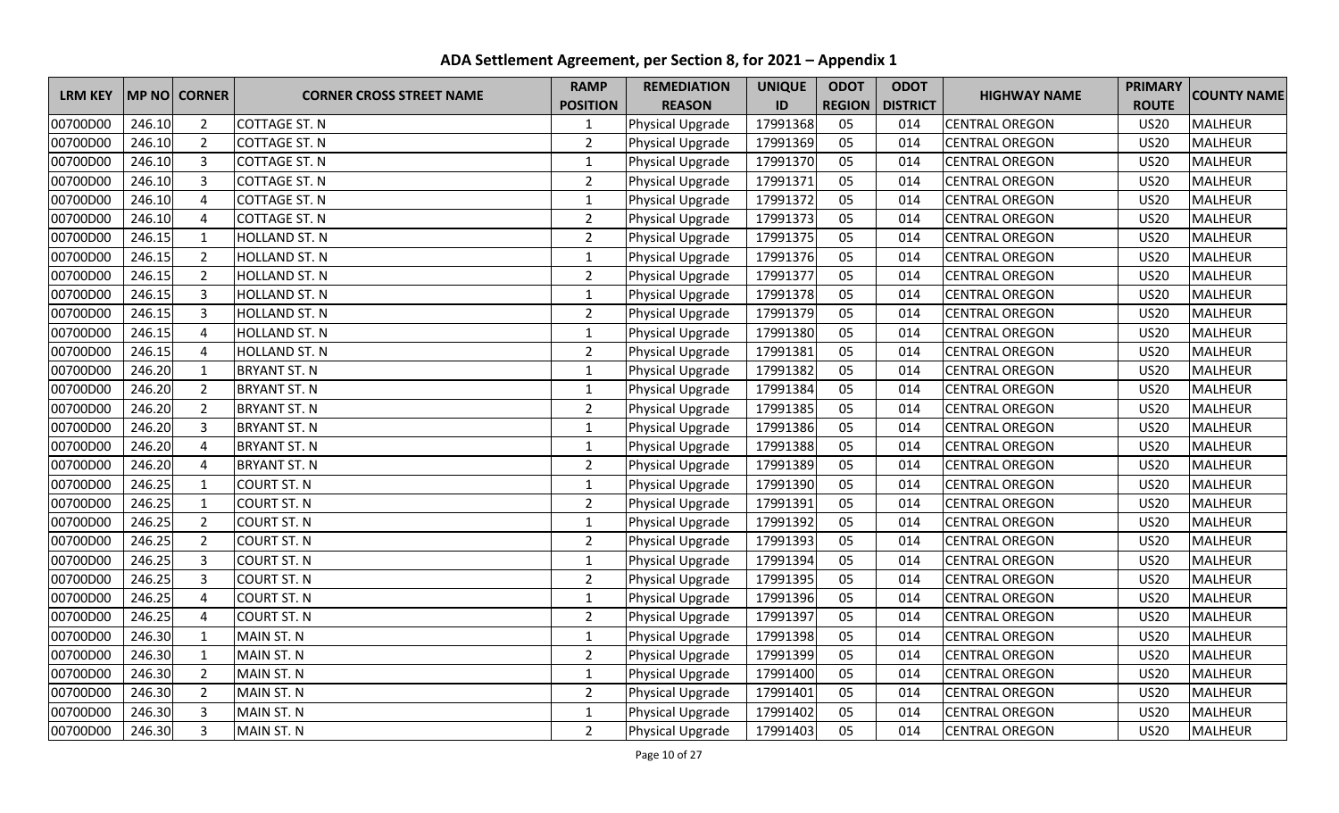# ADA Settlement Agreement, per Section 8, for 2021 – Appendix 1

| LRM KEY | MP NO | CORNER | CORNER CROSS STREET NAME | RAMP POSITION | REMEDIATION REASON | UNIQUE ID | ODOT REGION | ODOT DISTRICT | HIGHWAY NAME | PRIMARY ROUTE | COUNTY NAME |
|---|---|---|---|---|---|---|---|---|---|---|---|
| 00700D00 | 246.10 | 2 | COTTAGE ST. N | 1 | Physical Upgrade | 17991368 | 05 | 014 | CENTRAL OREGON | US20 | MALHEUR |
| 00700D00 | 246.10 | 2 | COTTAGE ST. N | 2 | Physical Upgrade | 17991369 | 05 | 014 | CENTRAL OREGON | US20 | MALHEUR |
| 00700D00 | 246.10 | 3 | COTTAGE ST. N | 1 | Physical Upgrade | 17991370 | 05 | 014 | CENTRAL OREGON | US20 | MALHEUR |
| 00700D00 | 246.10 | 3 | COTTAGE ST. N | 2 | Physical Upgrade | 17991371 | 05 | 014 | CENTRAL OREGON | US20 | MALHEUR |
| 00700D00 | 246.10 | 4 | COTTAGE ST. N | 1 | Physical Upgrade | 17991372 | 05 | 014 | CENTRAL OREGON | US20 | MALHEUR |
| 00700D00 | 246.10 | 4 | COTTAGE ST. N | 2 | Physical Upgrade | 17991373 | 05 | 014 | CENTRAL OREGON | US20 | MALHEUR |
| 00700D00 | 246.15 | 1 | HOLLAND ST. N | 2 | Physical Upgrade | 17991375 | 05 | 014 | CENTRAL OREGON | US20 | MALHEUR |
| 00700D00 | 246.15 | 2 | HOLLAND ST. N | 1 | Physical Upgrade | 17991376 | 05 | 014 | CENTRAL OREGON | US20 | MALHEUR |
| 00700D00 | 246.15 | 2 | HOLLAND ST. N | 2 | Physical Upgrade | 17991377 | 05 | 014 | CENTRAL OREGON | US20 | MALHEUR |
| 00700D00 | 246.15 | 3 | HOLLAND ST. N | 1 | Physical Upgrade | 17991378 | 05 | 014 | CENTRAL OREGON | US20 | MALHEUR |
| 00700D00 | 246.15 | 3 | HOLLAND ST. N | 2 | Physical Upgrade | 17991379 | 05 | 014 | CENTRAL OREGON | US20 | MALHEUR |
| 00700D00 | 246.15 | 4 | HOLLAND ST. N | 1 | Physical Upgrade | 17991380 | 05 | 014 | CENTRAL OREGON | US20 | MALHEUR |
| 00700D00 | 246.15 | 4 | HOLLAND ST. N | 2 | Physical Upgrade | 17991381 | 05 | 014 | CENTRAL OREGON | US20 | MALHEUR |
| 00700D00 | 246.20 | 1 | BRYANT ST. N | 1 | Physical Upgrade | 17991382 | 05 | 014 | CENTRAL OREGON | US20 | MALHEUR |
| 00700D00 | 246.20 | 2 | BRYANT ST. N | 1 | Physical Upgrade | 17991384 | 05 | 014 | CENTRAL OREGON | US20 | MALHEUR |
| 00700D00 | 246.20 | 2 | BRYANT ST. N | 2 | Physical Upgrade | 17991385 | 05 | 014 | CENTRAL OREGON | US20 | MALHEUR |
| 00700D00 | 246.20 | 3 | BRYANT ST. N | 1 | Physical Upgrade | 17991386 | 05 | 014 | CENTRAL OREGON | US20 | MALHEUR |
| 00700D00 | 246.20 | 4 | BRYANT ST. N | 1 | Physical Upgrade | 17991388 | 05 | 014 | CENTRAL OREGON | US20 | MALHEUR |
| 00700D00 | 246.20 | 4 | BRYANT ST. N | 2 | Physical Upgrade | 17991389 | 05 | 014 | CENTRAL OREGON | US20 | MALHEUR |
| 00700D00 | 246.25 | 1 | COURT ST. N | 1 | Physical Upgrade | 17991390 | 05 | 014 | CENTRAL OREGON | US20 | MALHEUR |
| 00700D00 | 246.25 | 1 | COURT ST. N | 2 | Physical Upgrade | 17991391 | 05 | 014 | CENTRAL OREGON | US20 | MALHEUR |
| 00700D00 | 246.25 | 2 | COURT ST. N | 1 | Physical Upgrade | 17991392 | 05 | 014 | CENTRAL OREGON | US20 | MALHEUR |
| 00700D00 | 246.25 | 2 | COURT ST. N | 2 | Physical Upgrade | 17991393 | 05 | 014 | CENTRAL OREGON | US20 | MALHEUR |
| 00700D00 | 246.25 | 3 | COURT ST. N | 1 | Physical Upgrade | 17991394 | 05 | 014 | CENTRAL OREGON | US20 | MALHEUR |
| 00700D00 | 246.25 | 3 | COURT ST. N | 2 | Physical Upgrade | 17991395 | 05 | 014 | CENTRAL OREGON | US20 | MALHEUR |
| 00700D00 | 246.25 | 4 | COURT ST. N | 1 | Physical Upgrade | 17991396 | 05 | 014 | CENTRAL OREGON | US20 | MALHEUR |
| 00700D00 | 246.25 | 4 | COURT ST. N | 2 | Physical Upgrade | 17991397 | 05 | 014 | CENTRAL OREGON | US20 | MALHEUR |
| 00700D00 | 246.30 | 1 | MAIN ST. N | 1 | Physical Upgrade | 17991398 | 05 | 014 | CENTRAL OREGON | US20 | MALHEUR |
| 00700D00 | 246.30 | 1 | MAIN ST. N | 2 | Physical Upgrade | 17991399 | 05 | 014 | CENTRAL OREGON | US20 | MALHEUR |
| 00700D00 | 246.30 | 2 | MAIN ST. N | 1 | Physical Upgrade | 17991400 | 05 | 014 | CENTRAL OREGON | US20 | MALHEUR |
| 00700D00 | 246.30 | 2 | MAIN ST. N | 2 | Physical Upgrade | 17991401 | 05 | 014 | CENTRAL OREGON | US20 | MALHEUR |
| 00700D00 | 246.30 | 3 | MAIN ST. N | 1 | Physical Upgrade | 17991402 | 05 | 014 | CENTRAL OREGON | US20 | MALHEUR |
| 00700D00 | 246.30 | 3 | MAIN ST. N | 2 | Physical Upgrade | 17991403 | 05 | 014 | CENTRAL OREGON | US20 | MALHEUR |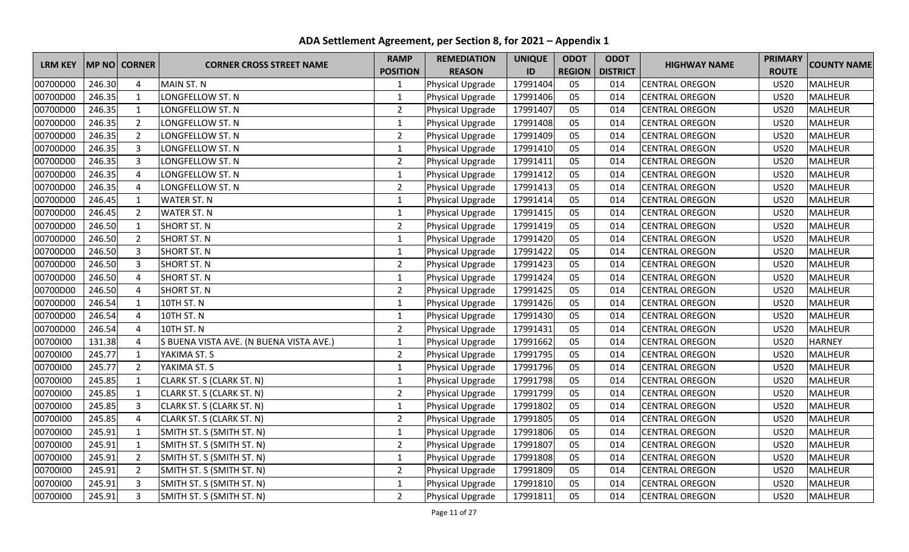# ADA Settlement Agreement, per Section 8, for 2021 – Appendix 1

| LRM KEY | MP NO | CORNER | CORNER CROSS STREET NAME | RAMP POSITION | REMEDIATION REASON | UNIQUE ID | ODOT REGION | ODOT DISTRICT | HIGHWAY NAME | PRIMARY ROUTE | COUNTY NAME |
|---|---|---|---|---|---|---|---|---|---|---|---|
| 00700D00 | 246.30 | 4 | MAIN ST. N | 1 | Physical Upgrade | 17991404 | 05 | 014 | CENTRAL OREGON | US20 | MALHEUR |
| 00700D00 | 246.35 | 1 | LONGFELLOW ST. N | 1 | Physical Upgrade | 17991406 | 05 | 014 | CENTRAL OREGON | US20 | MALHEUR |
| 00700D00 | 246.35 | 1 | LONGFELLOW ST. N | 2 | Physical Upgrade | 17991407 | 05 | 014 | CENTRAL OREGON | US20 | MALHEUR |
| 00700D00 | 246.35 | 2 | LONGFELLOW ST. N | 1 | Physical Upgrade | 17991408 | 05 | 014 | CENTRAL OREGON | US20 | MALHEUR |
| 00700D00 | 246.35 | 2 | LONGFELLOW ST. N | 2 | Physical Upgrade | 17991409 | 05 | 014 | CENTRAL OREGON | US20 | MALHEUR |
| 00700D00 | 246.35 | 3 | LONGFELLOW ST. N | 1 | Physical Upgrade | 17991410 | 05 | 014 | CENTRAL OREGON | US20 | MALHEUR |
| 00700D00 | 246.35 | 3 | LONGFELLOW ST. N | 2 | Physical Upgrade | 17991411 | 05 | 014 | CENTRAL OREGON | US20 | MALHEUR |
| 00700D00 | 246.35 | 4 | LONGFELLOW ST. N | 1 | Physical Upgrade | 17991412 | 05 | 014 | CENTRAL OREGON | US20 | MALHEUR |
| 00700D00 | 246.35 | 4 | LONGFELLOW ST. N | 2 | Physical Upgrade | 17991413 | 05 | 014 | CENTRAL OREGON | US20 | MALHEUR |
| 00700D00 | 246.45 | 1 | WATER ST. N | 1 | Physical Upgrade | 17991414 | 05 | 014 | CENTRAL OREGON | US20 | MALHEUR |
| 00700D00 | 246.45 | 2 | WATER ST. N | 1 | Physical Upgrade | 17991415 | 05 | 014 | CENTRAL OREGON | US20 | MALHEUR |
| 00700D00 | 246.50 | 1 | SHORT ST. N | 2 | Physical Upgrade | 17991419 | 05 | 014 | CENTRAL OREGON | US20 | MALHEUR |
| 00700D00 | 246.50 | 2 | SHORT ST. N | 1 | Physical Upgrade | 17991420 | 05 | 014 | CENTRAL OREGON | US20 | MALHEUR |
| 00700D00 | 246.50 | 3 | SHORT ST. N | 1 | Physical Upgrade | 17991422 | 05 | 014 | CENTRAL OREGON | US20 | MALHEUR |
| 00700D00 | 246.50 | 3 | SHORT ST. N | 2 | Physical Upgrade | 17991423 | 05 | 014 | CENTRAL OREGON | US20 | MALHEUR |
| 00700D00 | 246.50 | 4 | SHORT ST. N | 1 | Physical Upgrade | 17991424 | 05 | 014 | CENTRAL OREGON | US20 | MALHEUR |
| 00700D00 | 246.50 | 4 | SHORT ST. N | 2 | Physical Upgrade | 17991425 | 05 | 014 | CENTRAL OREGON | US20 | MALHEUR |
| 00700D00 | 246.54 | 1 | 10TH ST. N | 1 | Physical Upgrade | 17991426 | 05 | 014 | CENTRAL OREGON | US20 | MALHEUR |
| 00700D00 | 246.54 | 4 | 10TH ST. N | 1 | Physical Upgrade | 17991430 | 05 | 014 | CENTRAL OREGON | US20 | MALHEUR |
| 00700D00 | 246.54 | 4 | 10TH ST. N | 2 | Physical Upgrade | 17991431 | 05 | 014 | CENTRAL OREGON | US20 | MALHEUR |
| 00700I00 | 131.38 | 4 | S BUENA VISTA AVE. (N BUENA VISTA AVE.) | 1 | Physical Upgrade | 17991662 | 05 | 014 | CENTRAL OREGON | US20 | HARNEY |
| 00700I00 | 245.77 | 1 | YAKIMA ST. S | 2 | Physical Upgrade | 17991795 | 05 | 014 | CENTRAL OREGON | US20 | MALHEUR |
| 00700I00 | 245.77 | 2 | YAKIMA ST. S | 1 | Physical Upgrade | 17991796 | 05 | 014 | CENTRAL OREGON | US20 | MALHEUR |
| 00700I00 | 245.85 | 1 | CLARK ST. S (CLARK ST. N) | 1 | Physical Upgrade | 17991798 | 05 | 014 | CENTRAL OREGON | US20 | MALHEUR |
| 00700I00 | 245.85 | 1 | CLARK ST. S (CLARK ST. N) | 2 | Physical Upgrade | 17991799 | 05 | 014 | CENTRAL OREGON | US20 | MALHEUR |
| 00700I00 | 245.85 | 3 | CLARK ST. S (CLARK ST. N) | 1 | Physical Upgrade | 17991802 | 05 | 014 | CENTRAL OREGON | US20 | MALHEUR |
| 00700I00 | 245.85 | 4 | CLARK ST. S (CLARK ST. N) | 2 | Physical Upgrade | 17991805 | 05 | 014 | CENTRAL OREGON | US20 | MALHEUR |
| 00700I00 | 245.91 | 1 | SMITH ST. S (SMITH ST. N) | 1 | Physical Upgrade | 17991806 | 05 | 014 | CENTRAL OREGON | US20 | MALHEUR |
| 00700I00 | 245.91 | 1 | SMITH ST. S (SMITH ST. N) | 2 | Physical Upgrade | 17991807 | 05 | 014 | CENTRAL OREGON | US20 | MALHEUR |
| 00700I00 | 245.91 | 2 | SMITH ST. S (SMITH ST. N) | 1 | Physical Upgrade | 17991808 | 05 | 014 | CENTRAL OREGON | US20 | MALHEUR |
| 00700I00 | 245.91 | 2 | SMITH ST. S (SMITH ST. N) | 2 | Physical Upgrade | 17991809 | 05 | 014 | CENTRAL OREGON | US20 | MALHEUR |
| 00700I00 | 245.91 | 3 | SMITH ST. S (SMITH ST. N) | 1 | Physical Upgrade | 17991810 | 05 | 014 | CENTRAL OREGON | US20 | MALHEUR |
| 00700I00 | 245.91 | 3 | SMITH ST. S (SMITH ST. N) | 2 | Physical Upgrade | 17991811 | 05 | 014 | CENTRAL OREGON | US20 | MALHEUR |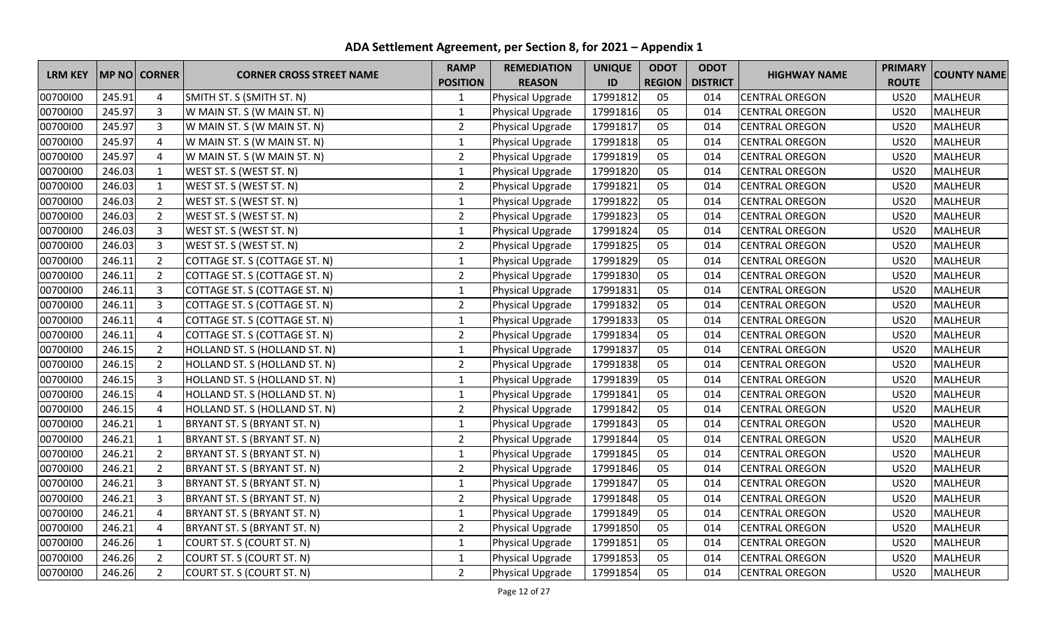# ADA Settlement Agreement, per Section 8, for 2021 – Appendix 1

| LRM KEY | MP NO | CORNER | CORNER CROSS STREET NAME | RAMP POSITION | REMEDIATION REASON | UNIQUE ID | ODOT REGION | ODOT DISTRICT | HIGHWAY NAME | PRIMARY ROUTE | COUNTY NAME |
|---|---|---|---|---|---|---|---|---|---|---|---|
| 00700I00 | 245.91 | 4 | SMITH ST. S (SMITH ST. N) | 1 | Physical Upgrade | 17991812 | 05 | 014 | CENTRAL OREGON | US20 | MALHEUR |
| 00700I00 | 245.97 | 3 | W MAIN ST. S (W MAIN ST. N) | 1 | Physical Upgrade | 17991816 | 05 | 014 | CENTRAL OREGON | US20 | MALHEUR |
| 00700I00 | 245.97 | 3 | W MAIN ST. S (W MAIN ST. N) | 2 | Physical Upgrade | 17991817 | 05 | 014 | CENTRAL OREGON | US20 | MALHEUR |
| 00700I00 | 245.97 | 4 | W MAIN ST. S (W MAIN ST. N) | 1 | Physical Upgrade | 17991818 | 05 | 014 | CENTRAL OREGON | US20 | MALHEUR |
| 00700I00 | 245.97 | 4 | W MAIN ST. S (W MAIN ST. N) | 2 | Physical Upgrade | 17991819 | 05 | 014 | CENTRAL OREGON | US20 | MALHEUR |
| 00700I00 | 246.03 | 1 | WEST ST. S (WEST ST. N) | 1 | Physical Upgrade | 17991820 | 05 | 014 | CENTRAL OREGON | US20 | MALHEUR |
| 00700I00 | 246.03 | 1 | WEST ST. S (WEST ST. N) | 2 | Physical Upgrade | 17991821 | 05 | 014 | CENTRAL OREGON | US20 | MALHEUR |
| 00700I00 | 246.03 | 2 | WEST ST. S (WEST ST. N) | 1 | Physical Upgrade | 17991822 | 05 | 014 | CENTRAL OREGON | US20 | MALHEUR |
| 00700I00 | 246.03 | 2 | WEST ST. S (WEST ST. N) | 2 | Physical Upgrade | 17991823 | 05 | 014 | CENTRAL OREGON | US20 | MALHEUR |
| 00700I00 | 246.03 | 3 | WEST ST. S (WEST ST. N) | 1 | Physical Upgrade | 17991824 | 05 | 014 | CENTRAL OREGON | US20 | MALHEUR |
| 00700I00 | 246.03 | 3 | WEST ST. S (WEST ST. N) | 2 | Physical Upgrade | 17991825 | 05 | 014 | CENTRAL OREGON | US20 | MALHEUR |
| 00700I00 | 246.11 | 2 | COTTAGE ST. S (COTTAGE ST. N) | 1 | Physical Upgrade | 17991829 | 05 | 014 | CENTRAL OREGON | US20 | MALHEUR |
| 00700I00 | 246.11 | 2 | COTTAGE ST. S (COTTAGE ST. N) | 2 | Physical Upgrade | 17991830 | 05 | 014 | CENTRAL OREGON | US20 | MALHEUR |
| 00700I00 | 246.11 | 3 | COTTAGE ST. S (COTTAGE ST. N) | 1 | Physical Upgrade | 17991831 | 05 | 014 | CENTRAL OREGON | US20 | MALHEUR |
| 00700I00 | 246.11 | 3 | COTTAGE ST. S (COTTAGE ST. N) | 2 | Physical Upgrade | 17991832 | 05 | 014 | CENTRAL OREGON | US20 | MALHEUR |
| 00700I00 | 246.11 | 4 | COTTAGE ST. S (COTTAGE ST. N) | 1 | Physical Upgrade | 17991833 | 05 | 014 | CENTRAL OREGON | US20 | MALHEUR |
| 00700I00 | 246.11 | 4 | COTTAGE ST. S (COTTAGE ST. N) | 2 | Physical Upgrade | 17991834 | 05 | 014 | CENTRAL OREGON | US20 | MALHEUR |
| 00700I00 | 246.15 | 2 | HOLLAND ST. S (HOLLAND ST. N) | 1 | Physical Upgrade | 17991837 | 05 | 014 | CENTRAL OREGON | US20 | MALHEUR |
| 00700I00 | 246.15 | 2 | HOLLAND ST. S (HOLLAND ST. N) | 2 | Physical Upgrade | 17991838 | 05 | 014 | CENTRAL OREGON | US20 | MALHEUR |
| 00700I00 | 246.15 | 3 | HOLLAND ST. S (HOLLAND ST. N) | 1 | Physical Upgrade | 17991839 | 05 | 014 | CENTRAL OREGON | US20 | MALHEUR |
| 00700I00 | 246.15 | 4 | HOLLAND ST. S (HOLLAND ST. N) | 1 | Physical Upgrade | 17991841 | 05 | 014 | CENTRAL OREGON | US20 | MALHEUR |
| 00700I00 | 246.15 | 4 | HOLLAND ST. S (HOLLAND ST. N) | 2 | Physical Upgrade | 17991842 | 05 | 014 | CENTRAL OREGON | US20 | MALHEUR |
| 00700I00 | 246.21 | 1 | BRYANT ST. S (BRYANT ST. N) | 1 | Physical Upgrade | 17991843 | 05 | 014 | CENTRAL OREGON | US20 | MALHEUR |
| 00700I00 | 246.21 | 1 | BRYANT ST. S (BRYANT ST. N) | 2 | Physical Upgrade | 17991844 | 05 | 014 | CENTRAL OREGON | US20 | MALHEUR |
| 00700I00 | 246.21 | 2 | BRYANT ST. S (BRYANT ST. N) | 1 | Physical Upgrade | 17991845 | 05 | 014 | CENTRAL OREGON | US20 | MALHEUR |
| 00700I00 | 246.21 | 2 | BRYANT ST. S (BRYANT ST. N) | 2 | Physical Upgrade | 17991846 | 05 | 014 | CENTRAL OREGON | US20 | MALHEUR |
| 00700I00 | 246.21 | 3 | BRYANT ST. S (BRYANT ST. N) | 1 | Physical Upgrade | 17991847 | 05 | 014 | CENTRAL OREGON | US20 | MALHEUR |
| 00700I00 | 246.21 | 3 | BRYANT ST. S (BRYANT ST. N) | 2 | Physical Upgrade | 17991848 | 05 | 014 | CENTRAL OREGON | US20 | MALHEUR |
| 00700I00 | 246.21 | 4 | BRYANT ST. S (BRYANT ST. N) | 1 | Physical Upgrade | 17991849 | 05 | 014 | CENTRAL OREGON | US20 | MALHEUR |
| 00700I00 | 246.21 | 4 | BRYANT ST. S (BRYANT ST. N) | 2 | Physical Upgrade | 17991850 | 05 | 014 | CENTRAL OREGON | US20 | MALHEUR |
| 00700I00 | 246.26 | 1 | COURT ST. S (COURT ST. N) | 1 | Physical Upgrade | 17991851 | 05 | 014 | CENTRAL OREGON | US20 | MALHEUR |
| 00700I00 | 246.26 | 2 | COURT ST. S (COURT ST. N) | 1 | Physical Upgrade | 17991853 | 05 | 014 | CENTRAL OREGON | US20 | MALHEUR |
| 00700I00 | 246.26 | 2 | COURT ST. S (COURT ST. N) | 2 | Physical Upgrade | 17991854 | 05 | 014 | CENTRAL OREGON | US20 | MALHEUR |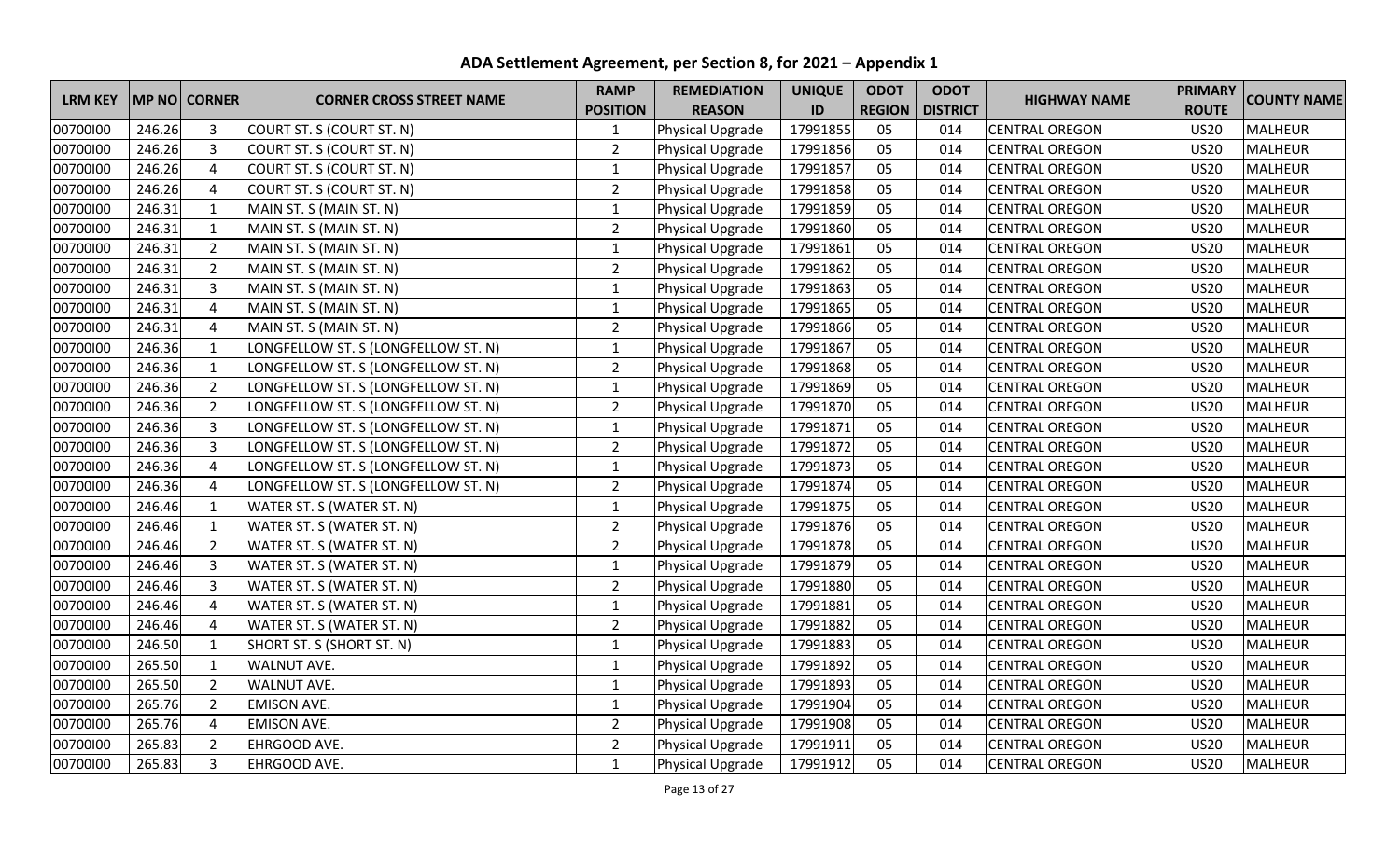# ADA Settlement Agreement, per Section 8, for 2021 – Appendix 1

| LRM KEY | MP NO | CORNER | CORNER CROSS STREET NAME | RAMP POSITION | REMEDIATION REASON | UNIQUE ID | ODOT REGION | ODOT DISTRICT | HIGHWAY NAME | PRIMARY ROUTE | COUNTY NAME |
|---|---|---|---|---|---|---|---|---|---|---|---|
| 00700I00 | 246.26 | 3 | COURT ST. S (COURT ST. N) | 1 | Physical Upgrade | 17991855 | 05 | 014 | CENTRAL OREGON | US20 | MALHEUR |
| 00700I00 | 246.26 | 3 | COURT ST. S (COURT ST. N) | 2 | Physical Upgrade | 17991856 | 05 | 014 | CENTRAL OREGON | US20 | MALHEUR |
| 00700I00 | 246.26 | 4 | COURT ST. S (COURT ST. N) | 1 | Physical Upgrade | 17991857 | 05 | 014 | CENTRAL OREGON | US20 | MALHEUR |
| 00700I00 | 246.26 | 4 | COURT ST. S (COURT ST. N) | 2 | Physical Upgrade | 17991858 | 05 | 014 | CENTRAL OREGON | US20 | MALHEUR |
| 00700I00 | 246.31 | 1 | MAIN ST. S (MAIN ST. N) | 1 | Physical Upgrade | 17991859 | 05 | 014 | CENTRAL OREGON | US20 | MALHEUR |
| 00700I00 | 246.31 | 1 | MAIN ST. S (MAIN ST. N) | 2 | Physical Upgrade | 17991860 | 05 | 014 | CENTRAL OREGON | US20 | MALHEUR |
| 00700I00 | 246.31 | 2 | MAIN ST. S (MAIN ST. N) | 1 | Physical Upgrade | 17991861 | 05 | 014 | CENTRAL OREGON | US20 | MALHEUR |
| 00700I00 | 246.31 | 2 | MAIN ST. S (MAIN ST. N) | 2 | Physical Upgrade | 17991862 | 05 | 014 | CENTRAL OREGON | US20 | MALHEUR |
| 00700I00 | 246.31 | 3 | MAIN ST. S (MAIN ST. N) | 1 | Physical Upgrade | 17991863 | 05 | 014 | CENTRAL OREGON | US20 | MALHEUR |
| 00700I00 | 246.31 | 4 | MAIN ST. S (MAIN ST. N) | 1 | Physical Upgrade | 17991865 | 05 | 014 | CENTRAL OREGON | US20 | MALHEUR |
| 00700I00 | 246.31 | 4 | MAIN ST. S (MAIN ST. N) | 2 | Physical Upgrade | 17991866 | 05 | 014 | CENTRAL OREGON | US20 | MALHEUR |
| 00700I00 | 246.36 | 1 | LONGFELLOW ST. S (LONGFELLOW ST. N) | 1 | Physical Upgrade | 17991867 | 05 | 014 | CENTRAL OREGON | US20 | MALHEUR |
| 00700I00 | 246.36 | 1 | LONGFELLOW ST. S (LONGFELLOW ST. N) | 2 | Physical Upgrade | 17991868 | 05 | 014 | CENTRAL OREGON | US20 | MALHEUR |
| 00700I00 | 246.36 | 2 | LONGFELLOW ST. S (LONGFELLOW ST. N) | 1 | Physical Upgrade | 17991869 | 05 | 014 | CENTRAL OREGON | US20 | MALHEUR |
| 00700I00 | 246.36 | 2 | LONGFELLOW ST. S (LONGFELLOW ST. N) | 2 | Physical Upgrade | 17991870 | 05 | 014 | CENTRAL OREGON | US20 | MALHEUR |
| 00700I00 | 246.36 | 3 | LONGFELLOW ST. S (LONGFELLOW ST. N) | 1 | Physical Upgrade | 17991871 | 05 | 014 | CENTRAL OREGON | US20 | MALHEUR |
| 00700I00 | 246.36 | 3 | LONGFELLOW ST. S (LONGFELLOW ST. N) | 2 | Physical Upgrade | 17991872 | 05 | 014 | CENTRAL OREGON | US20 | MALHEUR |
| 00700I00 | 246.36 | 4 | LONGFELLOW ST. S (LONGFELLOW ST. N) | 1 | Physical Upgrade | 17991873 | 05 | 014 | CENTRAL OREGON | US20 | MALHEUR |
| 00700I00 | 246.36 | 4 | LONGFELLOW ST. S (LONGFELLOW ST. N) | 2 | Physical Upgrade | 17991874 | 05 | 014 | CENTRAL OREGON | US20 | MALHEUR |
| 00700I00 | 246.46 | 1 | WATER ST. S (WATER ST. N) | 1 | Physical Upgrade | 17991875 | 05 | 014 | CENTRAL OREGON | US20 | MALHEUR |
| 00700I00 | 246.46 | 1 | WATER ST. S (WATER ST. N) | 2 | Physical Upgrade | 17991876 | 05 | 014 | CENTRAL OREGON | US20 | MALHEUR |
| 00700I00 | 246.46 | 2 | WATER ST. S (WATER ST. N) | 2 | Physical Upgrade | 17991878 | 05 | 014 | CENTRAL OREGON | US20 | MALHEUR |
| 00700I00 | 246.46 | 3 | WATER ST. S (WATER ST. N) | 1 | Physical Upgrade | 17991879 | 05 | 014 | CENTRAL OREGON | US20 | MALHEUR |
| 00700I00 | 246.46 | 3 | WATER ST. S (WATER ST. N) | 2 | Physical Upgrade | 17991880 | 05 | 014 | CENTRAL OREGON | US20 | MALHEUR |
| 00700I00 | 246.46 | 4 | WATER ST. S (WATER ST. N) | 1 | Physical Upgrade | 17991881 | 05 | 014 | CENTRAL OREGON | US20 | MALHEUR |
| 00700I00 | 246.46 | 4 | WATER ST. S (WATER ST. N) | 2 | Physical Upgrade | 17991882 | 05 | 014 | CENTRAL OREGON | US20 | MALHEUR |
| 00700I00 | 246.50 | 1 | SHORT ST. S (SHORT ST. N) | 1 | Physical Upgrade | 17991883 | 05 | 014 | CENTRAL OREGON | US20 | MALHEUR |
| 00700I00 | 265.50 | 1 | WALNUT AVE. | 1 | Physical Upgrade | 17991892 | 05 | 014 | CENTRAL OREGON | US20 | MALHEUR |
| 00700I00 | 265.50 | 2 | WALNUT AVE. | 1 | Physical Upgrade | 17991893 | 05 | 014 | CENTRAL OREGON | US20 | MALHEUR |
| 00700I00 | 265.76 | 2 | EMISON AVE. | 1 | Physical Upgrade | 17991904 | 05 | 014 | CENTRAL OREGON | US20 | MALHEUR |
| 00700I00 | 265.76 | 4 | EMISON AVE. | 2 | Physical Upgrade | 17991908 | 05 | 014 | CENTRAL OREGON | US20 | MALHEUR |
| 00700I00 | 265.83 | 2 | EHRGOOD AVE. | 2 | Physical Upgrade | 17991911 | 05 | 014 | CENTRAL OREGON | US20 | MALHEUR |
| 00700I00 | 265.83 | 3 | EHRGOOD AVE. | 1 | Physical Upgrade | 17991912 | 05 | 014 | CENTRAL OREGON | US20 | MALHEUR |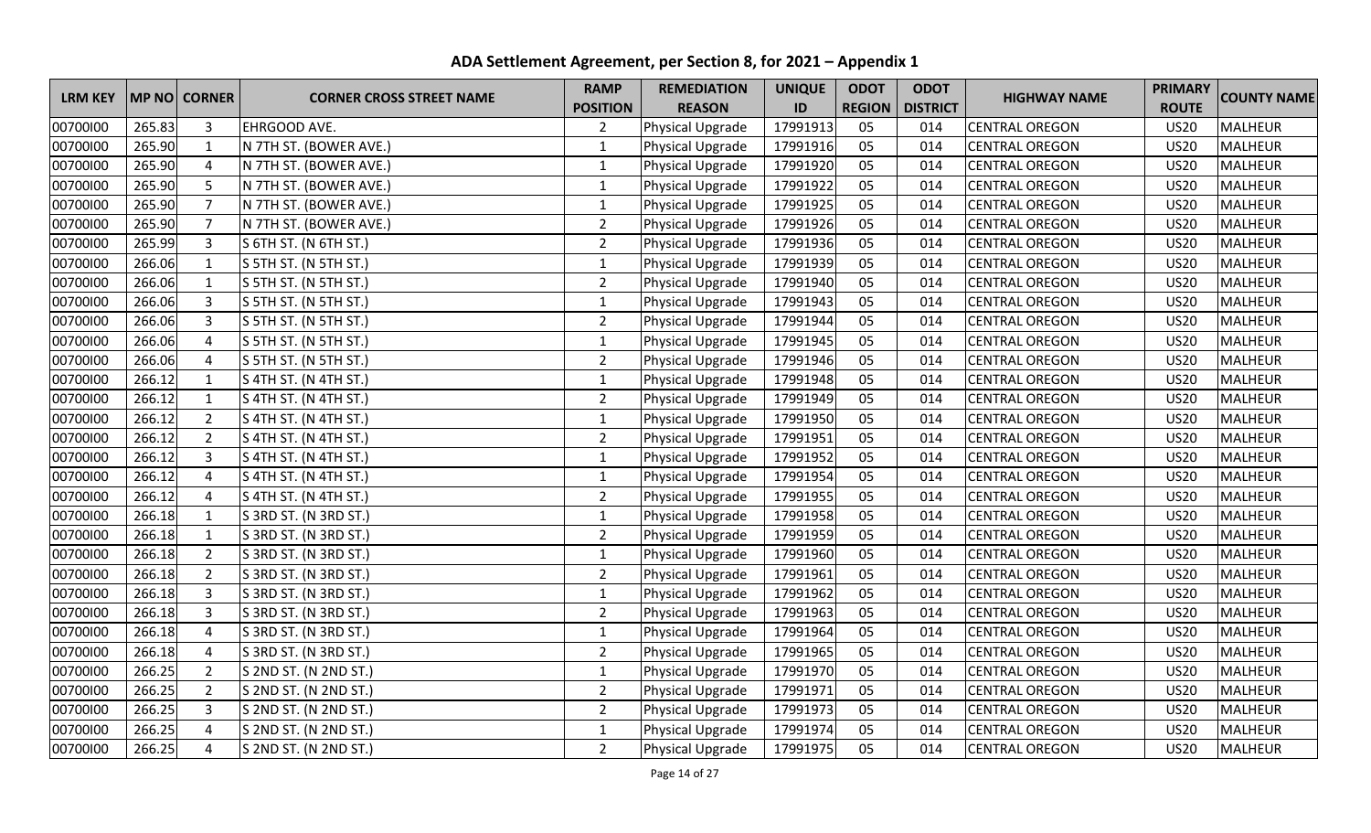# ADA Settlement Agreement, per Section 8, for 2021 – Appendix 1

| LRM KEY | MP NO | CORNER | CORNER CROSS STREET NAME | RAMP POSITION | REMEDIATION REASON | UNIQUE ID | ODOT REGION | ODOT DISTRICT | HIGHWAY NAME | PRIMARY ROUTE | COUNTY NAME |
|---|---|---|---|---|---|---|---|---|---|---|---|
| 00700I00 | 265.83 | 3 | EHRGOOD AVE. | 2 | Physical Upgrade | 17991913 | 05 | 014 | CENTRAL OREGON | US20 | MALHEUR |
| 00700I00 | 265.90 | 1 | N 7TH ST. (BOWER AVE.) | 1 | Physical Upgrade | 17991916 | 05 | 014 | CENTRAL OREGON | US20 | MALHEUR |
| 00700I00 | 265.90 | 4 | N 7TH ST. (BOWER AVE.) | 1 | Physical Upgrade | 17991920 | 05 | 014 | CENTRAL OREGON | US20 | MALHEUR |
| 00700I00 | 265.90 | 5 | N 7TH ST. (BOWER AVE.) | 1 | Physical Upgrade | 17991922 | 05 | 014 | CENTRAL OREGON | US20 | MALHEUR |
| 00700I00 | 265.90 | 7 | N 7TH ST. (BOWER AVE.) | 1 | Physical Upgrade | 17991925 | 05 | 014 | CENTRAL OREGON | US20 | MALHEUR |
| 00700I00 | 265.90 | 7 | N 7TH ST. (BOWER AVE.) | 2 | Physical Upgrade | 17991926 | 05 | 014 | CENTRAL OREGON | US20 | MALHEUR |
| 00700I00 | 265.99 | 3 | S 6TH ST. (N 6TH ST.) | 2 | Physical Upgrade | 17991936 | 05 | 014 | CENTRAL OREGON | US20 | MALHEUR |
| 00700I00 | 266.06 | 1 | S 5TH ST. (N 5TH ST.) | 1 | Physical Upgrade | 17991939 | 05 | 014 | CENTRAL OREGON | US20 | MALHEUR |
| 00700I00 | 266.06 | 1 | S 5TH ST. (N 5TH ST.) | 2 | Physical Upgrade | 17991940 | 05 | 014 | CENTRAL OREGON | US20 | MALHEUR |
| 00700I00 | 266.06 | 3 | S 5TH ST. (N 5TH ST.) | 1 | Physical Upgrade | 17991943 | 05 | 014 | CENTRAL OREGON | US20 | MALHEUR |
| 00700I00 | 266.06 | 3 | S 5TH ST. (N 5TH ST.) | 2 | Physical Upgrade | 17991944 | 05 | 014 | CENTRAL OREGON | US20 | MALHEUR |
| 00700I00 | 266.06 | 4 | S 5TH ST. (N 5TH ST.) | 1 | Physical Upgrade | 17991945 | 05 | 014 | CENTRAL OREGON | US20 | MALHEUR |
| 00700I00 | 266.06 | 4 | S 5TH ST. (N 5TH ST.) | 2 | Physical Upgrade | 17991946 | 05 | 014 | CENTRAL OREGON | US20 | MALHEUR |
| 00700I00 | 266.12 | 1 | S 4TH ST. (N 4TH ST.) | 1 | Physical Upgrade | 17991948 | 05 | 014 | CENTRAL OREGON | US20 | MALHEUR |
| 00700I00 | 266.12 | 1 | S 4TH ST. (N 4TH ST.) | 2 | Physical Upgrade | 17991949 | 05 | 014 | CENTRAL OREGON | US20 | MALHEUR |
| 00700I00 | 266.12 | 2 | S 4TH ST. (N 4TH ST.) | 1 | Physical Upgrade | 17991950 | 05 | 014 | CENTRAL OREGON | US20 | MALHEUR |
| 00700I00 | 266.12 | 2 | S 4TH ST. (N 4TH ST.) | 2 | Physical Upgrade | 17991951 | 05 | 014 | CENTRAL OREGON | US20 | MALHEUR |
| 00700I00 | 266.12 | 3 | S 4TH ST. (N 4TH ST.) | 1 | Physical Upgrade | 17991952 | 05 | 014 | CENTRAL OREGON | US20 | MALHEUR |
| 00700I00 | 266.12 | 4 | S 4TH ST. (N 4TH ST.) | 1 | Physical Upgrade | 17991954 | 05 | 014 | CENTRAL OREGON | US20 | MALHEUR |
| 00700I00 | 266.12 | 4 | S 4TH ST. (N 4TH ST.) | 2 | Physical Upgrade | 17991955 | 05 | 014 | CENTRAL OREGON | US20 | MALHEUR |
| 00700I00 | 266.18 | 1 | S 3RD ST. (N 3RD ST.) | 1 | Physical Upgrade | 17991958 | 05 | 014 | CENTRAL OREGON | US20 | MALHEUR |
| 00700I00 | 266.18 | 1 | S 3RD ST. (N 3RD ST.) | 2 | Physical Upgrade | 17991959 | 05 | 014 | CENTRAL OREGON | US20 | MALHEUR |
| 00700I00 | 266.18 | 2 | S 3RD ST. (N 3RD ST.) | 1 | Physical Upgrade | 17991960 | 05 | 014 | CENTRAL OREGON | US20 | MALHEUR |
| 00700I00 | 266.18 | 2 | S 3RD ST. (N 3RD ST.) | 2 | Physical Upgrade | 17991961 | 05 | 014 | CENTRAL OREGON | US20 | MALHEUR |
| 00700I00 | 266.18 | 3 | S 3RD ST. (N 3RD ST.) | 1 | Physical Upgrade | 17991962 | 05 | 014 | CENTRAL OREGON | US20 | MALHEUR |
| 00700I00 | 266.18 | 3 | S 3RD ST. (N 3RD ST.) | 2 | Physical Upgrade | 17991963 | 05 | 014 | CENTRAL OREGON | US20 | MALHEUR |
| 00700I00 | 266.18 | 4 | S 3RD ST. (N 3RD ST.) | 1 | Physical Upgrade | 17991964 | 05 | 014 | CENTRAL OREGON | US20 | MALHEUR |
| 00700I00 | 266.18 | 4 | S 3RD ST. (N 3RD ST.) | 2 | Physical Upgrade | 17991965 | 05 | 014 | CENTRAL OREGON | US20 | MALHEUR |
| 00700I00 | 266.25 | 2 | S 2ND ST. (N 2ND ST.) | 1 | Physical Upgrade | 17991970 | 05 | 014 | CENTRAL OREGON | US20 | MALHEUR |
| 00700I00 | 266.25 | 2 | S 2ND ST. (N 2ND ST.) | 2 | Physical Upgrade | 17991971 | 05 | 014 | CENTRAL OREGON | US20 | MALHEUR |
| 00700I00 | 266.25 | 3 | S 2ND ST. (N 2ND ST.) | 2 | Physical Upgrade | 17991973 | 05 | 014 | CENTRAL OREGON | US20 | MALHEUR |
| 00700I00 | 266.25 | 4 | S 2ND ST. (N 2ND ST.) | 1 | Physical Upgrade | 17991974 | 05 | 014 | CENTRAL OREGON | US20 | MALHEUR |
| 00700I00 | 266.25 | 4 | S 2ND ST. (N 2ND ST.) | 2 | Physical Upgrade | 17991975 | 05 | 014 | CENTRAL OREGON | US20 | MALHEUR |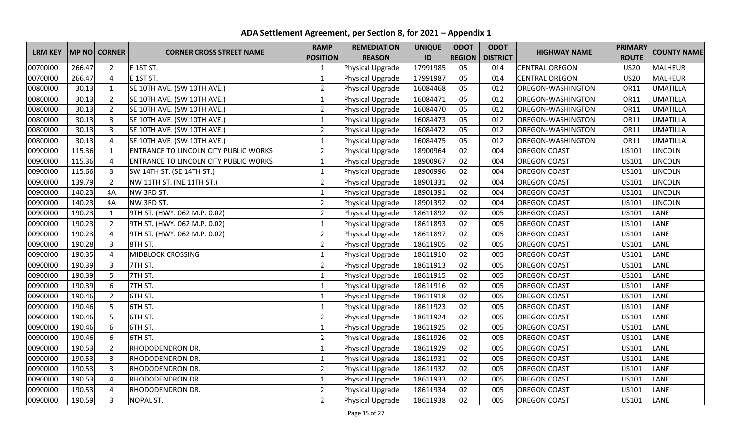# ADA Settlement Agreement, per Section 8, for 2021 – Appendix 1

| LRM KEY | MP NO | CORNER | CORNER CROSS STREET NAME | RAMP POSITION | REMEDIATION REASON | UNIQUE ID | ODOT REGION | ODOT DISTRICT | HIGHWAY NAME | PRIMARY ROUTE | COUNTY NAME |
|---|---|---|---|---|---|---|---|---|---|---|---|
| 00700I00 | 266.47 | 2 | E 1ST ST. | 1 | Physical Upgrade | 17991985 | 05 | 014 | CENTRAL OREGON | US20 | MALHEUR |
| 00700I00 | 266.47 | 4 | E 1ST ST. | 1 | Physical Upgrade | 17991987 | 05 | 014 | CENTRAL OREGON | US20 | MALHEUR |
| 00800I00 | 30.13 | 1 | SE 10TH AVE. (SW 10TH AVE.) | 2 | Physical Upgrade | 16084468 | 05 | 012 | OREGON-WASHINGTON | OR11 | UMATILLA |
| 00800I00 | 30.13 | 2 | SE 10TH AVE. (SW 10TH AVE.) | 1 | Physical Upgrade | 16084471 | 05 | 012 | OREGON-WASHINGTON | OR11 | UMATILLA |
| 00800I00 | 30.13 | 2 | SE 10TH AVE. (SW 10TH AVE.) | 2 | Physical Upgrade | 16084470 | 05 | 012 | OREGON-WASHINGTON | OR11 | UMATILLA |
| 00800I00 | 30.13 | 3 | SE 10TH AVE. (SW 10TH AVE.) | 1 | Physical Upgrade | 16084473 | 05 | 012 | OREGON-WASHINGTON | OR11 | UMATILLA |
| 00800I00 | 30.13 | 3 | SE 10TH AVE. (SW 10TH AVE.) | 2 | Physical Upgrade | 16084472 | 05 | 012 | OREGON-WASHINGTON | OR11 | UMATILLA |
| 00800I00 | 30.13 | 4 | SE 10TH AVE. (SW 10TH AVE.) | 1 | Physical Upgrade | 16084475 | 05 | 012 | OREGON-WASHINGTON | OR11 | UMATILLA |
| 00900I00 | 115.36 | 1 | ENTRANCE TO LINCOLN CITY PUBLIC WORKS | 2 | Physical Upgrade | 18900964 | 02 | 004 | OREGON COAST | US101 | LINCOLN |
| 00900I00 | 115.36 | 4 | ENTRANCE TO LINCOLN CITY PUBLIC WORKS | 1 | Physical Upgrade | 18900967 | 02 | 004 | OREGON COAST | US101 | LINCOLN |
| 00900I00 | 115.66 | 3 | SW 14TH ST. (SE 14TH ST.) | 1 | Physical Upgrade | 18900996 | 02 | 004 | OREGON COAST | US101 | LINCOLN |
| 00900I00 | 139.79 | 2 | NW 11TH ST. (NE 11TH ST.) | 2 | Physical Upgrade | 18901331 | 02 | 004 | OREGON COAST | US101 | LINCOLN |
| 00900I00 | 140.23 | 4A | NW 3RD ST. | 1 | Physical Upgrade | 18901391 | 02 | 004 | OREGON COAST | US101 | LINCOLN |
| 00900I00 | 140.23 | 4A | NW 3RD ST. | 2 | Physical Upgrade | 18901392 | 02 | 004 | OREGON COAST | US101 | LINCOLN |
| 00900I00 | 190.23 | 1 | 9TH ST. (HWY. 062 M.P. 0.02) | 2 | Physical Upgrade | 18611892 | 02 | 005 | OREGON COAST | US101 | LANE |
| 00900I00 | 190.23 | 2 | 9TH ST. (HWY. 062 M.P. 0.02) | 1 | Physical Upgrade | 18611893 | 02 | 005 | OREGON COAST | US101 | LANE |
| 00900I00 | 190.23 | 4 | 9TH ST. (HWY. 062 M.P. 0.02) | 2 | Physical Upgrade | 18611897 | 02 | 005 | OREGON COAST | US101 | LANE |
| 00900I00 | 190.28 | 3 | 8TH ST. | 2 | Physical Upgrade | 18611905 | 02 | 005 | OREGON COAST | US101 | LANE |
| 00900I00 | 190.35 | 4 | MIDBLOCK CROSSING | 1 | Physical Upgrade | 18611910 | 02 | 005 | OREGON COAST | US101 | LANE |
| 00900I00 | 190.39 | 3 | 7TH ST. | 2 | Physical Upgrade | 18611913 | 02 | 005 | OREGON COAST | US101 | LANE |
| 00900I00 | 190.39 | 5 | 7TH ST. | 1 | Physical Upgrade | 18611915 | 02 | 005 | OREGON COAST | US101 | LANE |
| 00900I00 | 190.39 | 6 | 7TH ST. | 1 | Physical Upgrade | 18611916 | 02 | 005 | OREGON COAST | US101 | LANE |
| 00900I00 | 190.46 | 2 | 6TH ST. | 1 | Physical Upgrade | 18611918 | 02 | 005 | OREGON COAST | US101 | LANE |
| 00900I00 | 190.46 | 5 | 6TH ST. | 1 | Physical Upgrade | 18611923 | 02 | 005 | OREGON COAST | US101 | LANE |
| 00900I00 | 190.46 | 5 | 6TH ST. | 2 | Physical Upgrade | 18611924 | 02 | 005 | OREGON COAST | US101 | LANE |
| 00900I00 | 190.46 | 6 | 6TH ST. | 1 | Physical Upgrade | 18611925 | 02 | 005 | OREGON COAST | US101 | LANE |
| 00900I00 | 190.46 | 6 | 6TH ST. | 2 | Physical Upgrade | 18611926 | 02 | 005 | OREGON COAST | US101 | LANE |
| 00900I00 | 190.53 | 2 | RHODODENDRON DR. | 1 | Physical Upgrade | 18611929 | 02 | 005 | OREGON COAST | US101 | LANE |
| 00900I00 | 190.53 | 3 | RHODODENDRON DR. | 1 | Physical Upgrade | 18611931 | 02 | 005 | OREGON COAST | US101 | LANE |
| 00900I00 | 190.53 | 3 | RHODODENDRON DR. | 2 | Physical Upgrade | 18611932 | 02 | 005 | OREGON COAST | US101 | LANE |
| 00900I00 | 190.53 | 4 | RHODODENDRON DR. | 1 | Physical Upgrade | 18611933 | 02 | 005 | OREGON COAST | US101 | LANE |
| 00900I00 | 190.53 | 4 | RHODODENDRON DR. | 2 | Physical Upgrade | 18611934 | 02 | 005 | OREGON COAST | US101 | LANE |
| 00900I00 | 190.59 | 3 | NOPAL ST. | 2 | Physical Upgrade | 18611938 | 02 | 005 | OREGON COAST | US101 | LANE |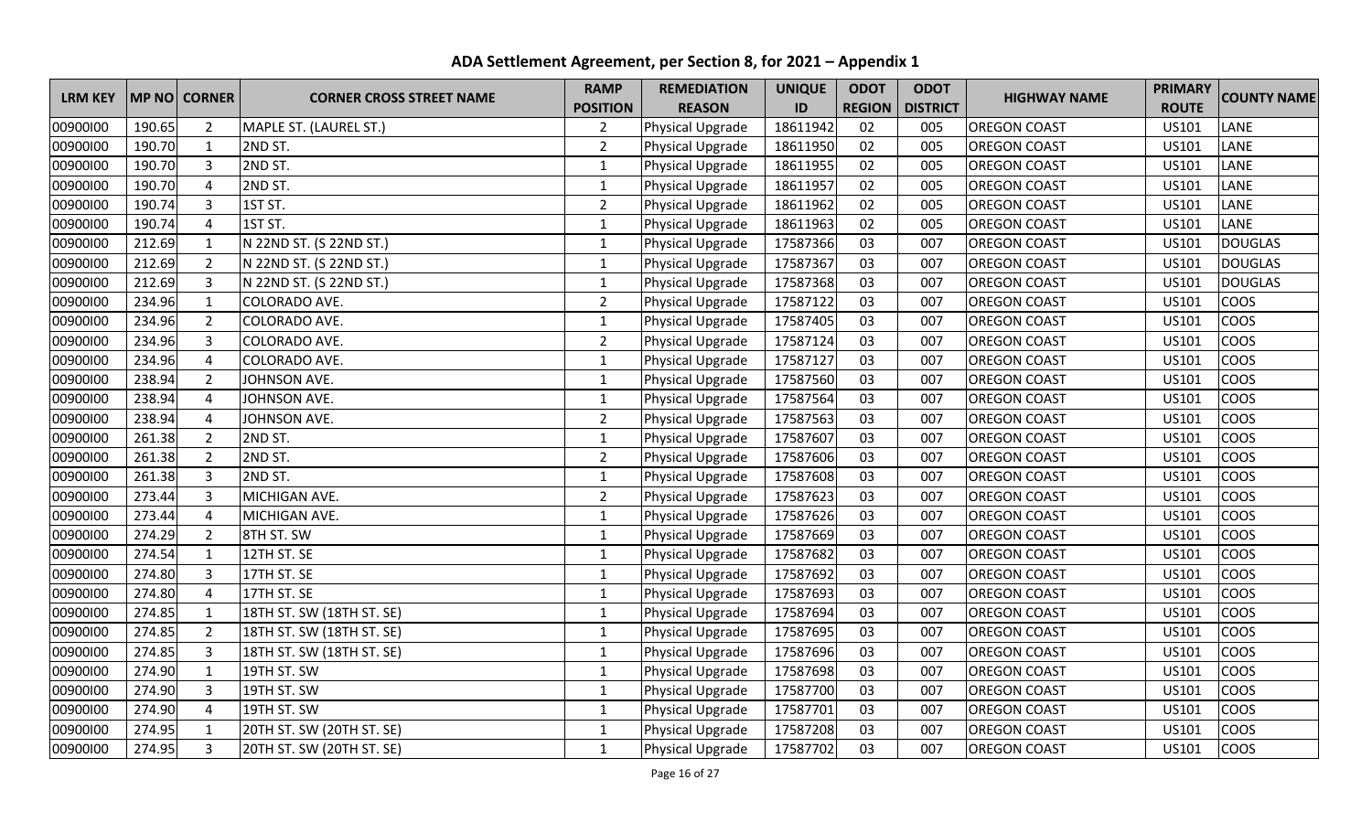# ADA Settlement Agreement, per Section 8, for 2021 – Appendix 1

| LRM KEY | MP NO | CORNER | CORNER CROSS STREET NAME | RAMP POSITION | REMEDIATION REASON | UNIQUE ID | ODOT REGION | ODOT DISTRICT | HIGHWAY NAME | PRIMARY ROUTE | COUNTY NAME |
|---|---|---|---|---|---|---|---|---|---|---|---|
| 00900I00 | 190.65 | 2 | MAPLE ST. (LAUREL ST.) | 2 | Physical Upgrade | 18611942 | 02 | 005 | OREGON COAST | US101 | LANE |
| 00900I00 | 190.70 | 1 | 2ND ST. | 2 | Physical Upgrade | 18611950 | 02 | 005 | OREGON COAST | US101 | LANE |
| 00900I00 | 190.70 | 3 | 2ND ST. | 1 | Physical Upgrade | 18611955 | 02 | 005 | OREGON COAST | US101 | LANE |
| 00900I00 | 190.70 | 4 | 2ND ST. | 1 | Physical Upgrade | 18611957 | 02 | 005 | OREGON COAST | US101 | LANE |
| 00900I00 | 190.74 | 3 | 1ST ST. | 2 | Physical Upgrade | 18611962 | 02 | 005 | OREGON COAST | US101 | LANE |
| 00900I00 | 190.74 | 4 | 1ST ST. | 1 | Physical Upgrade | 18611963 | 02 | 005 | OREGON COAST | US101 | LANE |
| 00900I00 | 212.69 | 1 | N 22ND ST. (S 22ND ST.) | 1 | Physical Upgrade | 17587366 | 03 | 007 | OREGON COAST | US101 | DOUGLAS |
| 00900I00 | 212.69 | 2 | N 22ND ST. (S 22ND ST.) | 1 | Physical Upgrade | 17587367 | 03 | 007 | OREGON COAST | US101 | DOUGLAS |
| 00900I00 | 212.69 | 3 | N 22ND ST. (S 22ND ST.) | 1 | Physical Upgrade | 17587368 | 03 | 007 | OREGON COAST | US101 | DOUGLAS |
| 00900I00 | 234.96 | 1 | COLORADO AVE. | 2 | Physical Upgrade | 17587122 | 03 | 007 | OREGON COAST | US101 | COOS |
| 00900I00 | 234.96 | 2 | COLORADO AVE. | 1 | Physical Upgrade | 17587405 | 03 | 007 | OREGON COAST | US101 | COOS |
| 00900I00 | 234.96 | 3 | COLORADO AVE. | 2 | Physical Upgrade | 17587124 | 03 | 007 | OREGON COAST | US101 | COOS |
| 00900I00 | 234.96 | 4 | COLORADO AVE. | 1 | Physical Upgrade | 17587127 | 03 | 007 | OREGON COAST | US101 | COOS |
| 00900I00 | 238.94 | 2 | JOHNSON AVE. | 1 | Physical Upgrade | 17587560 | 03 | 007 | OREGON COAST | US101 | COOS |
| 00900I00 | 238.94 | 4 | JOHNSON AVE. | 1 | Physical Upgrade | 17587564 | 03 | 007 | OREGON COAST | US101 | COOS |
| 00900I00 | 238.94 | 4 | JOHNSON AVE. | 2 | Physical Upgrade | 17587563 | 03 | 007 | OREGON COAST | US101 | COOS |
| 00900I00 | 261.38 | 2 | 2ND ST. | 1 | Physical Upgrade | 17587607 | 03 | 007 | OREGON COAST | US101 | COOS |
| 00900I00 | 261.38 | 2 | 2ND ST. | 2 | Physical Upgrade | 17587606 | 03 | 007 | OREGON COAST | US101 | COOS |
| 00900I00 | 261.38 | 3 | 2ND ST. | 1 | Physical Upgrade | 17587608 | 03 | 007 | OREGON COAST | US101 | COOS |
| 00900I00 | 273.44 | 3 | MICHIGAN AVE. | 2 | Physical Upgrade | 17587623 | 03 | 007 | OREGON COAST | US101 | COOS |
| 00900I00 | 273.44 | 4 | MICHIGAN AVE. | 1 | Physical Upgrade | 17587626 | 03 | 007 | OREGON COAST | US101 | COOS |
| 00900I00 | 274.29 | 2 | 8TH ST. SW | 1 | Physical Upgrade | 17587669 | 03 | 007 | OREGON COAST | US101 | COOS |
| 00900I00 | 274.54 | 1 | 12TH ST. SE | 1 | Physical Upgrade | 17587682 | 03 | 007 | OREGON COAST | US101 | COOS |
| 00900I00 | 274.80 | 3 | 17TH ST. SE | 1 | Physical Upgrade | 17587692 | 03 | 007 | OREGON COAST | US101 | COOS |
| 00900I00 | 274.80 | 4 | 17TH ST. SE | 1 | Physical Upgrade | 17587693 | 03 | 007 | OREGON COAST | US101 | COOS |
| 00900I00 | 274.85 | 1 | 18TH ST. SW (18TH ST. SE) | 1 | Physical Upgrade | 17587694 | 03 | 007 | OREGON COAST | US101 | COOS |
| 00900I00 | 274.85 | 2 | 18TH ST. SW (18TH ST. SE) | 1 | Physical Upgrade | 17587695 | 03 | 007 | OREGON COAST | US101 | COOS |
| 00900I00 | 274.85 | 3 | 18TH ST. SW (18TH ST. SE) | 1 | Physical Upgrade | 17587696 | 03 | 007 | OREGON COAST | US101 | COOS |
| 00900I00 | 274.90 | 1 | 19TH ST. SW | 1 | Physical Upgrade | 17587698 | 03 | 007 | OREGON COAST | US101 | COOS |
| 00900I00 | 274.90 | 3 | 19TH ST. SW | 1 | Physical Upgrade | 17587700 | 03 | 007 | OREGON COAST | US101 | COOS |
| 00900I00 | 274.90 | 4 | 19TH ST. SW | 1 | Physical Upgrade | 17587701 | 03 | 007 | OREGON COAST | US101 | COOS |
| 00900I00 | 274.95 | 1 | 20TH ST. SW (20TH ST. SE) | 1 | Physical Upgrade | 17587208 | 03 | 007 | OREGON COAST | US101 | COOS |
| 00900I00 | 274.95 | 3 | 20TH ST. SW (20TH ST. SE) | 1 | Physical Upgrade | 17587702 | 03 | 007 | OREGON COAST | US101 | COOS |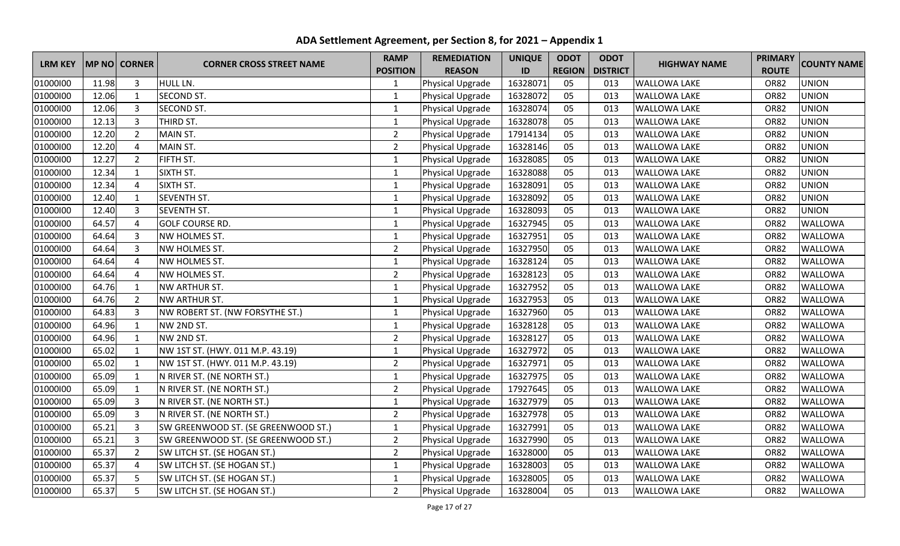# ADA Settlement Agreement, per Section 8, for 2021 – Appendix 1

| LRM KEY | MP NO | CORNER | CORNER CROSS STREET NAME | RAMP POSITION | REMEDIATION REASON | UNIQUE ID | ODOT REGION | ODOT DISTRICT | HIGHWAY NAME | PRIMARY ROUTE | COUNTY NAME |
|---|---|---|---|---|---|---|---|---|---|---|---|
| 01000I00 | 11.98 | 3 | HULL LN. | 1 | Physical Upgrade | 16328071 | 05 | 013 | WALLOWA LAKE | OR82 | UNION |
| 01000I00 | 12.06 | 1 | SECOND ST. | 1 | Physical Upgrade | 16328072 | 05 | 013 | WALLOWA LAKE | OR82 | UNION |
| 01000I00 | 12.06 | 3 | SECOND ST. | 1 | Physical Upgrade | 16328074 | 05 | 013 | WALLOWA LAKE | OR82 | UNION |
| 01000I00 | 12.13 | 3 | THIRD ST. | 1 | Physical Upgrade | 16328078 | 05 | 013 | WALLOWA LAKE | OR82 | UNION |
| 01000I00 | 12.20 | 2 | MAIN ST. | 2 | Physical Upgrade | 17914134 | 05 | 013 | WALLOWA LAKE | OR82 | UNION |
| 01000I00 | 12.20 | 4 | MAIN ST. | 2 | Physical Upgrade | 16328146 | 05 | 013 | WALLOWA LAKE | OR82 | UNION |
| 01000I00 | 12.27 | 2 | FIFTH ST. | 1 | Physical Upgrade | 16328085 | 05 | 013 | WALLOWA LAKE | OR82 | UNION |
| 01000I00 | 12.34 | 1 | SIXTH ST. | 1 | Physical Upgrade | 16328088 | 05 | 013 | WALLOWA LAKE | OR82 | UNION |
| 01000I00 | 12.34 | 4 | SIXTH ST. | 1 | Physical Upgrade | 16328091 | 05 | 013 | WALLOWA LAKE | OR82 | UNION |
| 01000I00 | 12.40 | 1 | SEVENTH ST. | 1 | Physical Upgrade | 16328092 | 05 | 013 | WALLOWA LAKE | OR82 | UNION |
| 01000I00 | 12.40 | 3 | SEVENTH ST. | 1 | Physical Upgrade | 16328093 | 05 | 013 | WALLOWA LAKE | OR82 | UNION |
| 01000I00 | 64.57 | 4 | GOLF COURSE RD. | 1 | Physical Upgrade | 16327945 | 05 | 013 | WALLOWA LAKE | OR82 | WALLOWA |
| 01000I00 | 64.64 | 3 | NW HOLMES ST. | 1 | Physical Upgrade | 16327951 | 05 | 013 | WALLOWA LAKE | OR82 | WALLOWA |
| 01000I00 | 64.64 | 3 | NW HOLMES ST. | 2 | Physical Upgrade | 16327950 | 05 | 013 | WALLOWA LAKE | OR82 | WALLOWA |
| 01000I00 | 64.64 | 4 | NW HOLMES ST. | 1 | Physical Upgrade | 16328124 | 05 | 013 | WALLOWA LAKE | OR82 | WALLOWA |
| 01000I00 | 64.64 | 4 | NW HOLMES ST. | 2 | Physical Upgrade | 16328123 | 05 | 013 | WALLOWA LAKE | OR82 | WALLOWA |
| 01000I00 | 64.76 | 1 | NW ARTHUR ST. | 1 | Physical Upgrade | 16327952 | 05 | 013 | WALLOWA LAKE | OR82 | WALLOWA |
| 01000I00 | 64.76 | 2 | NW ARTHUR ST. | 1 | Physical Upgrade | 16327953 | 05 | 013 | WALLOWA LAKE | OR82 | WALLOWA |
| 01000I00 | 64.83 | 3 | NW ROBERT ST. (NW FORSYTHE ST.) | 1 | Physical Upgrade | 16327960 | 05 | 013 | WALLOWA LAKE | OR82 | WALLOWA |
| 01000I00 | 64.96 | 1 | NW 2ND ST. | 1 | Physical Upgrade | 16328128 | 05 | 013 | WALLOWA LAKE | OR82 | WALLOWA |
| 01000I00 | 64.96 | 1 | NW 2ND ST. | 2 | Physical Upgrade | 16328127 | 05 | 013 | WALLOWA LAKE | OR82 | WALLOWA |
| 01000I00 | 65.02 | 1 | NW 1ST ST. (HWY. 011 M.P. 43.19) | 1 | Physical Upgrade | 16327972 | 05 | 013 | WALLOWA LAKE | OR82 | WALLOWA |
| 01000I00 | 65.02 | 1 | NW 1ST ST. (HWY. 011 M.P. 43.19) | 2 | Physical Upgrade | 16327971 | 05 | 013 | WALLOWA LAKE | OR82 | WALLOWA |
| 01000I00 | 65.09 | 1 | N RIVER ST. (NE NORTH ST.) | 1 | Physical Upgrade | 16327975 | 05 | 013 | WALLOWA LAKE | OR82 | WALLOWA |
| 01000I00 | 65.09 | 1 | N RIVER ST. (NE NORTH ST.) | 2 | Physical Upgrade | 17927645 | 05 | 013 | WALLOWA LAKE | OR82 | WALLOWA |
| 01000I00 | 65.09 | 3 | N RIVER ST. (NE NORTH ST.) | 1 | Physical Upgrade | 16327979 | 05 | 013 | WALLOWA LAKE | OR82 | WALLOWA |
| 01000I00 | 65.09 | 3 | N RIVER ST. (NE NORTH ST.) | 2 | Physical Upgrade | 16327978 | 05 | 013 | WALLOWA LAKE | OR82 | WALLOWA |
| 01000I00 | 65.21 | 3 | SW GREENWOOD ST. (SE GREENWOOD ST.) | 1 | Physical Upgrade | 16327991 | 05 | 013 | WALLOWA LAKE | OR82 | WALLOWA |
| 01000I00 | 65.21 | 3 | SW GREENWOOD ST. (SE GREENWOOD ST.) | 2 | Physical Upgrade | 16327990 | 05 | 013 | WALLOWA LAKE | OR82 | WALLOWA |
| 01000I00 | 65.37 | 2 | SW LITCH ST. (SE HOGAN ST.) | 2 | Physical Upgrade | 16328000 | 05 | 013 | WALLOWA LAKE | OR82 | WALLOWA |
| 01000I00 | 65.37 | 4 | SW LITCH ST. (SE HOGAN ST.) | 1 | Physical Upgrade | 16328003 | 05 | 013 | WALLOWA LAKE | OR82 | WALLOWA |
| 01000I00 | 65.37 | 5 | SW LITCH ST. (SE HOGAN ST.) | 1 | Physical Upgrade | 16328005 | 05 | 013 | WALLOWA LAKE | OR82 | WALLOWA |
| 01000I00 | 65.37 | 5 | SW LITCH ST. (SE HOGAN ST.) | 2 | Physical Upgrade | 16328004 | 05 | 013 | WALLOWA LAKE | OR82 | WALLOWA |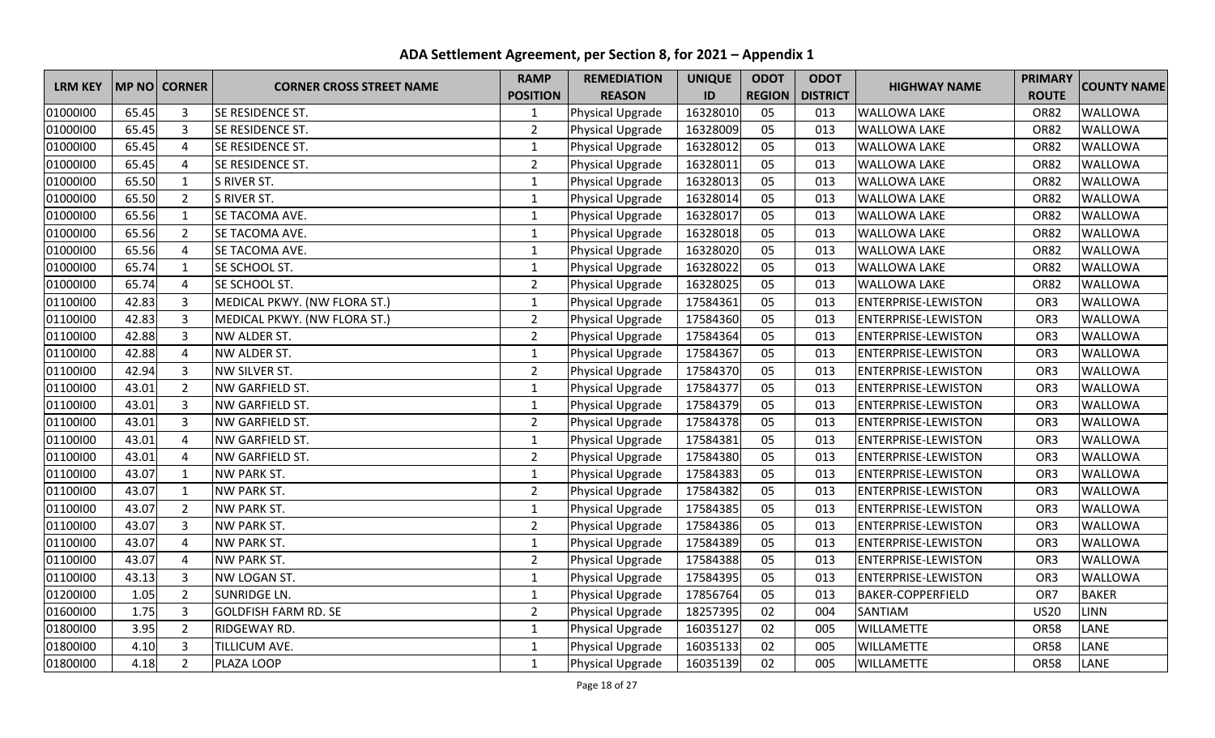# ADA Settlement Agreement, per Section 8, for 2021 – Appendix 1

| LRM KEY | MP NO | CORNER | CORNER CROSS STREET NAME | RAMP POSITION | REMEDIATION REASON | UNIQUE ID | ODOT REGION | ODOT DISTRICT | HIGHWAY NAME | PRIMARY ROUTE | COUNTY NAME |
|---|---|---|---|---|---|---|---|---|---|---|---|
| 01000I00 | 65.45 | 3 | SE RESIDENCE ST. | 1 | Physical Upgrade | 16328010 | 05 | 013 | WALLOWA LAKE | OR82 | WALLOWA |
| 01000I00 | 65.45 | 3 | SE RESIDENCE ST. | 2 | Physical Upgrade | 16328009 | 05 | 013 | WALLOWA LAKE | OR82 | WALLOWA |
| 01000I00 | 65.45 | 4 | SE RESIDENCE ST. | 1 | Physical Upgrade | 16328012 | 05 | 013 | WALLOWA LAKE | OR82 | WALLOWA |
| 01000I00 | 65.45 | 4 | SE RESIDENCE ST. | 2 | Physical Upgrade | 16328011 | 05 | 013 | WALLOWA LAKE | OR82 | WALLOWA |
| 01000I00 | 65.50 | 1 | S RIVER ST. | 1 | Physical Upgrade | 16328013 | 05 | 013 | WALLOWA LAKE | OR82 | WALLOWA |
| 01000I00 | 65.50 | 2 | S RIVER ST. | 1 | Physical Upgrade | 16328014 | 05 | 013 | WALLOWA LAKE | OR82 | WALLOWA |
| 01000I00 | 65.56 | 1 | SE TACOMA AVE. | 1 | Physical Upgrade | 16328017 | 05 | 013 | WALLOWA LAKE | OR82 | WALLOWA |
| 01000I00 | 65.56 | 2 | SE TACOMA AVE. | 1 | Physical Upgrade | 16328018 | 05 | 013 | WALLOWA LAKE | OR82 | WALLOWA |
| 01000I00 | 65.56 | 4 | SE TACOMA AVE. | 1 | Physical Upgrade | 16328020 | 05 | 013 | WALLOWA LAKE | OR82 | WALLOWA |
| 01000I00 | 65.74 | 1 | SE SCHOOL ST. | 1 | Physical Upgrade | 16328022 | 05 | 013 | WALLOWA LAKE | OR82 | WALLOWA |
| 01000I00 | 65.74 | 4 | SE SCHOOL ST. | 2 | Physical Upgrade | 16328025 | 05 | 013 | WALLOWA LAKE | OR82 | WALLOWA |
| 01100I00 | 42.83 | 3 | MEDICAL PKWY. (NW FLORA ST.) | 1 | Physical Upgrade | 17584361 | 05 | 013 | ENTERPRISE-LEWISTON | OR3 | WALLOWA |
| 01100I00 | 42.83 | 3 | MEDICAL PKWY. (NW FLORA ST.) | 2 | Physical Upgrade | 17584360 | 05 | 013 | ENTERPRISE-LEWISTON | OR3 | WALLOWA |
| 01100I00 | 42.88 | 3 | NW ALDER ST. | 2 | Physical Upgrade | 17584364 | 05 | 013 | ENTERPRISE-LEWISTON | OR3 | WALLOWA |
| 01100I00 | 42.88 | 4 | NW ALDER ST. | 1 | Physical Upgrade | 17584367 | 05 | 013 | ENTERPRISE-LEWISTON | OR3 | WALLOWA |
| 01100I00 | 42.94 | 3 | NW SILVER ST. | 2 | Physical Upgrade | 17584370 | 05 | 013 | ENTERPRISE-LEWISTON | OR3 | WALLOWA |
| 01100I00 | 43.01 | 2 | NW GARFIELD ST. | 1 | Physical Upgrade | 17584377 | 05 | 013 | ENTERPRISE-LEWISTON | OR3 | WALLOWA |
| 01100I00 | 43.01 | 3 | NW GARFIELD ST. | 1 | Physical Upgrade | 17584379 | 05 | 013 | ENTERPRISE-LEWISTON | OR3 | WALLOWA |
| 01100I00 | 43.01 | 3 | NW GARFIELD ST. | 2 | Physical Upgrade | 17584378 | 05 | 013 | ENTERPRISE-LEWISTON | OR3 | WALLOWA |
| 01100I00 | 43.01 | 4 | NW GARFIELD ST. | 1 | Physical Upgrade | 17584381 | 05 | 013 | ENTERPRISE-LEWISTON | OR3 | WALLOWA |
| 01100I00 | 43.01 | 4 | NW GARFIELD ST. | 2 | Physical Upgrade | 17584380 | 05 | 013 | ENTERPRISE-LEWISTON | OR3 | WALLOWA |
| 01100I00 | 43.07 | 1 | NW PARK ST. | 1 | Physical Upgrade | 17584383 | 05 | 013 | ENTERPRISE-LEWISTON | OR3 | WALLOWA |
| 01100I00 | 43.07 | 1 | NW PARK ST. | 2 | Physical Upgrade | 17584382 | 05 | 013 | ENTERPRISE-LEWISTON | OR3 | WALLOWA |
| 01100I00 | 43.07 | 2 | NW PARK ST. | 1 | Physical Upgrade | 17584385 | 05 | 013 | ENTERPRISE-LEWISTON | OR3 | WALLOWA |
| 01100I00 | 43.07 | 3 | NW PARK ST. | 2 | Physical Upgrade | 17584386 | 05 | 013 | ENTERPRISE-LEWISTON | OR3 | WALLOWA |
| 01100I00 | 43.07 | 4 | NW PARK ST. | 1 | Physical Upgrade | 17584389 | 05 | 013 | ENTERPRISE-LEWISTON | OR3 | WALLOWA |
| 01100I00 | 43.07 | 4 | NW PARK ST. | 2 | Physical Upgrade | 17584388 | 05 | 013 | ENTERPRISE-LEWISTON | OR3 | WALLOWA |
| 01100I00 | 43.13 | 3 | NW LOGAN ST. | 1 | Physical Upgrade | 17584395 | 05 | 013 | ENTERPRISE-LEWISTON | OR3 | WALLOWA |
| 01200I00 | 1.05 | 2 | SUNRIDGE LN. | 1 | Physical Upgrade | 17856764 | 05 | 013 | BAKER-COPPERFIELD | OR7 | BAKER |
| 01600I00 | 1.75 | 3 | GOLDFISH FARM RD. SE | 2 | Physical Upgrade | 18257395 | 02 | 004 | SANTIAM | US20 | LINN |
| 01800I00 | 3.95 | 2 | RIDGEWAY RD. | 1 | Physical Upgrade | 16035127 | 02 | 005 | WILLAMETTE | OR58 | LANE |
| 01800I00 | 4.10 | 3 | TILLICUM AVE. | 1 | Physical Upgrade | 16035133 | 02 | 005 | WILLAMETTE | OR58 | LANE |
| 01800I00 | 4.18 | 2 | PLAZA LOOP | 1 | Physical Upgrade | 16035139 | 02 | 005 | WILLAMETTE | OR58 | LANE |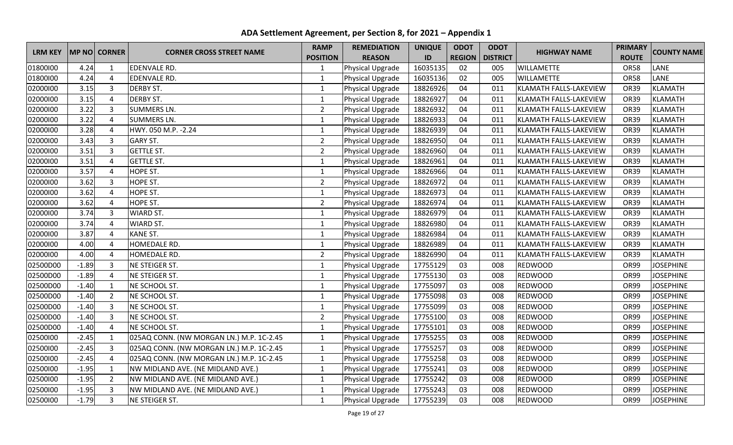# ADA Settlement Agreement, per Section 8, for 2021 – Appendix 1

| LRM KEY | MP NO | CORNER | CORNER CROSS STREET NAME | RAMP POSITION | REMEDIATION REASON | UNIQUE ID | ODOT REGION | ODOT DISTRICT | HIGHWAY NAME | PRIMARY ROUTE | COUNTY NAME |
|---|---|---|---|---|---|---|---|---|---|---|---|
| 01800I00 | 4.24 | 1 | EDENVALE RD. | 1 | Physical Upgrade | 16035135 | 02 | 005 | WILLAMETTE | OR58 | LANE |
| 01800I00 | 4.24 | 4 | EDENVALE RD. | 1 | Physical Upgrade | 16035136 | 02 | 005 | WILLAMETTE | OR58 | LANE |
| 02000I00 | 3.15 | 3 | DERBY ST. | 1 | Physical Upgrade | 18826926 | 04 | 011 | KLAMATH FALLS-LAKEVIEW | OR39 | KLAMATH |
| 02000I00 | 3.15 | 4 | DERBY ST. | 1 | Physical Upgrade | 18826927 | 04 | 011 | KLAMATH FALLS-LAKEVIEW | OR39 | KLAMATH |
| 02000I00 | 3.22 | 3 | SUMMERS LN. | 2 | Physical Upgrade | 18826932 | 04 | 011 | KLAMATH FALLS-LAKEVIEW | OR39 | KLAMATH |
| 02000I00 | 3.22 | 4 | SUMMERS LN. | 1 | Physical Upgrade | 18826933 | 04 | 011 | KLAMATH FALLS-LAKEVIEW | OR39 | KLAMATH |
| 02000I00 | 3.28 | 4 | HWY. 050 M.P. -2.24 | 1 | Physical Upgrade | 18826939 | 04 | 011 | KLAMATH FALLS-LAKEVIEW | OR39 | KLAMATH |
| 02000I00 | 3.43 | 3 | GARY ST. | 2 | Physical Upgrade | 18826950 | 04 | 011 | KLAMATH FALLS-LAKEVIEW | OR39 | KLAMATH |
| 02000I00 | 3.51 | 3 | GETTLE ST. | 2 | Physical Upgrade | 18826960 | 04 | 011 | KLAMATH FALLS-LAKEVIEW | OR39 | KLAMATH |
| 02000I00 | 3.51 | 4 | GETTLE ST. | 1 | Physical Upgrade | 18826961 | 04 | 011 | KLAMATH FALLS-LAKEVIEW | OR39 | KLAMATH |
| 02000I00 | 3.57 | 4 | HOPE ST. | 1 | Physical Upgrade | 18826966 | 04 | 011 | KLAMATH FALLS-LAKEVIEW | OR39 | KLAMATH |
| 02000I00 | 3.62 | 3 | HOPE ST. | 2 | Physical Upgrade | 18826972 | 04 | 011 | KLAMATH FALLS-LAKEVIEW | OR39 | KLAMATH |
| 02000I00 | 3.62 | 4 | HOPE ST. | 1 | Physical Upgrade | 18826973 | 04 | 011 | KLAMATH FALLS-LAKEVIEW | OR39 | KLAMATH |
| 02000I00 | 3.62 | 4 | HOPE ST. | 2 | Physical Upgrade | 18826974 | 04 | 011 | KLAMATH FALLS-LAKEVIEW | OR39 | KLAMATH |
| 02000I00 | 3.74 | 3 | WIARD ST. | 1 | Physical Upgrade | 18826979 | 04 | 011 | KLAMATH FALLS-LAKEVIEW | OR39 | KLAMATH |
| 02000I00 | 3.74 | 4 | WIARD ST. | 1 | Physical Upgrade | 18826980 | 04 | 011 | KLAMATH FALLS-LAKEVIEW | OR39 | KLAMATH |
| 02000I00 | 3.87 | 4 | KANE ST. | 1 | Physical Upgrade | 18826984 | 04 | 011 | KLAMATH FALLS-LAKEVIEW | OR39 | KLAMATH |
| 02000I00 | 4.00 | 4 | HOMEDALE RD. | 1 | Physical Upgrade | 18826989 | 04 | 011 | KLAMATH FALLS-LAKEVIEW | OR39 | KLAMATH |
| 02000I00 | 4.00 | 4 | HOMEDALE RD. | 2 | Physical Upgrade | 18826990 | 04 | 011 | KLAMATH FALLS-LAKEVIEW | OR39 | KLAMATH |
| 02500D00 | -1.89 | 3 | NE STEIGER ST. | 1 | Physical Upgrade | 17755129 | 03 | 008 | REDWOOD | OR99 | JOSEPHINE |
| 02500D00 | -1.89 | 4 | NE STEIGER ST. | 1 | Physical Upgrade | 17755130 | 03 | 008 | REDWOOD | OR99 | JOSEPHINE |
| 02500D00 | -1.40 | 1 | NE SCHOOL ST. | 1 | Physical Upgrade | 17755097 | 03 | 008 | REDWOOD | OR99 | JOSEPHINE |
| 02500D00 | -1.40 | 2 | NE SCHOOL ST. | 1 | Physical Upgrade | 17755098 | 03 | 008 | REDWOOD | OR99 | JOSEPHINE |
| 02500D00 | -1.40 | 3 | NE SCHOOL ST. | 1 | Physical Upgrade | 17755099 | 03 | 008 | REDWOOD | OR99 | JOSEPHINE |
| 02500D00 | -1.40 | 3 | NE SCHOOL ST. | 2 | Physical Upgrade | 17755100 | 03 | 008 | REDWOOD | OR99 | JOSEPHINE |
| 02500D00 | -1.40 | 4 | NE SCHOOL ST. | 1 | Physical Upgrade | 17755101 | 03 | 008 | REDWOOD | OR99 | JOSEPHINE |
| 02500I00 | -2.45 | 1 | 025AQ CONN. (NW MORGAN LN.) M.P. 1C-2.45 | 1 | Physical Upgrade | 17755255 | 03 | 008 | REDWOOD | OR99 | JOSEPHINE |
| 02500I00 | -2.45 | 3 | 025AQ CONN. (NW MORGAN LN.) M.P. 1C-2.45 | 1 | Physical Upgrade | 17755257 | 03 | 008 | REDWOOD | OR99 | JOSEPHINE |
| 02500I00 | -2.45 | 4 | 025AQ CONN. (NW MORGAN LN.) M.P. 1C-2.45 | 1 | Physical Upgrade | 17755258 | 03 | 008 | REDWOOD | OR99 | JOSEPHINE |
| 02500I00 | -1.95 | 1 | NW MIDLAND AVE. (NE MIDLAND AVE.) | 1 | Physical Upgrade | 17755241 | 03 | 008 | REDWOOD | OR99 | JOSEPHINE |
| 02500I00 | -1.95 | 2 | NW MIDLAND AVE. (NE MIDLAND AVE.) | 1 | Physical Upgrade | 17755242 | 03 | 008 | REDWOOD | OR99 | JOSEPHINE |
| 02500I00 | -1.95 | 3 | NW MIDLAND AVE. (NE MIDLAND AVE.) | 1 | Physical Upgrade | 17755243 | 03 | 008 | REDWOOD | OR99 | JOSEPHINE |
| 02500I00 | -1.79 | 3 | NE STEIGER ST. | 1 | Physical Upgrade | 17755239 | 03 | 008 | REDWOOD | OR99 | JOSEPHINE |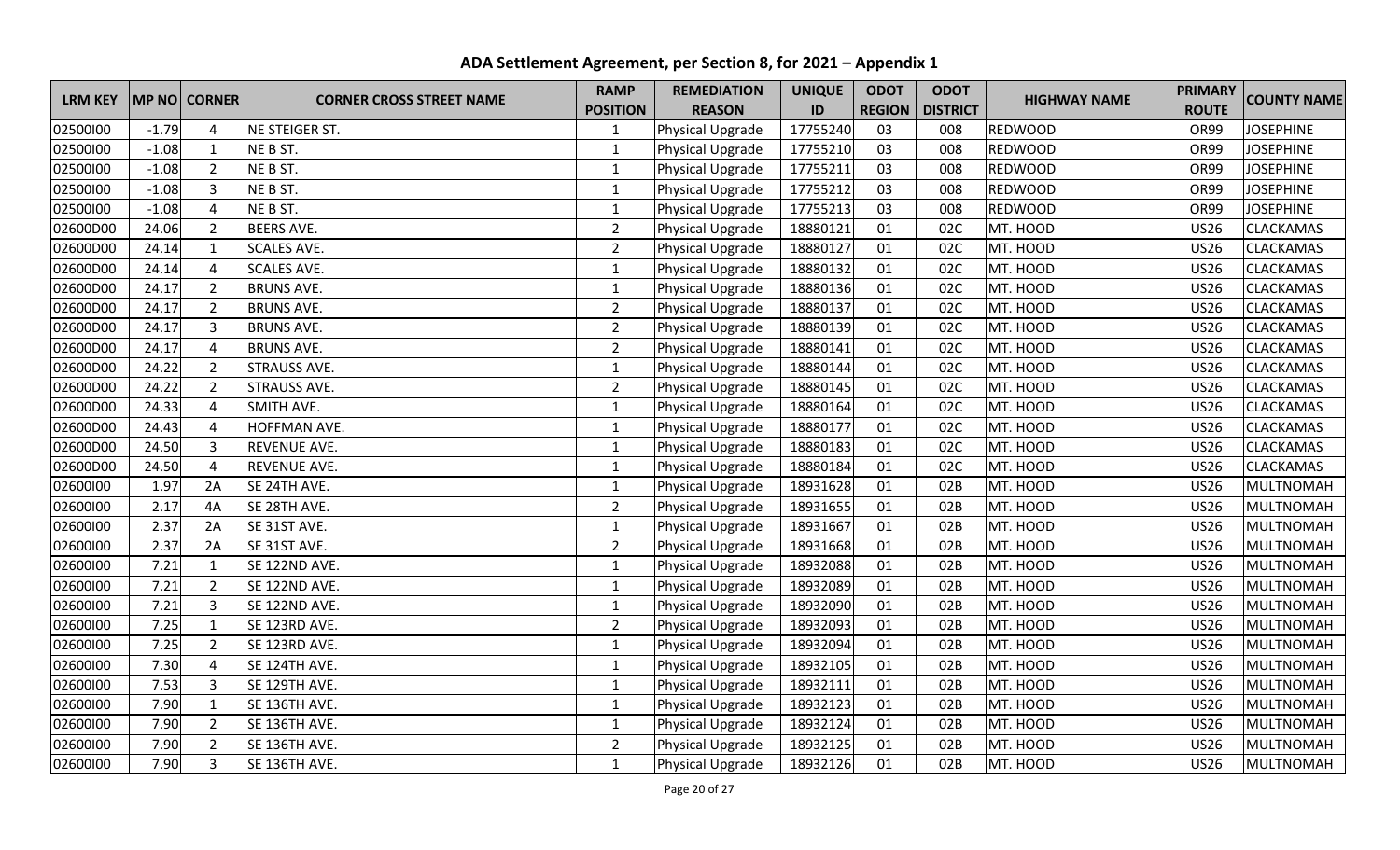# ADA Settlement Agreement, per Section 8, for 2021 – Appendix 1

| LRM KEY | MP NO | CORNER | CORNER CROSS STREET NAME | RAMP POSITION | REMEDIATION REASON | UNIQUE ID | ODOT REGION | ODOT DISTRICT | HIGHWAY NAME | PRIMARY ROUTE | COUNTY NAME |
|---|---|---|---|---|---|---|---|---|---|---|---|
| 02500I00 | -1.79 | 4 | NE STEIGER ST. | 1 | Physical Upgrade | 17755240 | 03 | 008 | REDWOOD | OR99 | JOSEPHINE |
| 02500I00 | -1.08 | 1 | NE B ST. | 1 | Physical Upgrade | 17755210 | 03 | 008 | REDWOOD | OR99 | JOSEPHINE |
| 02500I00 | -1.08 | 2 | NE B ST. | 1 | Physical Upgrade | 17755211 | 03 | 008 | REDWOOD | OR99 | JOSEPHINE |
| 02500I00 | -1.08 | 3 | NE B ST. | 1 | Physical Upgrade | 17755212 | 03 | 008 | REDWOOD | OR99 | JOSEPHINE |
| 02500I00 | -1.08 | 4 | NE B ST. | 1 | Physical Upgrade | 17755213 | 03 | 008 | REDWOOD | OR99 | JOSEPHINE |
| 02600D00 | 24.06 | 2 | BEERS AVE. | 2 | Physical Upgrade | 18880121 | 01 | 02C | MT. HOOD | US26 | CLACKAMAS |
| 02600D00 | 24.14 | 1 | SCALES AVE. | 2 | Physical Upgrade | 18880127 | 01 | 02C | MT. HOOD | US26 | CLACKAMAS |
| 02600D00 | 24.14 | 4 | SCALES AVE. | 1 | Physical Upgrade | 18880132 | 01 | 02C | MT. HOOD | US26 | CLACKAMAS |
| 02600D00 | 24.17 | 2 | BRUNS AVE. | 1 | Physical Upgrade | 18880136 | 01 | 02C | MT. HOOD | US26 | CLACKAMAS |
| 02600D00 | 24.17 | 2 | BRUNS AVE. | 2 | Physical Upgrade | 18880137 | 01 | 02C | MT. HOOD | US26 | CLACKAMAS |
| 02600D00 | 24.17 | 3 | BRUNS AVE. | 2 | Physical Upgrade | 18880139 | 01 | 02C | MT. HOOD | US26 | CLACKAMAS |
| 02600D00 | 24.17 | 4 | BRUNS AVE. | 2 | Physical Upgrade | 18880141 | 01 | 02C | MT. HOOD | US26 | CLACKAMAS |
| 02600D00 | 24.22 | 2 | STRAUSS AVE. | 1 | Physical Upgrade | 18880144 | 01 | 02C | MT. HOOD | US26 | CLACKAMAS |
| 02600D00 | 24.22 | 2 | STRAUSS AVE. | 2 | Physical Upgrade | 18880145 | 01 | 02C | MT. HOOD | US26 | CLACKAMAS |
| 02600D00 | 24.33 | 4 | SMITH AVE. | 1 | Physical Upgrade | 18880164 | 01 | 02C | MT. HOOD | US26 | CLACKAMAS |
| 02600D00 | 24.43 | 4 | HOFFMAN AVE. | 1 | Physical Upgrade | 18880177 | 01 | 02C | MT. HOOD | US26 | CLACKAMAS |
| 02600D00 | 24.50 | 3 | REVENUE AVE. | 1 | Physical Upgrade | 18880183 | 01 | 02C | MT. HOOD | US26 | CLACKAMAS |
| 02600D00 | 24.50 | 4 | REVENUE AVE. | 1 | Physical Upgrade | 18880184 | 01 | 02C | MT. HOOD | US26 | CLACKAMAS |
| 02600I00 | 1.97 | 2A | SE 24TH AVE. | 1 | Physical Upgrade | 18931628 | 01 | 02B | MT. HOOD | US26 | MULTNOMAH |
| 02600I00 | 2.17 | 4A | SE 28TH AVE. | 2 | Physical Upgrade | 18931655 | 01 | 02B | MT. HOOD | US26 | MULTNOMAH |
| 02600I00 | 2.37 | 2A | SE 31ST AVE. | 1 | Physical Upgrade | 18931667 | 01 | 02B | MT. HOOD | US26 | MULTNOMAH |
| 02600I00 | 2.37 | 2A | SE 31ST AVE. | 2 | Physical Upgrade | 18931668 | 01 | 02B | MT. HOOD | US26 | MULTNOMAH |
| 02600I00 | 7.21 | 1 | SE 122ND AVE. | 1 | Physical Upgrade | 18932088 | 01 | 02B | MT. HOOD | US26 | MULTNOMAH |
| 02600I00 | 7.21 | 2 | SE 122ND AVE. | 1 | Physical Upgrade | 18932089 | 01 | 02B | MT. HOOD | US26 | MULTNOMAH |
| 02600I00 | 7.21 | 3 | SE 122ND AVE. | 1 | Physical Upgrade | 18932090 | 01 | 02B | MT. HOOD | US26 | MULTNOMAH |
| 02600I00 | 7.25 | 1 | SE 123RD AVE. | 2 | Physical Upgrade | 18932093 | 01 | 02B | MT. HOOD | US26 | MULTNOMAH |
| 02600I00 | 7.25 | 2 | SE 123RD AVE. | 1 | Physical Upgrade | 18932094 | 01 | 02B | MT. HOOD | US26 | MULTNOMAH |
| 02600I00 | 7.30 | 4 | SE 124TH AVE. | 1 | Physical Upgrade | 18932105 | 01 | 02B | MT. HOOD | US26 | MULTNOMAH |
| 02600I00 | 7.53 | 3 | SE 129TH AVE. | 1 | Physical Upgrade | 18932111 | 01 | 02B | MT. HOOD | US26 | MULTNOMAH |
| 02600I00 | 7.90 | 1 | SE 136TH AVE. | 1 | Physical Upgrade | 18932123 | 01 | 02B | MT. HOOD | US26 | MULTNOMAH |
| 02600I00 | 7.90 | 2 | SE 136TH AVE. | 1 | Physical Upgrade | 18932124 | 01 | 02B | MT. HOOD | US26 | MULTNOMAH |
| 02600I00 | 7.90 | 2 | SE 136TH AVE. | 2 | Physical Upgrade | 18932125 | 01 | 02B | MT. HOOD | US26 | MULTNOMAH |
| 02600I00 | 7.90 | 3 | SE 136TH AVE. | 1 | Physical Upgrade | 18932126 | 01 | 02B | MT. HOOD | US26 | MULTNOMAH |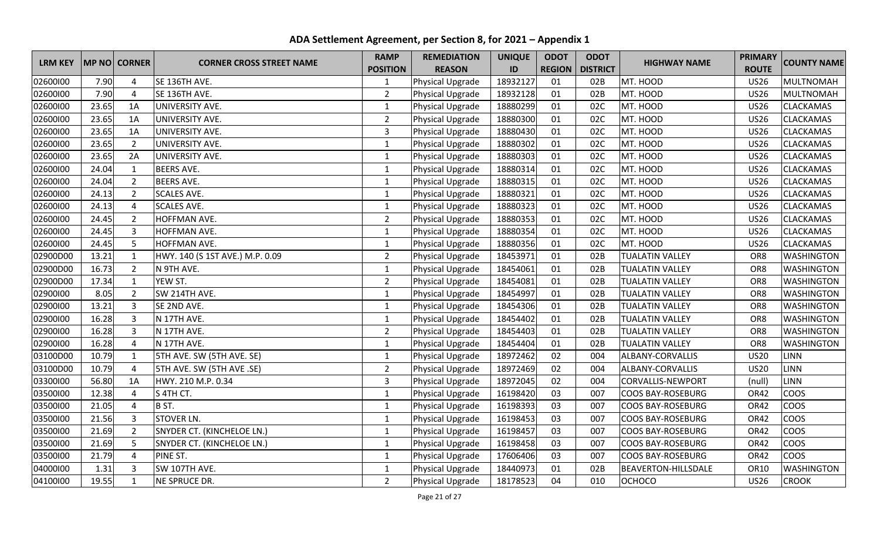# ADA Settlement Agreement, per Section 8, for 2021 – Appendix 1

| LRM KEY | MP NO | CORNER | CORNER CROSS STREET NAME | RAMP POSITION | REMEDIATION REASON | UNIQUE ID | ODOT REGION | ODOT DISTRICT | HIGHWAY NAME | PRIMARY ROUTE | COUNTY NAME |
|---|---|---|---|---|---|---|---|---|---|---|---|
| 02600I00 | 7.90 | 4 | SE 136TH AVE. | 1 | Physical Upgrade | 18932127 | 01 | 02B | MT. HOOD | US26 | MULTNOMAH |
| 02600I00 | 7.90 | 4 | SE 136TH AVE. | 2 | Physical Upgrade | 18932128 | 01 | 02B | MT. HOOD | US26 | MULTNOMAH |
| 02600I00 | 23.65 | 1A | UNIVERSITY AVE. | 1 | Physical Upgrade | 18880299 | 01 | 02C | MT. HOOD | US26 | CLACKAMAS |
| 02600I00 | 23.65 | 1A | UNIVERSITY AVE. | 2 | Physical Upgrade | 18880300 | 01 | 02C | MT. HOOD | US26 | CLACKAMAS |
| 02600I00 | 23.65 | 1A | UNIVERSITY AVE. | 3 | Physical Upgrade | 18880430 | 01 | 02C | MT. HOOD | US26 | CLACKAMAS |
| 02600I00 | 23.65 | 2 | UNIVERSITY AVE. | 1 | Physical Upgrade | 18880302 | 01 | 02C | MT. HOOD | US26 | CLACKAMAS |
| 02600I00 | 23.65 | 2A | UNIVERSITY AVE. | 1 | Physical Upgrade | 18880303 | 01 | 02C | MT. HOOD | US26 | CLACKAMAS |
| 02600I00 | 24.04 | 1 | BEERS AVE. | 1 | Physical Upgrade | 18880314 | 01 | 02C | MT. HOOD | US26 | CLACKAMAS |
| 02600I00 | 24.04 | 2 | BEERS AVE. | 1 | Physical Upgrade | 18880315 | 01 | 02C | MT. HOOD | US26 | CLACKAMAS |
| 02600I00 | 24.13 | 2 | SCALES AVE. | 1 | Physical Upgrade | 18880321 | 01 | 02C | MT. HOOD | US26 | CLACKAMAS |
| 02600I00 | 24.13 | 4 | SCALES AVE. | 1 | Physical Upgrade | 18880323 | 01 | 02C | MT. HOOD | US26 | CLACKAMAS |
| 02600I00 | 24.45 | 2 | HOFFMAN AVE. | 2 | Physical Upgrade | 18880353 | 01 | 02C | MT. HOOD | US26 | CLACKAMAS |
| 02600I00 | 24.45 | 3 | HOFFMAN AVE. | 1 | Physical Upgrade | 18880354 | 01 | 02C | MT. HOOD | US26 | CLACKAMAS |
| 02600I00 | 24.45 | 5 | HOFFMAN AVE. | 1 | Physical Upgrade | 18880356 | 01 | 02C | MT. HOOD | US26 | CLACKAMAS |
| 02900D00 | 13.21 | 1 | HWY. 140 (S 1ST AVE.) M.P. 0.09 | 2 | Physical Upgrade | 18453971 | 01 | 02B | TUALATIN VALLEY | OR8 | WASHINGTON |
| 02900D00 | 16.73 | 2 | N 9TH AVE. | 1 | Physical Upgrade | 18454061 | 01 | 02B | TUALATIN VALLEY | OR8 | WASHINGTON |
| 02900D00 | 17.34 | 1 | YEW ST. | 2 | Physical Upgrade | 18454081 | 01 | 02B | TUALATIN VALLEY | OR8 | WASHINGTON |
| 02900I00 | 8.05 | 2 | SW 214TH AVE. | 1 | Physical Upgrade | 18454997 | 01 | 02B | TUALATIN VALLEY | OR8 | WASHINGTON |
| 02900I00 | 13.21 | 3 | SE 2ND AVE. | 1 | Physical Upgrade | 18454306 | 01 | 02B | TUALATIN VALLEY | OR8 | WASHINGTON |
| 02900I00 | 16.28 | 3 | N 17TH AVE. | 1 | Physical Upgrade | 18454402 | 01 | 02B | TUALATIN VALLEY | OR8 | WASHINGTON |
| 02900I00 | 16.28 | 3 | N 17TH AVE. | 2 | Physical Upgrade | 18454403 | 01 | 02B | TUALATIN VALLEY | OR8 | WASHINGTON |
| 02900I00 | 16.28 | 4 | N 17TH AVE. | 1 | Physical Upgrade | 18454404 | 01 | 02B | TUALATIN VALLEY | OR8 | WASHINGTON |
| 03100D00 | 10.79 | 1 | 5TH AVE. SW (5TH AVE. SE) | 1 | Physical Upgrade | 18972462 | 02 | 004 | ALBANY-CORVALLIS | US20 | LINN |
| 03100D00 | 10.79 | 4 | 5TH AVE. SW (5TH AVE .SE) | 2 | Physical Upgrade | 18972469 | 02 | 004 | ALBANY-CORVALLIS | US20 | LINN |
| 03300I00 | 56.80 | 1A | HWY. 210 M.P. 0.34 | 3 | Physical Upgrade | 18972045 | 02 | 004 | CORVALLIS-NEWPORT | (null) | LINN |
| 03500I00 | 12.38 | 4 | S 4TH CT. | 1 | Physical Upgrade | 16198420 | 03 | 007 | COOS BAY-ROSEBURG | OR42 | COOS |
| 03500I00 | 21.05 | 4 | B ST. | 1 | Physical Upgrade | 16198393 | 03 | 007 | COOS BAY-ROSEBURG | OR42 | COOS |
| 03500I00 | 21.56 | 3 | STOVER LN. | 1 | Physical Upgrade | 16198453 | 03 | 007 | COOS BAY-ROSEBURG | OR42 | COOS |
| 03500I00 | 21.69 | 2 | SNYDER CT. (KINCHELOE LN.) | 1 | Physical Upgrade | 16198457 | 03 | 007 | COOS BAY-ROSEBURG | OR42 | COOS |
| 03500I00 | 21.69 | 5 | SNYDER CT. (KINCHELOE LN.) | 1 | Physical Upgrade | 16198458 | 03 | 007 | COOS BAY-ROSEBURG | OR42 | COOS |
| 03500I00 | 21.79 | 4 | PINE ST. | 1 | Physical Upgrade | 17606406 | 03 | 007 | COOS BAY-ROSEBURG | OR42 | COOS |
| 04000I00 | 1.31 | 3 | SW 107TH AVE. | 1 | Physical Upgrade | 18440973 | 01 | 02B | BEAVERTON-HILLSDALE | OR10 | WASHINGTON |
| 04100I00 | 19.55 | 1 | NE SPRUCE DR. | 2 | Physical Upgrade | 18178523 | 04 | 010 | OCHOCO | US26 | CROOK |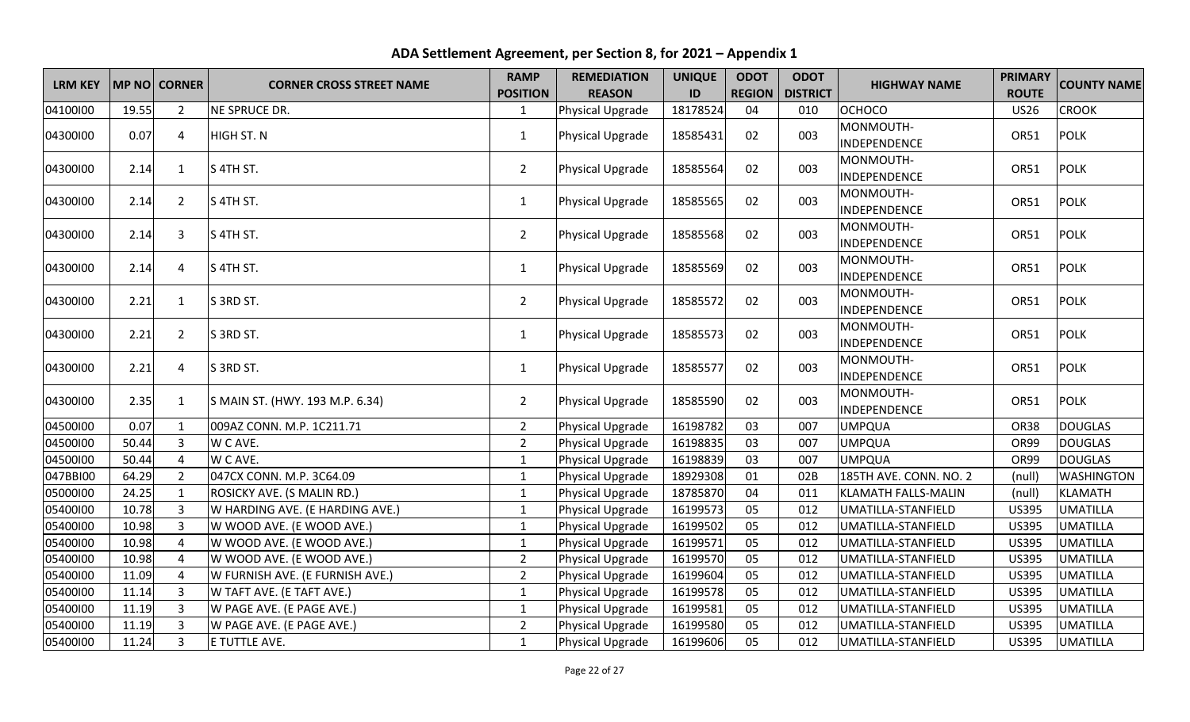# ADA Settlement Agreement, per Section 8, for 2021 – Appendix 1

| LRM KEY | MP NO | CORNER | CORNER CROSS STREET NAME | RAMP POSITION | REMEDIATION REASON | UNIQUE ID | ODOT REGION | ODOT DISTRICT | HIGHWAY NAME | PRIMARY ROUTE | COUNTY NAME |
|---|---|---|---|---|---|---|---|---|---|---|---|
| 04100I00 | 19.55 | 2 | NE SPRUCE DR. | 1 | Physical Upgrade | 18178524 | 04 | 010 | OCHOCO | US26 | CROOK |
| 04300I00 | 0.07 | 4 | HIGH ST. N | 1 | Physical Upgrade | 18585431 | 02 | 003 | MONMOUTH-INDEPENDENCE | OR51 | POLK |
| 04300I00 | 2.14 | 1 | S 4TH ST. | 2 | Physical Upgrade | 18585564 | 02 | 003 | MONMOUTH-INDEPENDENCE | OR51 | POLK |
| 04300I00 | 2.14 | 2 | S 4TH ST. | 1 | Physical Upgrade | 18585565 | 02 | 003 | MONMOUTH-INDEPENDENCE | OR51 | POLK |
| 04300I00 | 2.14 | 3 | S 4TH ST. | 2 | Physical Upgrade | 18585568 | 02 | 003 | MONMOUTH-INDEPENDENCE | OR51 | POLK |
| 04300I00 | 2.14 | 4 | S 4TH ST. | 1 | Physical Upgrade | 18585569 | 02 | 003 | MONMOUTH-INDEPENDENCE | OR51 | POLK |
| 04300I00 | 2.21 | 1 | S 3RD ST. | 2 | Physical Upgrade | 18585572 | 02 | 003 | MONMOUTH-INDEPENDENCE | OR51 | POLK |
| 04300I00 | 2.21 | 2 | S 3RD ST. | 1 | Physical Upgrade | 18585573 | 02 | 003 | MONMOUTH-INDEPENDENCE | OR51 | POLK |
| 04300I00 | 2.21 | 4 | S 3RD ST. | 1 | Physical Upgrade | 18585577 | 02 | 003 | MONMOUTH-INDEPENDENCE | OR51 | POLK |
| 04300I00 | 2.35 | 1 | S MAIN ST. (HWY. 193 M.P. 6.34) | 2 | Physical Upgrade | 18585590 | 02 | 003 | MONMOUTH-INDEPENDENCE | OR51 | POLK |
| 04500I00 | 0.07 | 1 | 009AZ CONN. M.P. 1C211.71 | 2 | Physical Upgrade | 16198782 | 03 | 007 | UMPQUA | OR38 | DOUGLAS |
| 04500I00 | 50.44 | 3 | W C AVE. | 2 | Physical Upgrade | 16198835 | 03 | 007 | UMPQUA | OR99 | DOUGLAS |
| 04500I00 | 50.44 | 4 | W C AVE. | 1 | Physical Upgrade | 16198839 | 03 | 007 | UMPQUA | OR99 | DOUGLAS |
| 047BBI00 | 64.29 | 2 | 047CX CONN. M.P. 3C64.09 | 1 | Physical Upgrade | 18929308 | 01 | 02B | 185TH AVE. CONN. NO. 2 | (null) | WASHINGTON |
| 05000I00 | 24.25 | 1 | ROSICKY AVE. (S MALIN RD.) | 1 | Physical Upgrade | 18785870 | 04 | 011 | KLAMATH FALLS-MALIN | (null) | KLAMATH |
| 05400I00 | 10.78 | 3 | W HARDING AVE. (E HARDING AVE.) | 1 | Physical Upgrade | 16199573 | 05 | 012 | UMATILLA-STANFIELD | US395 | UMATILLA |
| 05400I00 | 10.98 | 3 | W WOOD AVE. (E WOOD AVE.) | 1 | Physical Upgrade | 16199502 | 05 | 012 | UMATILLA-STANFIELD | US395 | UMATILLA |
| 05400I00 | 10.98 | 4 | W WOOD AVE. (E WOOD AVE.) | 1 | Physical Upgrade | 16199571 | 05 | 012 | UMATILLA-STANFIELD | US395 | UMATILLA |
| 05400I00 | 10.98 | 4 | W WOOD AVE. (E WOOD AVE.) | 2 | Physical Upgrade | 16199570 | 05 | 012 | UMATILLA-STANFIELD | US395 | UMATILLA |
| 05400I00 | 11.09 | 4 | W FURNISH AVE. (E FURNISH AVE.) | 2 | Physical Upgrade | 16199604 | 05 | 012 | UMATILLA-STANFIELD | US395 | UMATILLA |
| 05400I00 | 11.14 | 3 | W TAFT AVE. (E TAFT AVE.) | 1 | Physical Upgrade | 16199578 | 05 | 012 | UMATILLA-STANFIELD | US395 | UMATILLA |
| 05400I00 | 11.19 | 3 | W PAGE AVE. (E PAGE AVE.) | 1 | Physical Upgrade | 16199581 | 05 | 012 | UMATILLA-STANFIELD | US395 | UMATILLA |
| 05400I00 | 11.19 | 3 | W PAGE AVE. (E PAGE AVE.) | 2 | Physical Upgrade | 16199580 | 05 | 012 | UMATILLA-STANFIELD | US395 | UMATILLA |
| 05400I00 | 11.24 | 3 | E TUTTLE AVE. | 1 | Physical Upgrade | 16199606 | 05 | 012 | UMATILLA-STANFIELD | US395 | UMATILLA |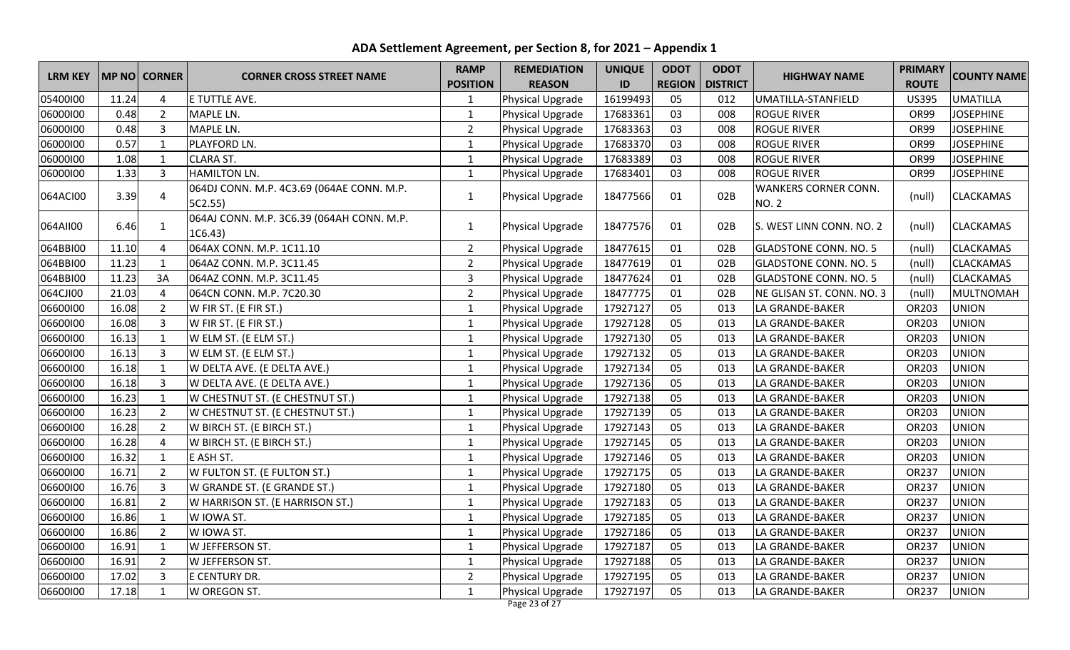# ADA Settlement Agreement, per Section 8, for 2021 – Appendix 1

| LRM KEY | MP NO | CORNER | CORNER CROSS STREET NAME | RAMP POSITION | REMEDIATION REASON | UNIQUE ID | ODOT REGION | ODOT DISTRICT | HIGHWAY NAME | PRIMARY ROUTE | COUNTY NAME |
|---|---|---|---|---|---|---|---|---|---|---|---|
| 05400I00 | 11.24 | 4 | E TUTTLE AVE. | 1 | Physical Upgrade | 16199493 | 05 | 012 | UMATILLA-STANFIELD | US395 | UMATILLA |
| 06000I00 | 0.48 | 2 | MAPLE LN. | 1 | Physical Upgrade | 17683361 | 03 | 008 | ROGUE RIVER | OR99 | JOSEPHINE |
| 06000I00 | 0.48 | 3 | MAPLE LN. | 2 | Physical Upgrade | 17683363 | 03 | 008 | ROGUE RIVER | OR99 | JOSEPHINE |
| 06000I00 | 0.57 | 1 | PLAYFORD LN. | 1 | Physical Upgrade | 17683370 | 03 | 008 | ROGUE RIVER | OR99 | JOSEPHINE |
| 06000I00 | 1.08 | 1 | CLARA ST. | 1 | Physical Upgrade | 17683389 | 03 | 008 | ROGUE RIVER | OR99 | JOSEPHINE |
| 06000I00 | 1.33 | 3 | HAMILTON LN. | 1 | Physical Upgrade | 17683401 | 03 | 008 | ROGUE RIVER | OR99 | JOSEPHINE |
| 064ACI00 | 3.39 | 4 | 064DJ CONN. M.P. 4C3.69 (064AE CONN. M.P. 5C2.55) | 1 | Physical Upgrade | 18477566 | 01 | 02B | WANKERS CORNER CONN. NO. 2 | (null) | CLACKAMAS |
| 064AII00 | 6.46 | 1 | 064AJ CONN. M.P. 3C6.39 (064AH CONN. M.P. 1C6.43) | 1 | Physical Upgrade | 18477576 | 01 | 02B | S. WEST LINN CONN. NO. 2 | (null) | CLACKAMAS |
| 064BBI00 | 11.10 | 4 | 064AX CONN. M.P. 1C11.10 | 2 | Physical Upgrade | 18477615 | 01 | 02B | GLADSTONE CONN. NO. 5 | (null) | CLACKAMAS |
| 064BBI00 | 11.23 | 1 | 064AZ CONN. M.P. 3C11.45 | 2 | Physical Upgrade | 18477619 | 01 | 02B | GLADSTONE CONN. NO. 5 | (null) | CLACKAMAS |
| 064BBI00 | 11.23 | 3A | 064AZ CONN. M.P. 3C11.45 | 3 | Physical Upgrade | 18477624 | 01 | 02B | GLADSTONE CONN. NO. 5 | (null) | CLACKAMAS |
| 064CJI00 | 21.03 | 4 | 064CN CONN. M.P. 7C20.30 | 2 | Physical Upgrade | 18477775 | 01 | 02B | NE GLISAN ST. CONN. NO. 3 | (null) | MULTNOMAH |
| 06600I00 | 16.08 | 2 | W FIR ST. (E FIR ST.) | 1 | Physical Upgrade | 17927127 | 05 | 013 | LA GRANDE-BAKER | OR203 | UNION |
| 06600I00 | 16.08 | 3 | W FIR ST. (E FIR ST.) | 1 | Physical Upgrade | 17927128 | 05 | 013 | LA GRANDE-BAKER | OR203 | UNION |
| 06600I00 | 16.13 | 1 | W ELM ST. (E ELM ST.) | 1 | Physical Upgrade | 17927130 | 05 | 013 | LA GRANDE-BAKER | OR203 | UNION |
| 06600I00 | 16.13 | 3 | W ELM ST. (E ELM ST.) | 1 | Physical Upgrade | 17927132 | 05 | 013 | LA GRANDE-BAKER | OR203 | UNION |
| 06600I00 | 16.18 | 1 | W DELTA AVE. (E DELTA AVE.) | 1 | Physical Upgrade | 17927134 | 05 | 013 | LA GRANDE-BAKER | OR203 | UNION |
| 06600I00 | 16.18 | 3 | W DELTA AVE. (E DELTA AVE.) | 1 | Physical Upgrade | 17927136 | 05 | 013 | LA GRANDE-BAKER | OR203 | UNION |
| 06600I00 | 16.23 | 1 | W CHESTNUT ST. (E CHESTNUT ST.) | 1 | Physical Upgrade | 17927138 | 05 | 013 | LA GRANDE-BAKER | OR203 | UNION |
| 06600I00 | 16.23 | 2 | W CHESTNUT ST. (E CHESTNUT ST.) | 1 | Physical Upgrade | 17927139 | 05 | 013 | LA GRANDE-BAKER | OR203 | UNION |
| 06600I00 | 16.28 | 2 | W BIRCH ST. (E BIRCH ST.) | 1 | Physical Upgrade | 17927143 | 05 | 013 | LA GRANDE-BAKER | OR203 | UNION |
| 06600I00 | 16.28 | 4 | W BIRCH ST. (E BIRCH ST.) | 1 | Physical Upgrade | 17927145 | 05 | 013 | LA GRANDE-BAKER | OR203 | UNION |
| 06600I00 | 16.32 | 1 | E ASH ST. | 1 | Physical Upgrade | 17927146 | 05 | 013 | LA GRANDE-BAKER | OR203 | UNION |
| 06600I00 | 16.71 | 2 | W FULTON ST. (E FULTON ST.) | 1 | Physical Upgrade | 17927175 | 05 | 013 | LA GRANDE-BAKER | OR237 | UNION |
| 06600I00 | 16.76 | 3 | W GRANDE ST. (E GRANDE ST.) | 1 | Physical Upgrade | 17927180 | 05 | 013 | LA GRANDE-BAKER | OR237 | UNION |
| 06600I00 | 16.81 | 2 | W HARRISON ST. (E HARRISON ST.) | 1 | Physical Upgrade | 17927183 | 05 | 013 | LA GRANDE-BAKER | OR237 | UNION |
| 06600I00 | 16.86 | 1 | W IOWA ST. | 1 | Physical Upgrade | 17927185 | 05 | 013 | LA GRANDE-BAKER | OR237 | UNION |
| 06600I00 | 16.86 | 2 | W IOWA ST. | 1 | Physical Upgrade | 17927186 | 05 | 013 | LA GRANDE-BAKER | OR237 | UNION |
| 06600I00 | 16.91 | 1 | W JEFFERSON ST. | 1 | Physical Upgrade | 17927187 | 05 | 013 | LA GRANDE-BAKER | OR237 | UNION |
| 06600I00 | 16.91 | 2 | W JEFFERSON ST. | 1 | Physical Upgrade | 17927188 | 05 | 013 | LA GRANDE-BAKER | OR237 | UNION |
| 06600I00 | 17.02 | 3 | E CENTURY DR. | 2 | Physical Upgrade | 17927195 | 05 | 013 | LA GRANDE-BAKER | OR237 | UNION |
| 06600I00 | 17.18 | 1 | W OREGON ST. | 1 | Physical Upgrade | 17927197 | 05 | 013 | LA GRANDE-BAKER | OR237 | UNION |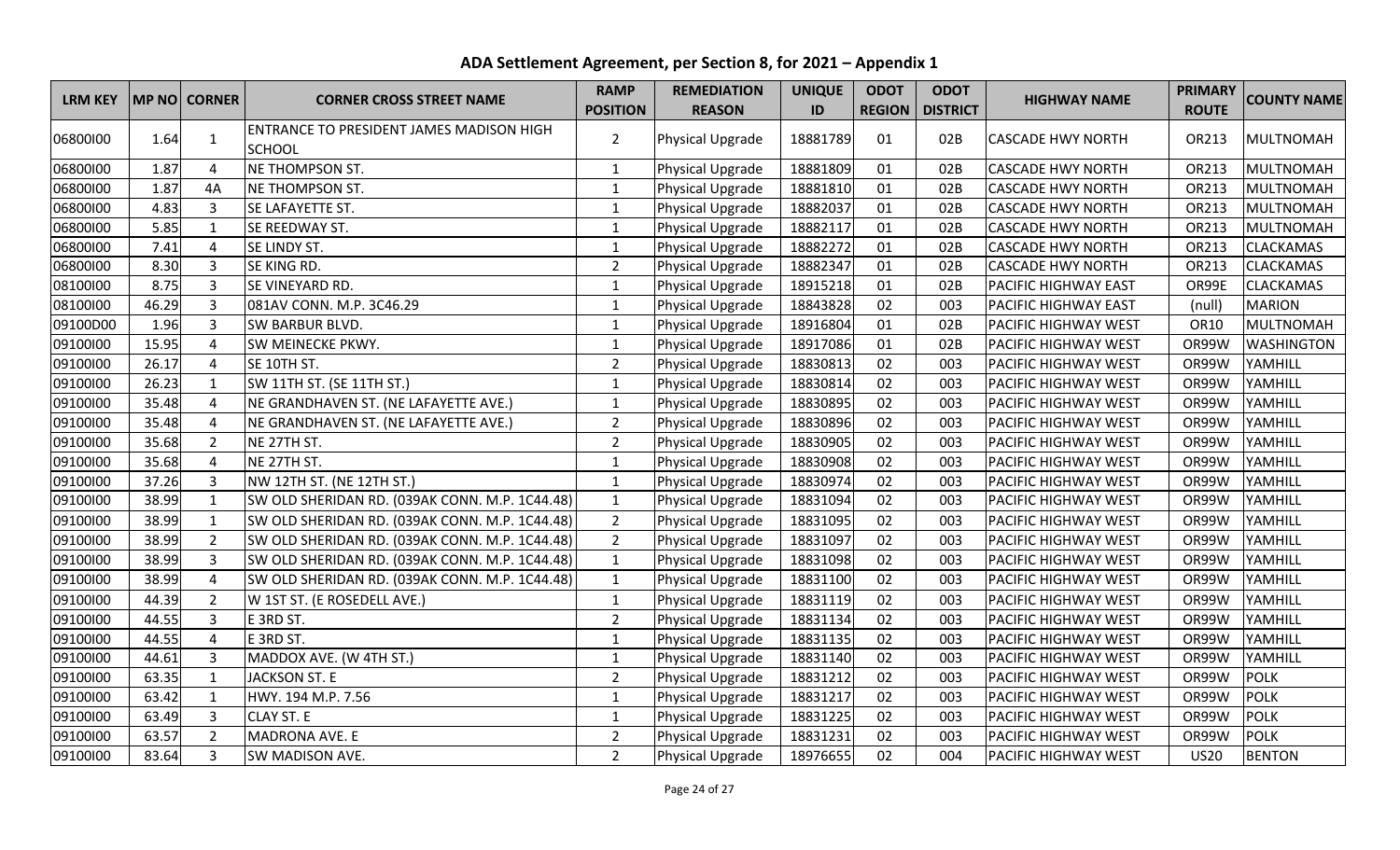# ADA Settlement Agreement, per Section 8, for 2021 – Appendix 1

| LRM KEY | MP NO | CORNER | CORNER CROSS STREET NAME | RAMP POSITION | REMEDIATION REASON | UNIQUE ID | ODOT REGION | ODOT DISTRICT | HIGHWAY NAME | PRIMARY ROUTE | COUNTY NAME |
|---|---|---|---|---|---|---|---|---|---|---|---|
| 06800I00 | 1.64 | 1 | ENTRANCE TO PRESIDENT JAMES MADISON HIGH SCHOOL | 2 | Physical Upgrade | 18881789 | 01 | 02B | CASCADE HWY NORTH | OR213 | MULTNOMAH |
| 06800I00 | 1.87 | 4 | NE THOMPSON ST. | 1 | Physical Upgrade | 18881809 | 01 | 02B | CASCADE HWY NORTH | OR213 | MULTNOMAH |
| 06800I00 | 1.87 | 4A | NE THOMPSON ST. | 1 | Physical Upgrade | 18881810 | 01 | 02B | CASCADE HWY NORTH | OR213 | MULTNOMAH |
| 06800I00 | 4.83 | 3 | SE LAFAYETTE ST. | 1 | Physical Upgrade | 18882037 | 01 | 02B | CASCADE HWY NORTH | OR213 | MULTNOMAH |
| 06800I00 | 5.85 | 1 | SE REEDWAY ST. | 1 | Physical Upgrade | 18882117 | 01 | 02B | CASCADE HWY NORTH | OR213 | MULTNOMAH |
| 06800I00 | 7.41 | 4 | SE LINDY ST. | 1 | Physical Upgrade | 18882272 | 01 | 02B | CASCADE HWY NORTH | OR213 | CLACKAMAS |
| 06800I00 | 8.30 | 3 | SE KING RD. | 2 | Physical Upgrade | 18882347 | 01 | 02B | CASCADE HWY NORTH | OR213 | CLACKAMAS |
| 08100I00 | 8.75 | 3 | SE VINEYARD RD. | 1 | Physical Upgrade | 18915218 | 01 | 02B | PACIFIC HIGHWAY EAST | OR99E | CLACKAMAS |
| 08100I00 | 46.29 | 3 | 081AV CONN. M.P. 3C46.29 | 1 | Physical Upgrade | 18843828 | 02 | 003 | PACIFIC HIGHWAY EAST | (null) | MARION |
| 09100D00 | 1.96 | 3 | SW BARBUR BLVD. | 1 | Physical Upgrade | 18916804 | 01 | 02B | PACIFIC HIGHWAY WEST | OR10 | MULTNOMAH |
| 09100I00 | 15.95 | 4 | SW MEINECKE PKWY. | 1 | Physical Upgrade | 18917086 | 01 | 02B | PACIFIC HIGHWAY WEST | OR99W | WASHINGTON |
| 09100I00 | 26.17 | 4 | SE 10TH ST. | 2 | Physical Upgrade | 18830813 | 02 | 003 | PACIFIC HIGHWAY WEST | OR99W | YAMHILL |
| 09100I00 | 26.23 | 1 | SW 11TH ST. (SE 11TH ST.) | 1 | Physical Upgrade | 18830814 | 02 | 003 | PACIFIC HIGHWAY WEST | OR99W | YAMHILL |
| 09100I00 | 35.48 | 4 | NE GRANDHAVEN ST. (NE LAFAYETTE AVE.) | 1 | Physical Upgrade | 18830895 | 02 | 003 | PACIFIC HIGHWAY WEST | OR99W | YAMHILL |
| 09100I00 | 35.48 | 4 | NE GRANDHAVEN ST. (NE LAFAYETTE AVE.) | 2 | Physical Upgrade | 18830896 | 02 | 003 | PACIFIC HIGHWAY WEST | OR99W | YAMHILL |
| 09100I00 | 35.68 | 2 | NE 27TH ST. | 2 | Physical Upgrade | 18830905 | 02 | 003 | PACIFIC HIGHWAY WEST | OR99W | YAMHILL |
| 09100I00 | 35.68 | 4 | NE 27TH ST. | 1 | Physical Upgrade | 18830908 | 02 | 003 | PACIFIC HIGHWAY WEST | OR99W | YAMHILL |
| 09100I00 | 37.26 | 3 | NW 12TH ST. (NE 12TH ST.) | 1 | Physical Upgrade | 18830974 | 02 | 003 | PACIFIC HIGHWAY WEST | OR99W | YAMHILL |
| 09100I00 | 38.99 | 1 | SW OLD SHERIDAN RD. (039AK CONN. M.P. 1C44.48) | 1 | Physical Upgrade | 18831094 | 02 | 003 | PACIFIC HIGHWAY WEST | OR99W | YAMHILL |
| 09100I00 | 38.99 | 1 | SW OLD SHERIDAN RD. (039AK CONN. M.P. 1C44.48) | 2 | Physical Upgrade | 18831095 | 02 | 003 | PACIFIC HIGHWAY WEST | OR99W | YAMHILL |
| 09100I00 | 38.99 | 2 | SW OLD SHERIDAN RD. (039AK CONN. M.P. 1C44.48) | 2 | Physical Upgrade | 18831097 | 02 | 003 | PACIFIC HIGHWAY WEST | OR99W | YAMHILL |
| 09100I00 | 38.99 | 3 | SW OLD SHERIDAN RD. (039AK CONN. M.P. 1C44.48) | 1 | Physical Upgrade | 18831098 | 02 | 003 | PACIFIC HIGHWAY WEST | OR99W | YAMHILL |
| 09100I00 | 38.99 | 4 | SW OLD SHERIDAN RD. (039AK CONN. M.P. 1C44.48) | 1 | Physical Upgrade | 18831100 | 02 | 003 | PACIFIC HIGHWAY WEST | OR99W | YAMHILL |
| 09100I00 | 44.39 | 2 | W 1ST ST. (E ROSEDELL AVE.) | 1 | Physical Upgrade | 18831119 | 02 | 003 | PACIFIC HIGHWAY WEST | OR99W | YAMHILL |
| 09100I00 | 44.55 | 3 | E 3RD ST. | 2 | Physical Upgrade | 18831134 | 02 | 003 | PACIFIC HIGHWAY WEST | OR99W | YAMHILL |
| 09100I00 | 44.55 | 4 | E 3RD ST. | 1 | Physical Upgrade | 18831135 | 02 | 003 | PACIFIC HIGHWAY WEST | OR99W | YAMHILL |
| 09100I00 | 44.61 | 3 | MADDOX AVE. (W 4TH ST.) | 1 | Physical Upgrade | 18831140 | 02 | 003 | PACIFIC HIGHWAY WEST | OR99W | YAMHILL |
| 09100I00 | 63.35 | 1 | JACKSON ST. E | 2 | Physical Upgrade | 18831212 | 02 | 003 | PACIFIC HIGHWAY WEST | OR99W | POLK |
| 09100I00 | 63.42 | 1 | HWY. 194 M.P. 7.56 | 1 | Physical Upgrade | 18831217 | 02 | 003 | PACIFIC HIGHWAY WEST | OR99W | POLK |
| 09100I00 | 63.49 | 3 | CLAY ST. E | 1 | Physical Upgrade | 18831225 | 02 | 003 | PACIFIC HIGHWAY WEST | OR99W | POLK |
| 09100I00 | 63.57 | 2 | MADRONA AVE. E | 2 | Physical Upgrade | 18831231 | 02 | 003 | PACIFIC HIGHWAY WEST | OR99W | POLK |
| 09100I00 | 83.64 | 3 | SW MADISON AVE. | 2 | Physical Upgrade | 18976655 | 02 | 004 | PACIFIC HIGHWAY WEST | US20 | BENTON |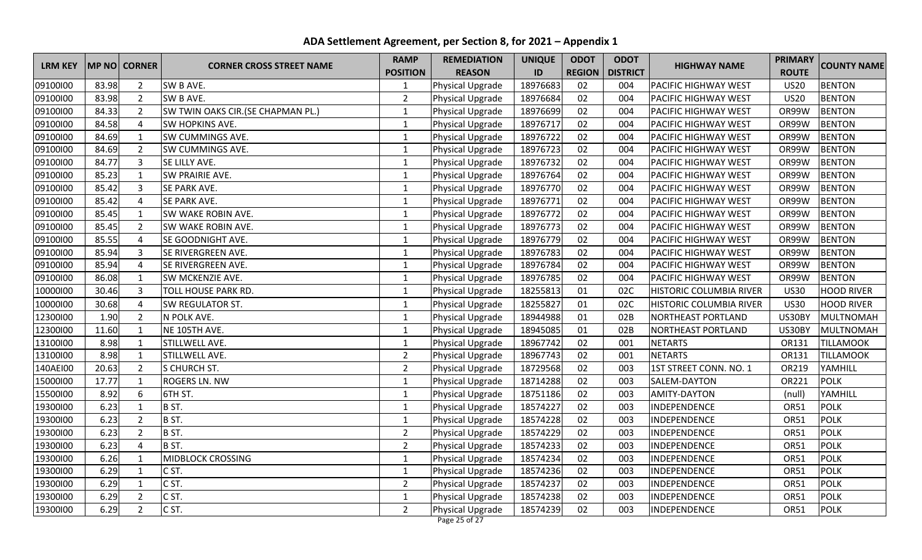# ADA Settlement Agreement, per Section 8, for 2021 – Appendix 1

| LRM KEY | MP NO | CORNER | CORNER CROSS STREET NAME | RAMP POSITION | REMEDIATION REASON | UNIQUE ID | ODOT REGION | ODOT DISTRICT | HIGHWAY NAME | PRIMARY ROUTE | COUNTY NAME |
|---|---|---|---|---|---|---|---|---|---|---|---|
| 09100I00 | 83.98 | 2 | SW B AVE. | 1 | Physical Upgrade | 18976683 | 02 | 004 | PACIFIC HIGHWAY WEST | US20 | BENTON |
| 09100I00 | 83.98 | 2 | SW B AVE. | 2 | Physical Upgrade | 18976684 | 02 | 004 | PACIFIC HIGHWAY WEST | US20 | BENTON |
| 09100I00 | 84.33 | 2 | SW TWIN OAKS CIR.(SE CHAPMAN PL.) | 1 | Physical Upgrade | 18976699 | 02 | 004 | PACIFIC HIGHWAY WEST | OR99W | BENTON |
| 09100I00 | 84.58 | 4 | SW HOPKINS AVE. | 1 | Physical Upgrade | 18976717 | 02 | 004 | PACIFIC HIGHWAY WEST | OR99W | BENTON |
| 09100I00 | 84.69 | 1 | SW CUMMINGS AVE. | 1 | Physical Upgrade | 18976722 | 02 | 004 | PACIFIC HIGHWAY WEST | OR99W | BENTON |
| 09100I00 | 84.69 | 2 | SW CUMMINGS AVE. | 1 | Physical Upgrade | 18976723 | 02 | 004 | PACIFIC HIGHWAY WEST | OR99W | BENTON |
| 09100I00 | 84.77 | 3 | SE LILLY AVE. | 1 | Physical Upgrade | 18976732 | 02 | 004 | PACIFIC HIGHWAY WEST | OR99W | BENTON |
| 09100I00 | 85.23 | 1 | SW PRAIRIE AVE. | 1 | Physical Upgrade | 18976764 | 02 | 004 | PACIFIC HIGHWAY WEST | OR99W | BENTON |
| 09100I00 | 85.42 | 3 | SE PARK AVE. | 1 | Physical Upgrade | 18976770 | 02 | 004 | PACIFIC HIGHWAY WEST | OR99W | BENTON |
| 09100I00 | 85.42 | 4 | SE PARK AVE. | 1 | Physical Upgrade | 18976771 | 02 | 004 | PACIFIC HIGHWAY WEST | OR99W | BENTON |
| 09100I00 | 85.45 | 1 | SW WAKE ROBIN AVE. | 1 | Physical Upgrade | 18976772 | 02 | 004 | PACIFIC HIGHWAY WEST | OR99W | BENTON |
| 09100I00 | 85.45 | 2 | SW WAKE ROBIN AVE. | 1 | Physical Upgrade | 18976773 | 02 | 004 | PACIFIC HIGHWAY WEST | OR99W | BENTON |
| 09100I00 | 85.55 | 4 | SE GOODNIGHT AVE. | 1 | Physical Upgrade | 18976779 | 02 | 004 | PACIFIC HIGHWAY WEST | OR99W | BENTON |
| 09100I00 | 85.94 | 3 | SE RIVERGREEN AVE. | 1 | Physical Upgrade | 18976783 | 02 | 004 | PACIFIC HIGHWAY WEST | OR99W | BENTON |
| 09100I00 | 85.94 | 4 | SE RIVERGREEN AVE. | 1 | Physical Upgrade | 18976784 | 02 | 004 | PACIFIC HIGHWAY WEST | OR99W | BENTON |
| 09100I00 | 86.08 | 1 | SW MCKENZIE AVE. | 1 | Physical Upgrade | 18976785 | 02 | 004 | PACIFIC HIGHWAY WEST | OR99W | BENTON |
| 10000I00 | 30.46 | 3 | TOLL HOUSE PARK RD. | 1 | Physical Upgrade | 18255813 | 01 | 02C | HISTORIC COLUMBIA RIVER | US30 | HOOD RIVER |
| 10000I00 | 30.68 | 4 | SW REGULATOR ST. | 1 | Physical Upgrade | 18255827 | 01 | 02C | HISTORIC COLUMBIA RIVER | US30 | HOOD RIVER |
| 12300I00 | 1.90 | 2 | N POLK AVE. | 1 | Physical Upgrade | 18944988 | 01 | 02B | NORTHEAST PORTLAND | US30BY | MULTNOMAH |
| 12300I00 | 11.60 | 1 | NE 105TH AVE. | 1 | Physical Upgrade | 18945085 | 01 | 02B | NORTHEAST PORTLAND | US30BY | MULTNOMAH |
| 13100I00 | 8.98 | 1 | STILLWELL AVE. | 1 | Physical Upgrade | 18967742 | 02 | 001 | NETARTS | OR131 | TILLAMOOK |
| 13100I00 | 8.98 | 1 | STILLWELL AVE. | 2 | Physical Upgrade | 18967743 | 02 | 001 | NETARTS | OR131 | TILLAMOOK |
| 140AEI00 | 20.63 | 2 | S CHURCH ST. | 2 | Physical Upgrade | 18729568 | 02 | 003 | 1ST STREET CONN. NO. 1 | OR219 | YAMHILL |
| 15000I00 | 17.77 | 1 | ROGERS LN. NW | 1 | Physical Upgrade | 18714288 | 02 | 003 | SALEM-DAYTON | OR221 | POLK |
| 15500I00 | 8.92 | 6 | 6TH ST. | 1 | Physical Upgrade | 18751186 | 02 | 003 | AMITY-DAYTON | (null) | YAMHILL |
| 19300I00 | 6.23 | 1 | B ST. | 1 | Physical Upgrade | 18574227 | 02 | 003 | INDEPENDENCE | OR51 | POLK |
| 19300I00 | 6.23 | 2 | B ST. | 1 | Physical Upgrade | 18574228 | 02 | 003 | INDEPENDENCE | OR51 | POLK |
| 19300I00 | 6.23 | 2 | B ST. | 2 | Physical Upgrade | 18574229 | 02 | 003 | INDEPENDENCE | OR51 | POLK |
| 19300I00 | 6.23 | 4 | B ST. | 2 | Physical Upgrade | 18574233 | 02 | 003 | INDEPENDENCE | OR51 | POLK |
| 19300I00 | 6.26 | 1 | MIDBLOCK CROSSING | 1 | Physical Upgrade | 18574234 | 02 | 003 | INDEPENDENCE | OR51 | POLK |
| 19300I00 | 6.29 | 1 | C ST. | 1 | Physical Upgrade | 18574236 | 02 | 003 | INDEPENDENCE | OR51 | POLK |
| 19300I00 | 6.29 | 1 | C ST. | 2 | Physical Upgrade | 18574237 | 02 | 003 | INDEPENDENCE | OR51 | POLK |
| 19300I00 | 6.29 | 2 | C ST. | 1 | Physical Upgrade | 18574238 | 02 | 003 | INDEPENDENCE | OR51 | POLK |
| 19300I00 | 6.29 | 2 | C ST. | 2 | Physical Upgrade | 18574239 | 02 | 003 | INDEPENDENCE | OR51 | POLK |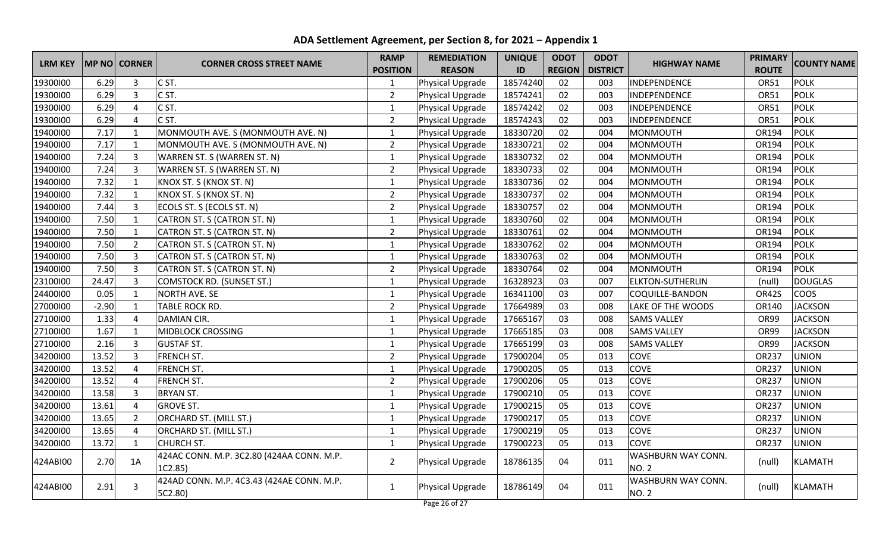# ADA Settlement Agreement, per Section 8, for 2021 – Appendix 1

| LRM KEY | MP NO | CORNER | CORNER CROSS STREET NAME | RAMP POSITION | REMEDIATION REASON | UNIQUE ID | ODOT REGION | ODOT DISTRICT | HIGHWAY NAME | PRIMARY ROUTE | COUNTY NAME |
|---|---|---|---|---|---|---|---|---|---|---|---|
| 19300I00 | 6.29 | 3 | C ST. | 1 | Physical Upgrade | 18574240 | 02 | 003 | INDEPENDENCE | OR51 | POLK |
| 19300I00 | 6.29 | 3 | C ST. | 2 | Physical Upgrade | 18574241 | 02 | 003 | INDEPENDENCE | OR51 | POLK |
| 19300I00 | 6.29 | 4 | C ST. | 1 | Physical Upgrade | 18574242 | 02 | 003 | INDEPENDENCE | OR51 | POLK |
| 19300I00 | 6.29 | 4 | C ST. | 2 | Physical Upgrade | 18574243 | 02 | 003 | INDEPENDENCE | OR51 | POLK |
| 19400I00 | 7.17 | 1 | MONMOUTH AVE. S (MONMOUTH AVE. N) | 1 | Physical Upgrade | 18330720 | 02 | 004 | MONMOUTH | OR194 | POLK |
| 19400I00 | 7.17 | 1 | MONMOUTH AVE. S (MONMOUTH AVE. N) | 2 | Physical Upgrade | 18330721 | 02 | 004 | MONMOUTH | OR194 | POLK |
| 19400I00 | 7.24 | 3 | WARREN ST. S (WARREN ST. N) | 1 | Physical Upgrade | 18330732 | 02 | 004 | MONMOUTH | OR194 | POLK |
| 19400I00 | 7.24 | 3 | WARREN ST. S (WARREN ST. N) | 2 | Physical Upgrade | 18330733 | 02 | 004 | MONMOUTH | OR194 | POLK |
| 19400I00 | 7.32 | 1 | KNOX ST. S (KNOX ST. N) | 1 | Physical Upgrade | 18330736 | 02 | 004 | MONMOUTH | OR194 | POLK |
| 19400I00 | 7.32 | 1 | KNOX ST. S (KNOX ST. N) | 2 | Physical Upgrade | 18330737 | 02 | 004 | MONMOUTH | OR194 | POLK |
| 19400I00 | 7.44 | 3 | ECOLS ST. S (ECOLS ST. N) | 2 | Physical Upgrade | 18330757 | 02 | 004 | MONMOUTH | OR194 | POLK |
| 19400I00 | 7.50 | 1 | CATRON ST. S (CATRON ST. N) | 1 | Physical Upgrade | 18330760 | 02 | 004 | MONMOUTH | OR194 | POLK |
| 19400I00 | 7.50 | 1 | CATRON ST. S (CATRON ST. N) | 2 | Physical Upgrade | 18330761 | 02 | 004 | MONMOUTH | OR194 | POLK |
| 19400I00 | 7.50 | 2 | CATRON ST. S (CATRON ST. N) | 1 | Physical Upgrade | 18330762 | 02 | 004 | MONMOUTH | OR194 | POLK |
| 19400I00 | 7.50 | 3 | CATRON ST. S (CATRON ST. N) | 1 | Physical Upgrade | 18330763 | 02 | 004 | MONMOUTH | OR194 | POLK |
| 19400I00 | 7.50 | 3 | CATRON ST. S (CATRON ST. N) | 2 | Physical Upgrade | 18330764 | 02 | 004 | MONMOUTH | OR194 | POLK |
| 23100I00 | 24.47 | 3 | COMSTOCK RD. (SUNSET ST.) | 1 | Physical Upgrade | 16328923 | 03 | 007 | ELKTON-SUTHERLIN | (null) | DOUGLAS |
| 24400I00 | 0.05 | 1 | NORTH AVE. SE | 1 | Physical Upgrade | 16341100 | 03 | 007 | COQUILLE-BANDON | OR42S | COOS |
| 27000I00 | -2.90 | 1 | TABLE ROCK RD. | 2 | Physical Upgrade | 17664989 | 03 | 008 | LAKE OF THE WOODS | OR140 | JACKSON |
| 27100I00 | 1.33 | 4 | DAMIAN CIR. | 1 | Physical Upgrade | 17665167 | 03 | 008 | SAMS VALLEY | OR99 | JACKSON |
| 27100I00 | 1.67 | 1 | MIDBLOCK CROSSING | 1 | Physical Upgrade | 17665185 | 03 | 008 | SAMS VALLEY | OR99 | JACKSON |
| 27100I00 | 2.16 | 3 | GUSTAF ST. | 1 | Physical Upgrade | 17665199 | 03 | 008 | SAMS VALLEY | OR99 | JACKSON |
| 34200I00 | 13.52 | 3 | FRENCH ST. | 2 | Physical Upgrade | 17900204 | 05 | 013 | COVE | OR237 | UNION |
| 34200I00 | 13.52 | 4 | FRENCH ST. | 1 | Physical Upgrade | 17900205 | 05 | 013 | COVE | OR237 | UNION |
| 34200I00 | 13.52 | 4 | FRENCH ST. | 2 | Physical Upgrade | 17900206 | 05 | 013 | COVE | OR237 | UNION |
| 34200I00 | 13.58 | 3 | BRYAN ST. | 1 | Physical Upgrade | 17900210 | 05 | 013 | COVE | OR237 | UNION |
| 34200I00 | 13.61 | 4 | GROVE ST. | 1 | Physical Upgrade | 17900215 | 05 | 013 | COVE | OR237 | UNION |
| 34200I00 | 13.65 | 2 | ORCHARD ST. (MILL ST.) | 1 | Physical Upgrade | 17900217 | 05 | 013 | COVE | OR237 | UNION |
| 34200I00 | 13.65 | 4 | ORCHARD ST. (MILL ST.) | 1 | Physical Upgrade | 17900219 | 05 | 013 | COVE | OR237 | UNION |
| 34200I00 | 13.72 | 1 | CHURCH ST. | 1 | Physical Upgrade | 17900223 | 05 | 013 | COVE | OR237 | UNION |
| 424ABI00 | 2.70 | 1A | 424AC CONN. M.P. 3C2.80 (424AA CONN. M.P. 1C2.85) | 2 | Physical Upgrade | 18786135 | 04 | 011 | WASHBURN WAY CONN. NO. 2 | (null) | KLAMATH |
| 424ABI00 | 2.91 | 3 | 424AD CONN. M.P. 4C3.43 (424AE CONN. M.P. 5C2.80) | 1 | Physical Upgrade | 18786149 | 04 | 011 | WASHBURN WAY CONN. NO. 2 | (null) | KLAMATH |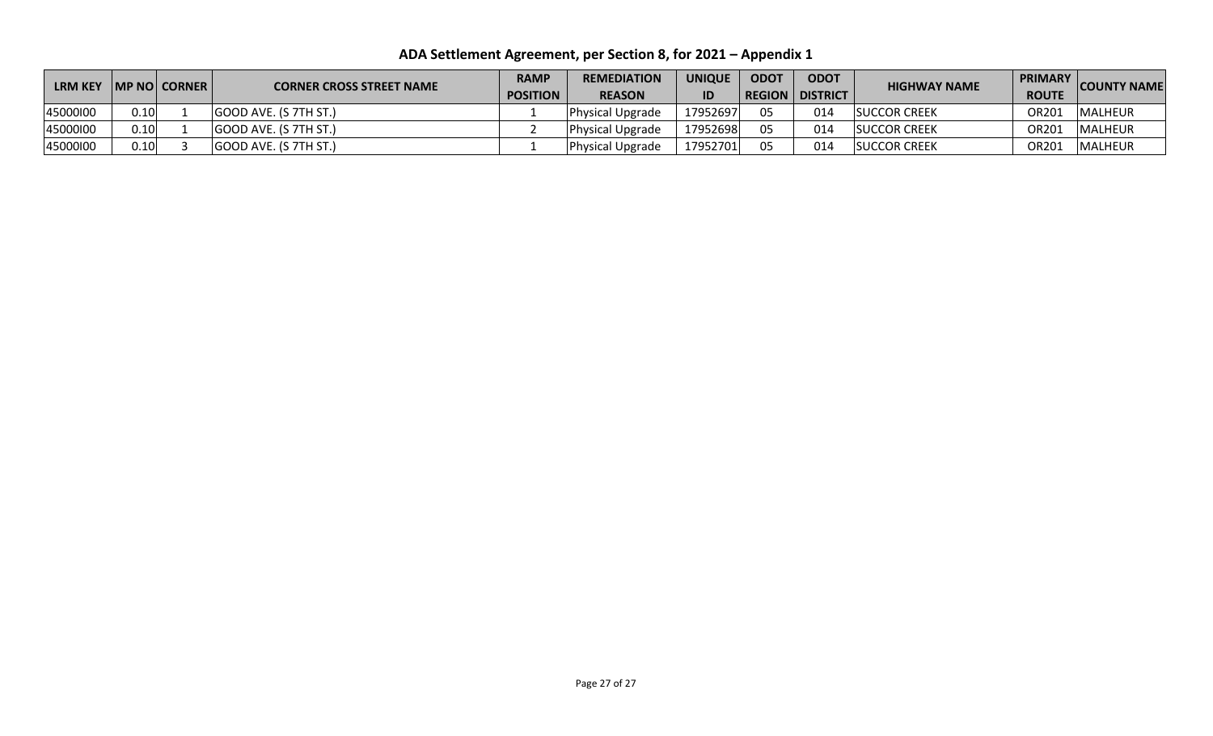**ADA Settlement Agreement, per Section 8, for 2021 – Appendix 1**

| LRM KEY | MP NO | CORNER | CORNER CROSS STREET NAME | RAMP POSITION | REMEDIATION REASON | UNIQUE ID | ODOT REGION | ODOT DISTRICT | HIGHWAY NAME | PRIMARY ROUTE | COUNTY NAME |
|---|---|---|---|---|---|---|---|---|---|---|---|
| 45000I00 | 0.10 | 1 | GOOD AVE. (S 7TH ST.) | 1 | Physical Upgrade | 17952697 | 05 | 014 | SUCCOR CREEK | OR201 | MALHEUR |
| 45000I00 | 0.10 | 1 | GOOD AVE. (S 7TH ST.) | 2 | Physical Upgrade | 17952698 | 05 | 014 | SUCCOR CREEK | OR201 | MALHEUR |
| 45000I00 | 0.10 | 3 | GOOD AVE. (S 7TH ST.) | 1 | Physical Upgrade | 17952701 | 05 | 014 | SUCCOR CREEK | OR201 | MALHEUR |